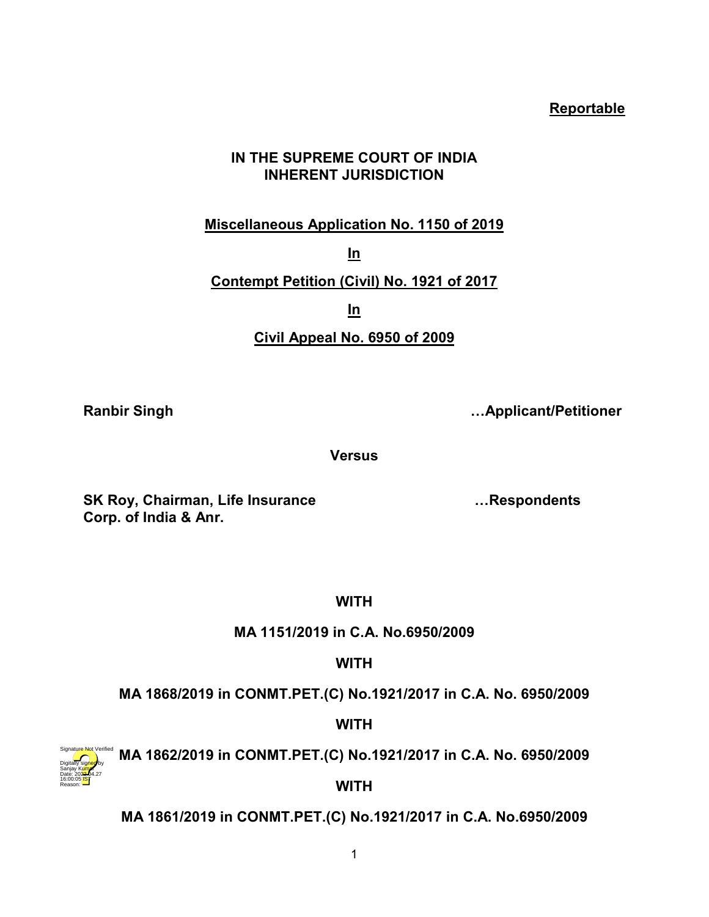**Reportable**

**IN THE SUPREME COURT OF INDIA**
**INHERENT JURISDICTION**

**Miscellaneous Application No. 1150 of 2019**

**In**

**Contempt Petition (Civil) No. 1921 of 2017**

**In**

**Civil Appeal No. 6950 of 2009**

**Ranbir Singh** **…Applicant/Petitioner**

**Versus**

**SK Roy, Chairman, Life Insurance Corp. of India & Anr.** **…Respondents**

**WITH**

**MA 1151/2019 in C.A. No.6950/2009**

**WITH**

**MA 1868/2019 in CONMT.PET.(C) No.1921/2017 in C.A. No. 6950/2009**

**WITH**

**MA 1862/2019 in CONMT.PET.(C) No.1921/2017 in C.A. No. 6950/2009**

**WITH**

**MA 1861/2019 in CONMT.PET.(C) No.1921/2017 in C.A. No.6950/2009**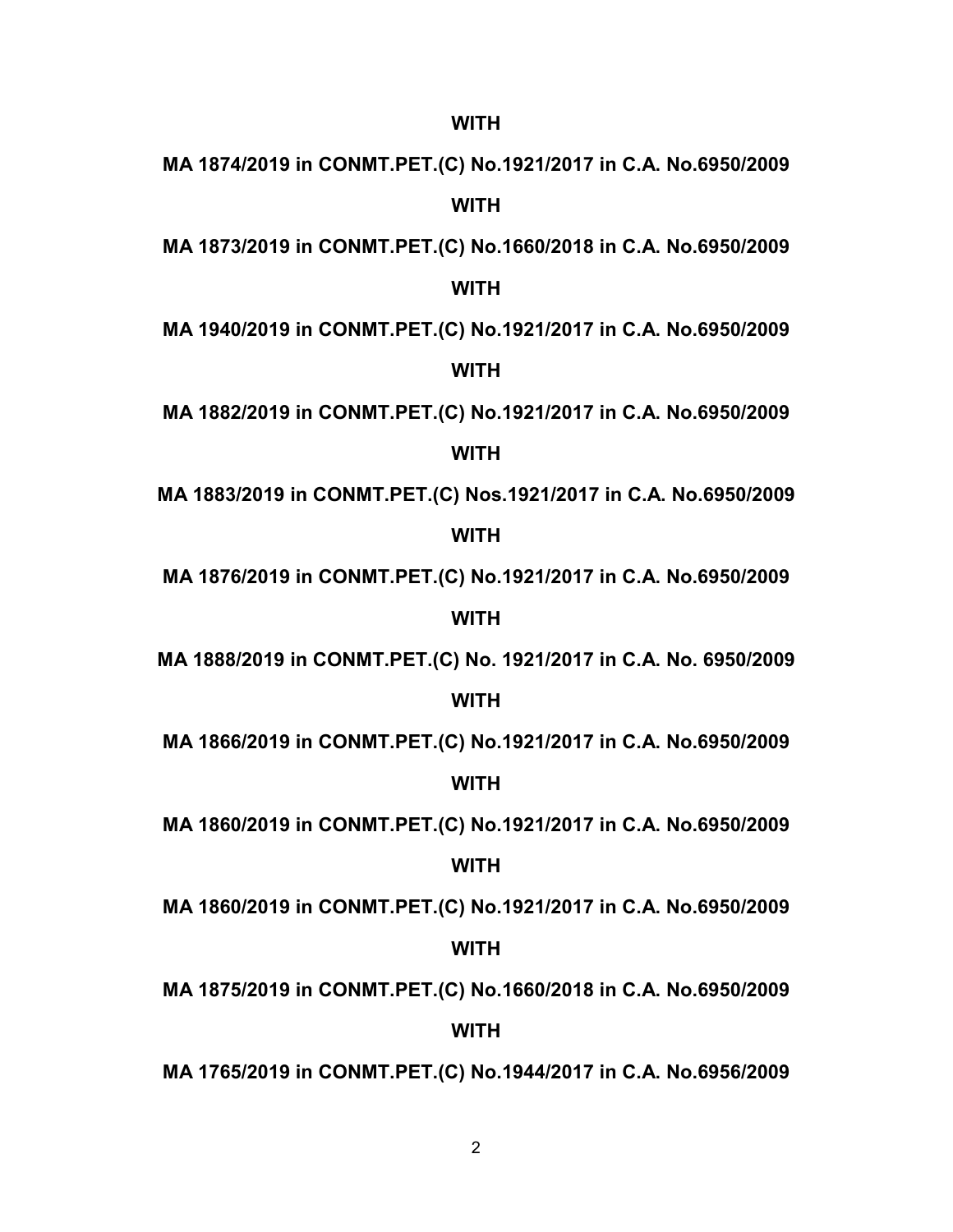**WITH**

**MA 1874/2019 in CONMT.PET.(C) No.1921/2017 in C.A. No.6950/2009**

**WITH**

**MA 1873/2019 in CONMT.PET.(C) No.1660/2018 in C.A. No.6950/2009**

**WITH**

**MA 1940/2019 in CONMT.PET.(C) No.1921/2017 in C.A. No.6950/2009**

**WITH**

**MA 1882/2019 in CONMT.PET.(C) No.1921/2017 in C.A. No.6950/2009**

**WITH**

**MA 1883/2019 in CONMT.PET.(C) Nos.1921/2017 in C.A. No.6950/2009**

**WITH**

**MA 1876/2019 in CONMT.PET.(C) No.1921/2017 in C.A. No.6950/2009**

**WITH**

**MA 1888/2019 in CONMT.PET.(C) No. 1921/2017 in C.A. No. 6950/2009**

**WITH**

**MA 1866/2019 in CONMT.PET.(C) No.1921/2017 in C.A. No.6950/2009**

**WITH**

**MA 1860/2019 in CONMT.PET.(C) No.1921/2017 in C.A. No.6950/2009**

**WITH**

**MA 1860/2019 in CONMT.PET.(C) No.1921/2017 in C.A. No.6950/2009**

**WITH**

**MA 1875/2019 in CONMT.PET.(C) No.1660/2018 in C.A. No.6950/2009**

**WITH**

**MA 1765/2019 in CONMT.PET.(C) No.1944/2017 in C.A. No.6956/2009**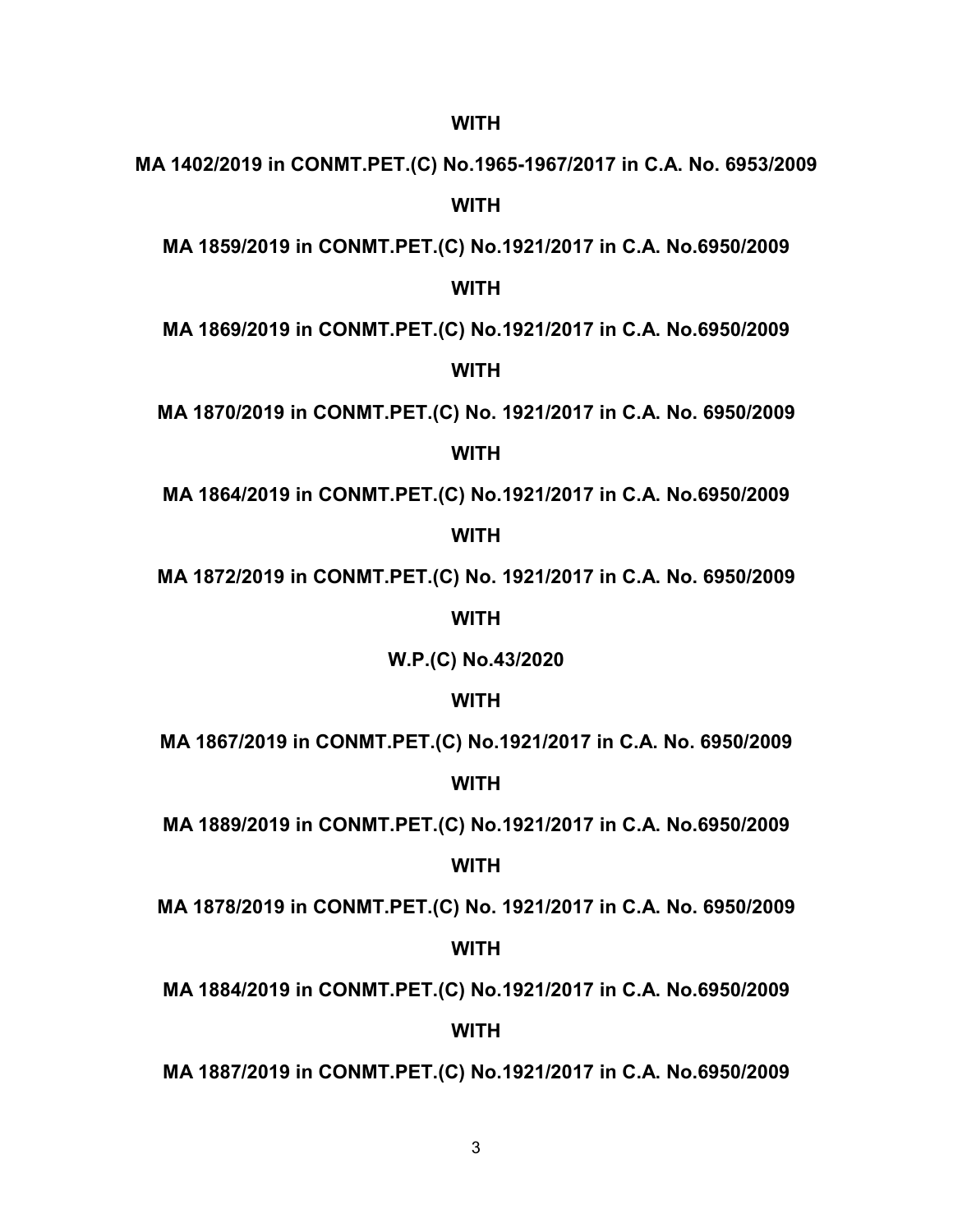**WITH**

**MA 1402/2019 in CONMT.PET.(C) No.1965-1967/2017 in C.A. No. 6953/2009**

**WITH**

**MA 1859/2019 in CONMT.PET.(C) No.1921/2017 in C.A. No.6950/2009**

**WITH**

**MA 1869/2019 in CONMT.PET.(C) No.1921/2017 in C.A. No.6950/2009**

**WITH**

**MA 1870/2019 in CONMT.PET.(C) No. 1921/2017 in C.A. No. 6950/2009**

**WITH**

**MA 1864/2019 in CONMT.PET.(C) No.1921/2017 in C.A. No.6950/2009**

**WITH**

**MA 1872/2019 in CONMT.PET.(C) No. 1921/2017 in C.A. No. 6950/2009**

**WITH**

**W.P.(C) No.43/2020**

**WITH**

**MA 1867/2019 in CONMT.PET.(C) No.1921/2017 in C.A. No. 6950/2009**

**WITH**

**MA 1889/2019 in CONMT.PET.(C) No.1921/2017 in C.A. No.6950/2009**

**WITH**

**MA 1878/2019 in CONMT.PET.(C) No. 1921/2017 in C.A. No. 6950/2009**

**WITH**

**MA 1884/2019 in CONMT.PET.(C) No.1921/2017 in C.A. No.6950/2009**

**WITH**

**MA 1887/2019 in CONMT.PET.(C) No.1921/2017 in C.A. No.6950/2009**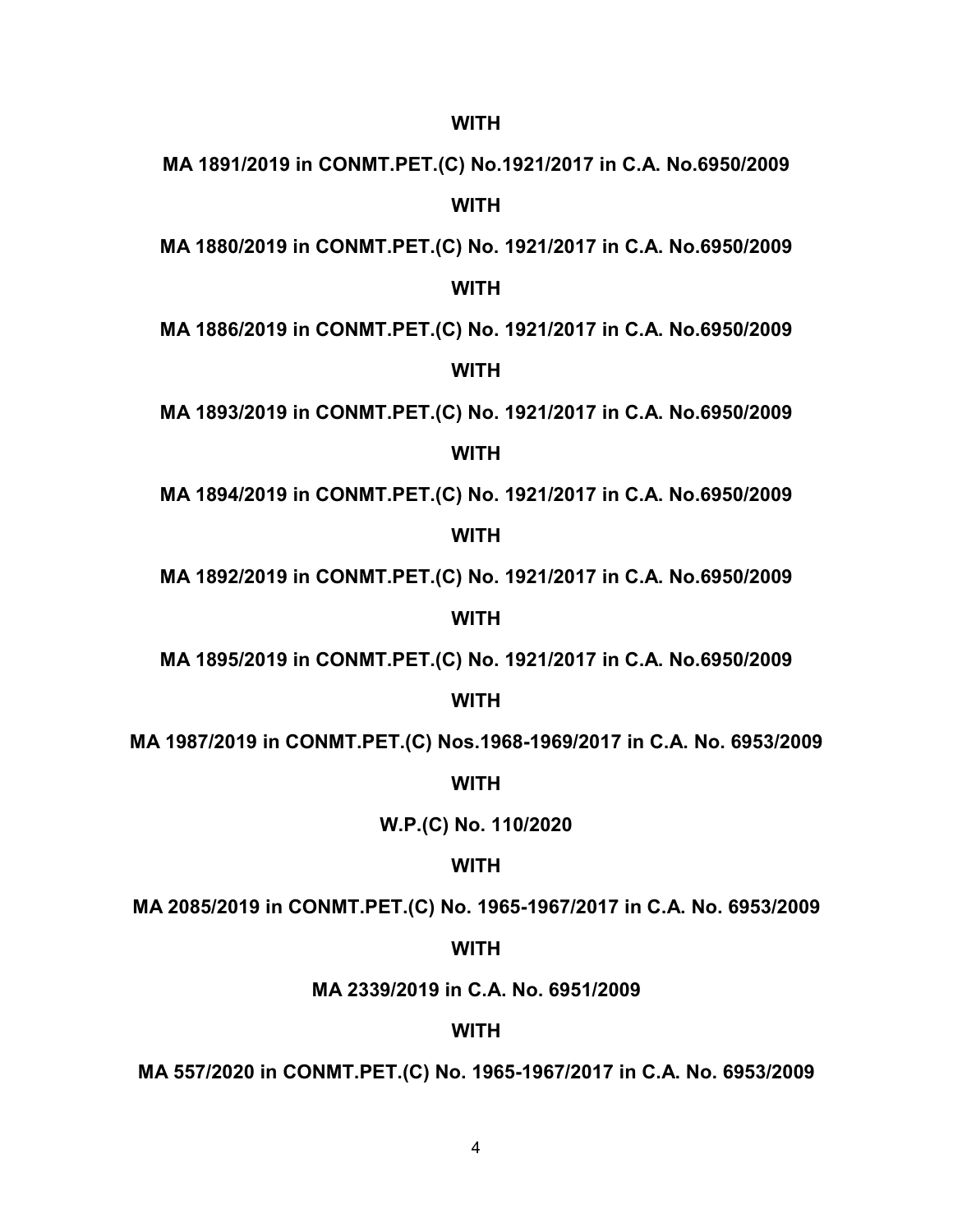**WITH**

**MA 1891/2019 in CONMT.PET.(C) No.1921/2017 in C.A. No.6950/2009**

**WITH**

**MA 1880/2019 in CONMT.PET.(C) No. 1921/2017 in C.A. No.6950/2009**

**WITH**

**MA 1886/2019 in CONMT.PET.(C) No. 1921/2017 in C.A. No.6950/2009**

**WITH**

**MA 1893/2019 in CONMT.PET.(C) No. 1921/2017 in C.A. No.6950/2009**

**WITH**

**MA 1894/2019 in CONMT.PET.(C) No. 1921/2017 in C.A. No.6950/2009**

**WITH**

**MA 1892/2019 in CONMT.PET.(C) No. 1921/2017 in C.A. No.6950/2009**

**WITH**

**MA 1895/2019 in CONMT.PET.(C) No. 1921/2017 in C.A. No.6950/2009**

**WITH**

**MA 1987/2019 in CONMT.PET.(C) Nos.1968-1969/2017 in C.A. No. 6953/2009**

**WITH**

**W.P.(C) No. 110/2020**

**WITH**

**MA 2085/2019 in CONMT.PET.(C) No. 1965-1967/2017 in C.A. No. 6953/2009**

**WITH**

**MA 2339/2019 in C.A. No. 6951/2009**

**WITH**

**MA 557/2020 in CONMT.PET.(C) No. 1965-1967/2017 in C.A. No. 6953/2009**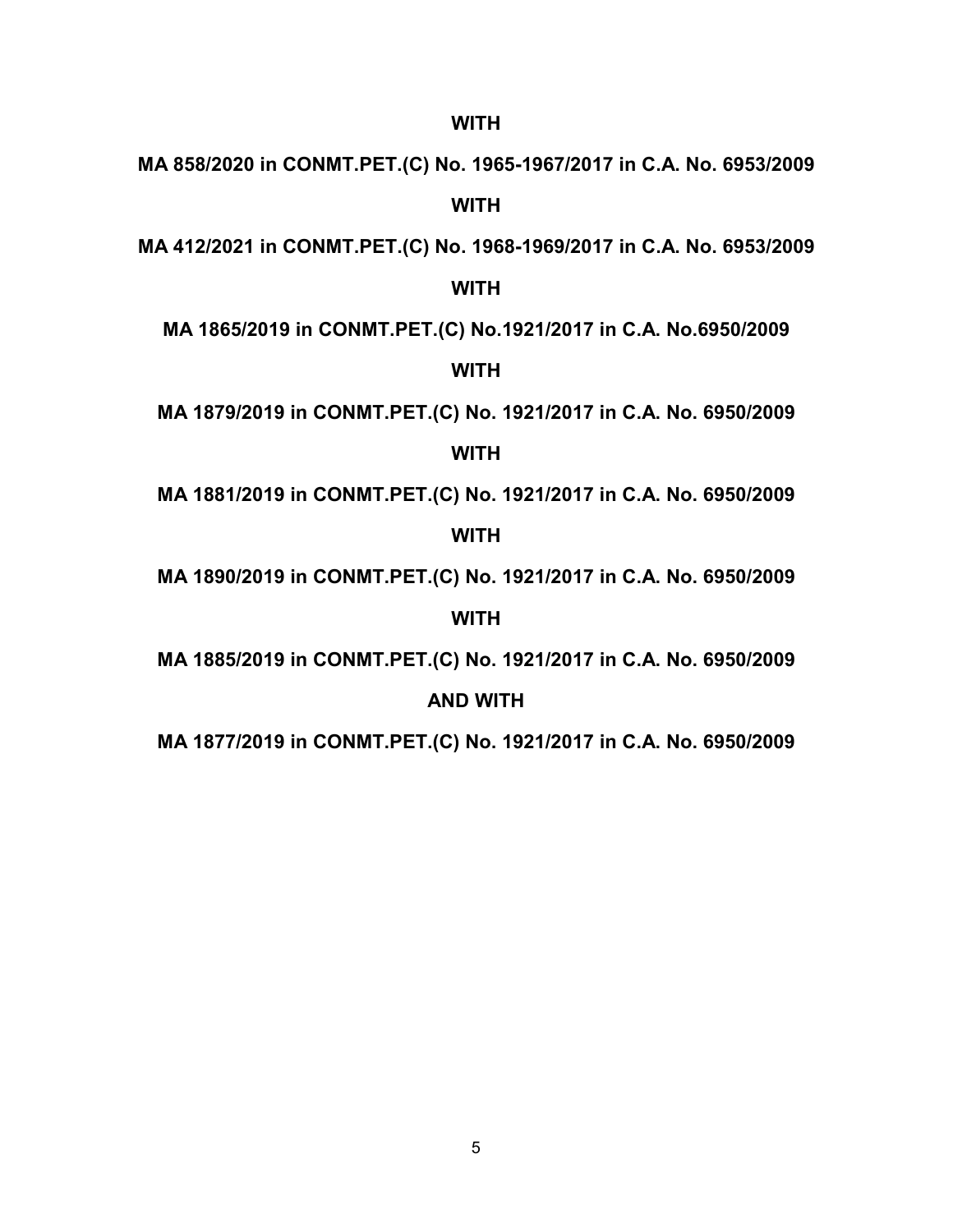**WITH**

**MA 858/2020 in CONMT.PET.(C) No. 1965-1967/2017 in C.A. No. 6953/2009**

**WITH**

**MA 412/2021 in CONMT.PET.(C) No. 1968-1969/2017 in C.A. No. 6953/2009**

**WITH**

**MA 1865/2019 in CONMT.PET.(C) No.1921/2017 in C.A. No.6950/2009**

**WITH**

**MA 1879/2019 in CONMT.PET.(C) No. 1921/2017 in C.A. No. 6950/2009**

**WITH**

**MA 1881/2019 in CONMT.PET.(C) No. 1921/2017 in C.A. No. 6950/2009**

**WITH**

**MA 1890/2019 in CONMT.PET.(C) No. 1921/2017 in C.A. No. 6950/2009**

**WITH**

**MA 1885/2019 in CONMT.PET.(C) No. 1921/2017 in C.A. No. 6950/2009**

**AND WITH**

**MA 1877/2019 in CONMT.PET.(C) No. 1921/2017 in C.A. No. 6950/2009**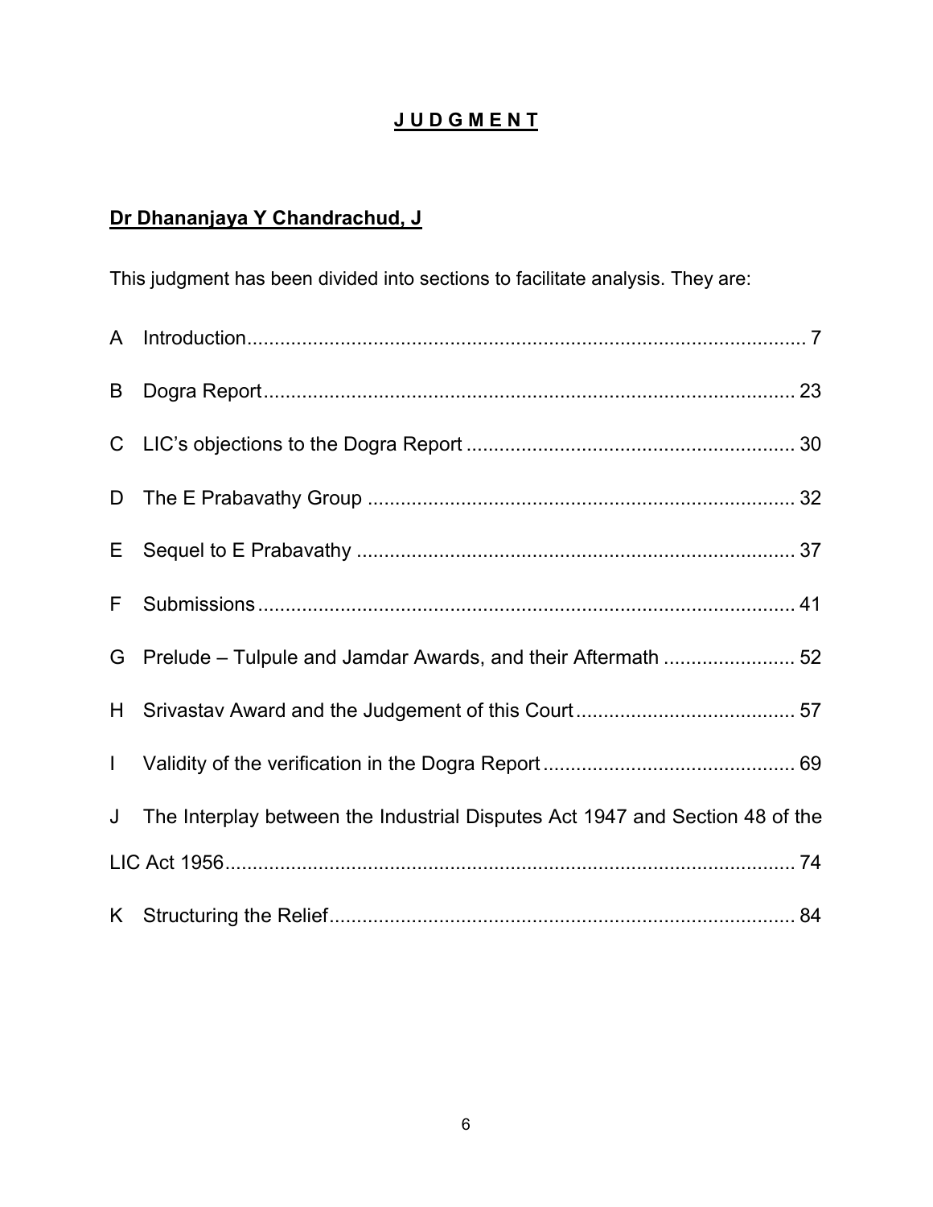# **JUDGMENT**

**Dr Dhananjaya Y Chandrachud, J**

This judgment has been divided into sections to facilitate analysis. They are:

| | | |
|---|---|---|
| A | Introduction | 7 |
| B | Dogra Report | 23 |
| C | LIC's objections to the Dogra Report | 30 |
| D | The E Prabavathy Group | 32 |
| E | Sequel to E Prabavathy | 37 |
| F | Submissions | 41 |
| G | Prelude – Tulpule and Jamdar Awards, and their Aftermath | 52 |
| H | Srivastav Award and the Judgement of this Court | 57 |
| I | Validity of the verification in the Dogra Report | 69 |
| J | The Interplay between the Industrial Disputes Act 1947 and Section 48 of the LIC Act 1956 | 74 |
| K | Structuring the Relief | 84 |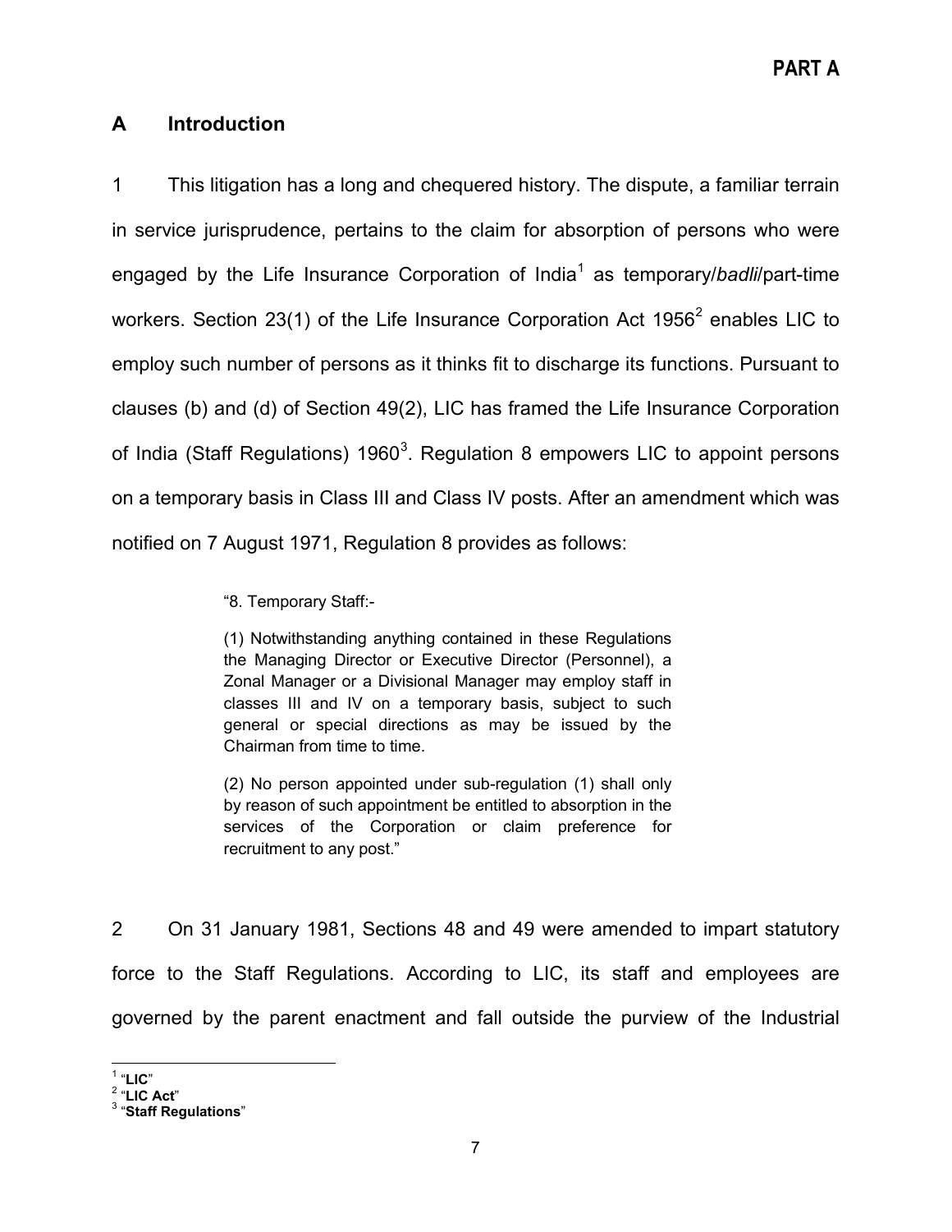## A Introduction

1 This litigation has a long and chequered history. The dispute, a familiar terrain in service jurisprudence, pertains to the claim for absorption of persons who were engaged by the Life Insurance Corporation of India[1] as temporary/*badli*/part-time workers. Section 23(1) of the Life Insurance Corporation Act 1956[2] enables LIC to employ such number of persons as it thinks fit to discharge its functions. Pursuant to clauses (b) and (d) of Section 49(2), LIC has framed the Life Insurance Corporation of India (Staff Regulations) 1960[3]. Regulation 8 empowers LIC to appoint persons on a temporary basis in Class III and Class IV posts. After an amendment which was notified on 7 August 1971, Regulation 8 provides as follows:

> "8. Temporary Staff:-
>
> (1) Notwithstanding anything contained in these Regulations the Managing Director or Executive Director (Personnel), a Zonal Manager or a Divisional Manager may employ staff in classes III and IV on a temporary basis, subject to such general or special directions as may be issued by the Chairman from time to time.
>
> (2) No person appointed under sub-regulation (1) shall only by reason of such appointment be entitled to absorption in the services of the Corporation or claim preference for recruitment to any post."

2 On 31 January 1981, Sections 48 and 49 were amended to impart statutory force to the Staff Regulations. According to LIC, its staff and employees are governed by the parent enactment and fall outside the purview of the Industrial

---

[1] "**LIC**"
[2] "**LIC Act**"
[3] "**Staff Regulations**"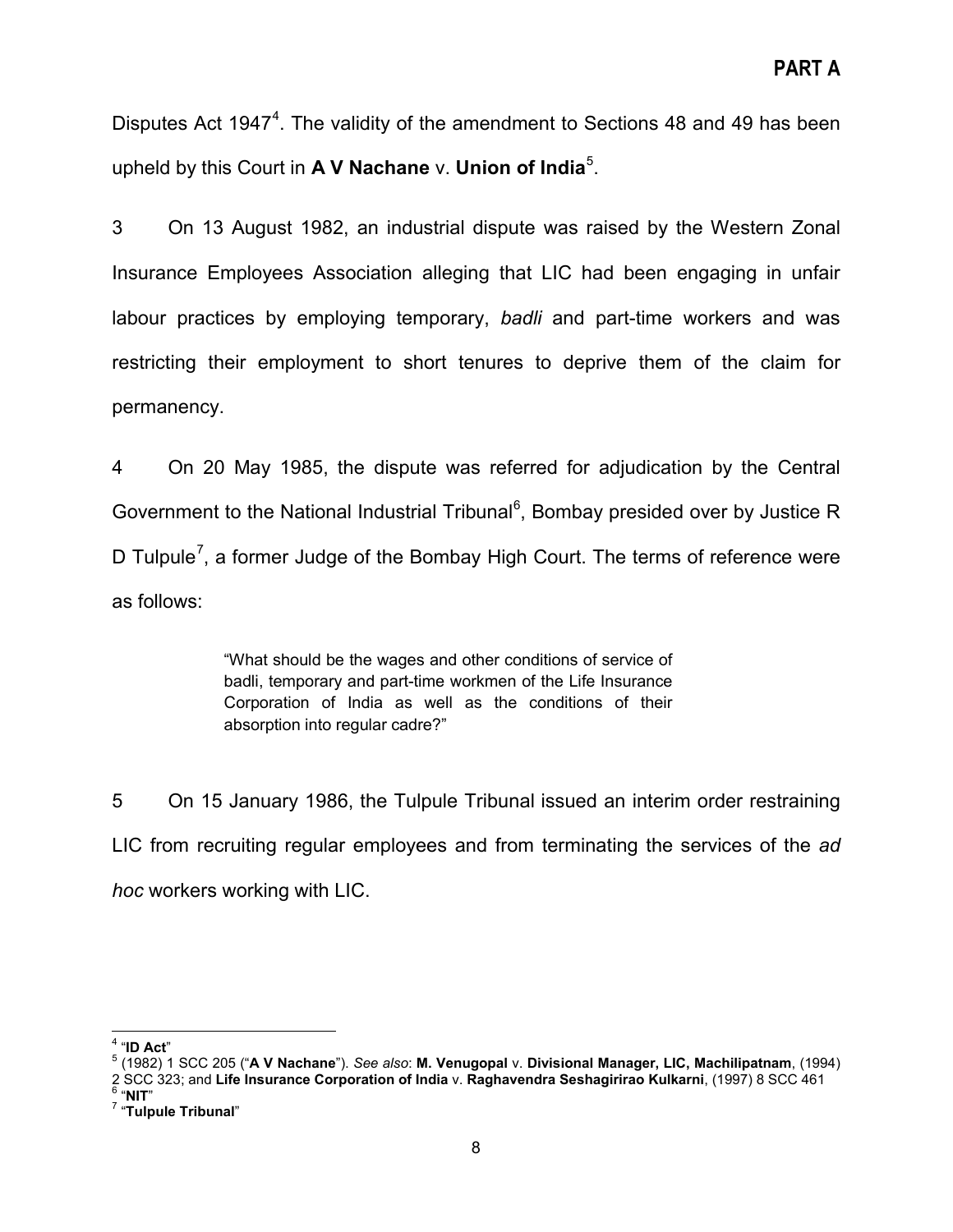Disputes Act 1947[4]. The validity of the amendment to Sections 48 and 49 has been upheld by this Court in **A V Nachane** v. **Union of India**[5].

3 On 13 August 1982, an industrial dispute was raised by the Western Zonal Insurance Employees Association alleging that LIC had been engaging in unfair labour practices by employing temporary, *badli* and part-time workers and was restricting their employment to short tenures to deprive them of the claim for permanency.

4 On 20 May 1985, the dispute was referred for adjudication by the Central Government to the National Industrial Tribunal[6], Bombay presided over by Justice R D Tulpule[7], a former Judge of the Bombay High Court. The terms of reference were as follows:

> "What should be the wages and other conditions of service of badli, temporary and part-time workmen of the Life Insurance Corporation of India as well as the conditions of their absorption into regular cadre?"

5 On 15 January 1986, the Tulpule Tribunal issued an interim order restraining LIC from recruiting regular employees and from terminating the services of the *ad hoc* workers working with LIC.

---

[4] "**ID Act**"

[5] (1982) 1 SCC 205 ("**A V Nachane**"). *See also*: **M. Venugopal** v. **Divisional Manager, LIC, Machilipatnam**, (1994) 2 SCC 323; and **Life Insurance Corporation of India** v. **Raghavendra Seshagirirao Kulkarni**, (1997) 8 SCC 461

[6] "**NIT**"

[7] "**Tulpule Tribunal**"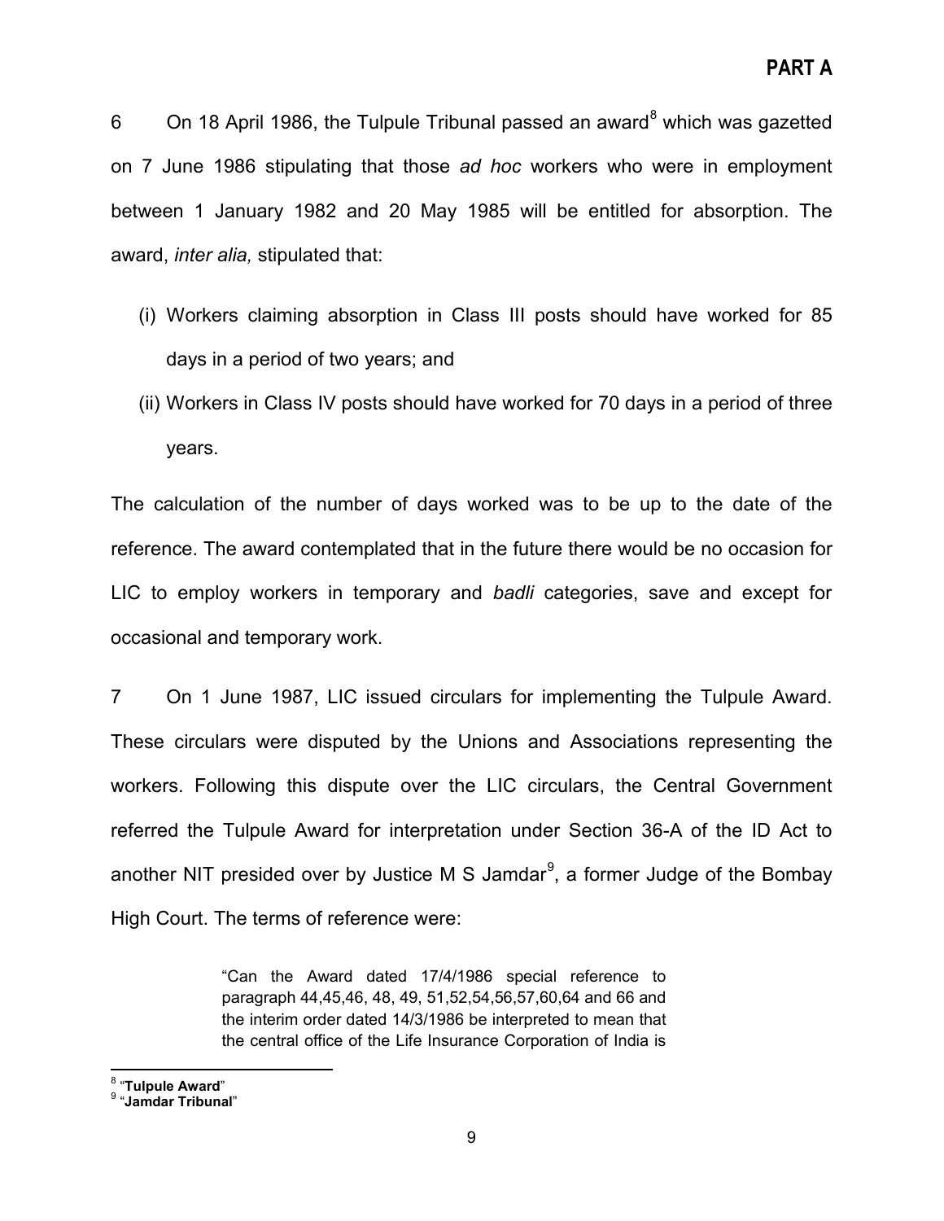6 On 18 April 1986, the Tulpule Tribunal passed an award[8] which was gazetted on 7 June 1986 stipulating that those *ad hoc* workers who were in employment between 1 January 1982 and 20 May 1985 will be entitled for absorption. The award, *inter alia,* stipulated that:

(i) Workers claiming absorption in Class III posts should have worked for 85 days in a period of two years; and

(ii) Workers in Class IV posts should have worked for 70 days in a period of three years.

The calculation of the number of days worked was to be up to the date of the reference. The award contemplated that in the future there would be no occasion for LIC to employ workers in temporary and *badli* categories, save and except for occasional and temporary work.

7 On 1 June 1987, LIC issued circulars for implementing the Tulpule Award. These circulars were disputed by the Unions and Associations representing the workers. Following this dispute over the LIC circulars, the Central Government referred the Tulpule Award for interpretation under Section 36-A of the ID Act to another NIT presided over by Justice M S Jamdar[9], a former Judge of the Bombay High Court. The terms of reference were:

> "Can the Award dated 17/4/1986 special reference to paragraph 44,45,46, 48, 49, 51,52,54,56,57,60,64 and 66 and the interim order dated 14/3/1986 be interpreted to mean that the central office of the Life Insurance Corporation of India is

---

[8] "**Tulpule Award**"

[9] "**Jamdar Tribunal**"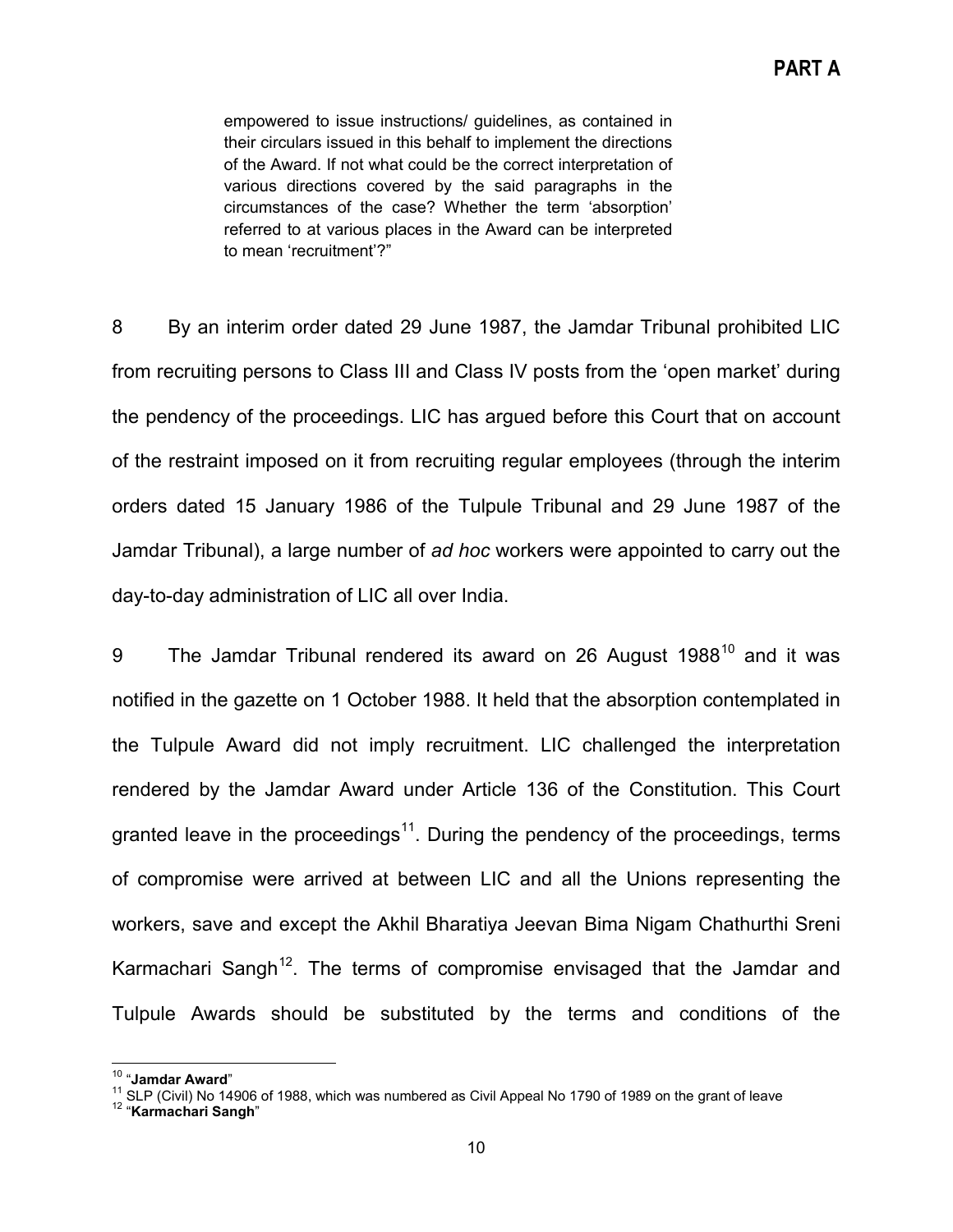> empowered to issue instructions/ guidelines, as contained in their circulars issued in this behalf to implement the directions of the Award. If not what could be the correct interpretation of various directions covered by the said paragraphs in the circumstances of the case? Whether the term 'absorption' referred to at various places in the Award can be interpreted to mean 'recruitment'?"

8 By an interim order dated 29 June 1987, the Jamdar Tribunal prohibited LIC from recruiting persons to Class III and Class IV posts from the 'open market' during the pendency of the proceedings. LIC has argued before this Court that on account of the restraint imposed on it from recruiting regular employees (through the interim orders dated 15 January 1986 of the Tulpule Tribunal and 29 June 1987 of the Jamdar Tribunal), a large number of *ad hoc* workers were appointed to carry out the day-to-day administration of LIC all over India.

9 The Jamdar Tribunal rendered its award on 26 August 1988[10] and it was notified in the gazette on 1 October 1988. It held that the absorption contemplated in the Tulpule Award did not imply recruitment. LIC challenged the interpretation rendered by the Jamdar Award under Article 136 of the Constitution. This Court granted leave in the proceedings[11]. During the pendency of the proceedings, terms of compromise were arrived at between LIC and all the Unions representing the workers, save and except the Akhil Bharatiya Jeevan Bima Nigam Chathurthi Sreni Karmachari Sangh[12]. The terms of compromise envisaged that the Jamdar and Tulpule Awards should be substituted by the terms and conditions of the

---

[10] "**Jamdar Award**"

[11] SLP (Civil) No 14906 of 1988, which was numbered as Civil Appeal No 1790 of 1989 on the grant of leave

[12] "**Karmachari Sangh**"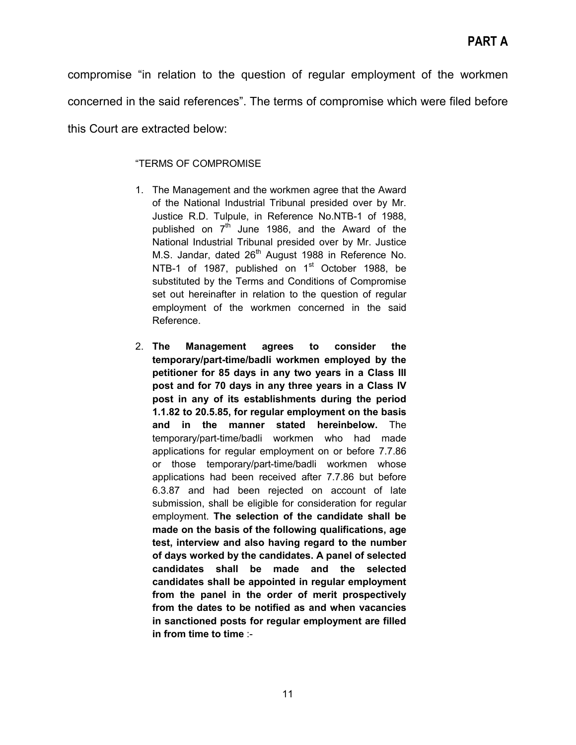compromise "in relation to the question of regular employment of the workmen concerned in the said references". The terms of compromise which were filed before this Court are extracted below:

> "TERMS OF COMPROMISE
>
> 1. The Management and the workmen agree that the Award of the National Industrial Tribunal presided over by Mr. Justice R.D. Tulpule, in Reference No.NTB-1 of 1988, published on 7th June 1986, and the Award of the National Industrial Tribunal presided over by Mr. Justice M.S. Jandar, dated 26th August 1988 in Reference No. NTB-1 of 1987, published on 1st October 1988, be substituted by the Terms and Conditions of Compromise set out hereinafter in relation to the question of regular employment of the workmen concerned in the said Reference.
>
> 2. **The Management agrees to consider the temporary/part-time/badli workmen employed by the petitioner for 85 days in any two years in a Class III post and for 70 days in any three years in a Class IV post in any of its establishments during the period 1.1.82 to 20.5.85, for regular employment on the basis and in the manner stated hereinbelow.** The temporary/part-time/badli workmen who had made applications for regular employment on or before 7.7.86 or those temporary/part-time/badli workmen whose applications had been received after 7.7.86 but before 6.3.87 and had been rejected on account of late submission, shall be eligible for consideration for regular employment. **The selection of the candidate shall be made on the basis of the following qualifications, age test, interview and also having regard to the number of days worked by the candidates. A panel of selected candidates shall be made and the selected candidates shall be appointed in regular employment from the panel in the order of merit prospectively from the dates to be notified as and when vacancies in sanctioned posts for regular employment are filled in from time to time** :-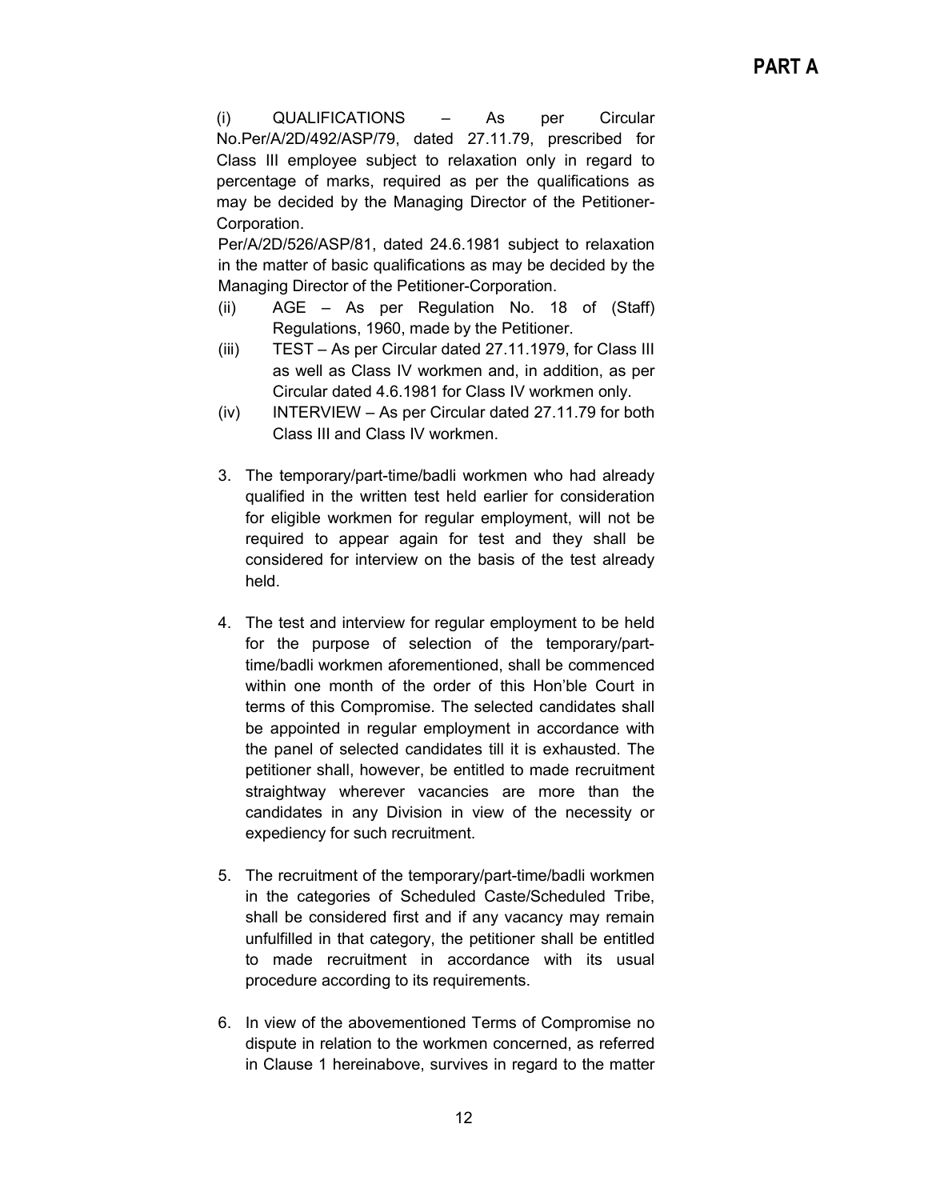**PART A**

(i) QUALIFICATIONS – As per Circular No.Per/A/2D/492/ASP/79, dated 27.11.79, prescribed for Class III employee subject to relaxation only in regard to percentage of marks, required as per the qualifications as may be decided by the Managing Director of the Petitioner-Corporation.

Per/A/2D/526/ASP/81, dated 24.6.1981 subject to relaxation in the matter of basic qualifications as may be decided by the Managing Director of the Petitioner-Corporation.

(ii) AGE – As per Regulation No. 18 of (Staff) Regulations, 1960, made by the Petitioner.

(iii) TEST – As per Circular dated 27.11.1979, for Class III as well as Class IV workmen and, in addition, as per Circular dated 4.6.1981 for Class IV workmen only.

(iv) INTERVIEW – As per Circular dated 27.11.79 for both Class III and Class IV workmen.

3. The temporary/part-time/badli workmen who had already qualified in the written test held earlier for consideration for eligible workmen for regular employment, will not be required to appear again for test and they shall be considered for interview on the basis of the test already held.

4. The test and interview for regular employment to be held for the purpose of selection of the temporary/part-time/badli workmen aforementioned, shall be commenced within one month of the order of this Hon'ble Court in terms of this Compromise. The selected candidates shall be appointed in regular employment in accordance with the panel of selected candidates till it is exhausted. The petitioner shall, however, be entitled to made recruitment straightway wherever vacancies are more than the candidates in any Division in view of the necessity or expediency for such recruitment.

5. The recruitment of the temporary/part-time/badli workmen in the categories of Scheduled Caste/Scheduled Tribe, shall be considered first and if any vacancy may remain unfulfilled in that category, the petitioner shall be entitled to made recruitment in accordance with its usual procedure according to its requirements.

6. In view of the abovementioned Terms of Compromise no dispute in relation to the workmen concerned, as referred in Clause 1 hereinabove, survives in regard to the matter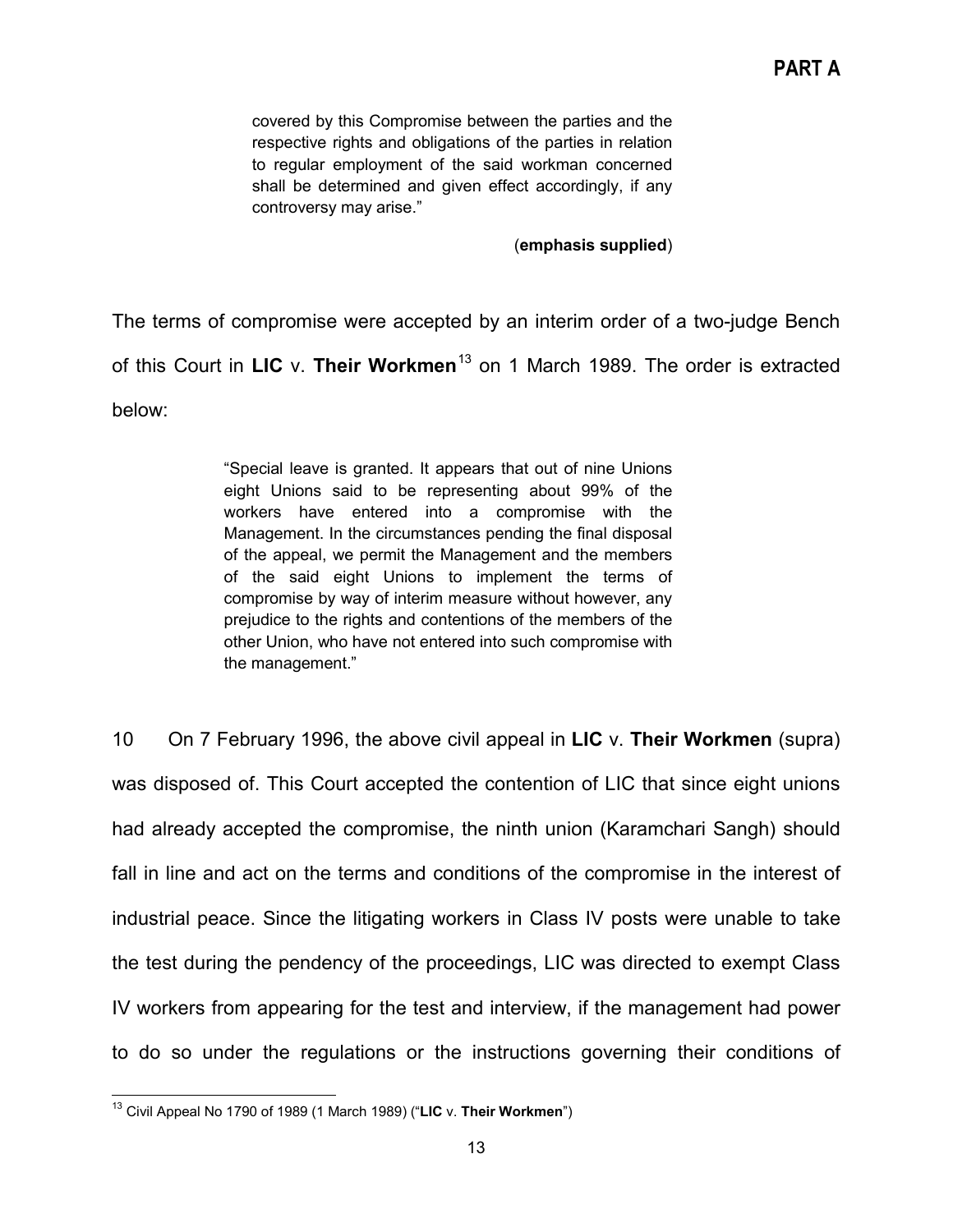> covered by this Compromise between the parties and the respective rights and obligations of the parties in relation to regular employment of the said workman concerned shall be determined and given effect accordingly, if any controversy may arise."
>
> (**emphasis supplied**)

The terms of compromise were accepted by an interim order of a two-judge Bench of this Court in **LIC** v. **Their Workmen**[13] on 1 March 1989. The order is extracted below:

> "Special leave is granted. It appears that out of nine Unions eight Unions said to be representing about 99% of the workers have entered into a compromise with the Management. In the circumstances pending the final disposal of the appeal, we permit the Management and the members of the said eight Unions to implement the terms of compromise by way of interim measure without however, any prejudice to the rights and contentions of the members of the other Union, who have not entered into such compromise with the management."

10 On 7 February 1996, the above civil appeal in **LIC** v. **Their Workmen** (supra) was disposed of. This Court accepted the contention of LIC that since eight unions had already accepted the compromise, the ninth union (Karamchari Sangh) should fall in line and act on the terms and conditions of the compromise in the interest of industrial peace. Since the litigating workers in Class IV posts were unable to take the test during the pendency of the proceedings, LIC was directed to exempt Class IV workers from appearing for the test and interview, if the management had power to do so under the regulations or the instructions governing their conditions of

---

[13] Civil Appeal No 1790 of 1989 (1 March 1989) ("**LIC** v. **Their Workmen**")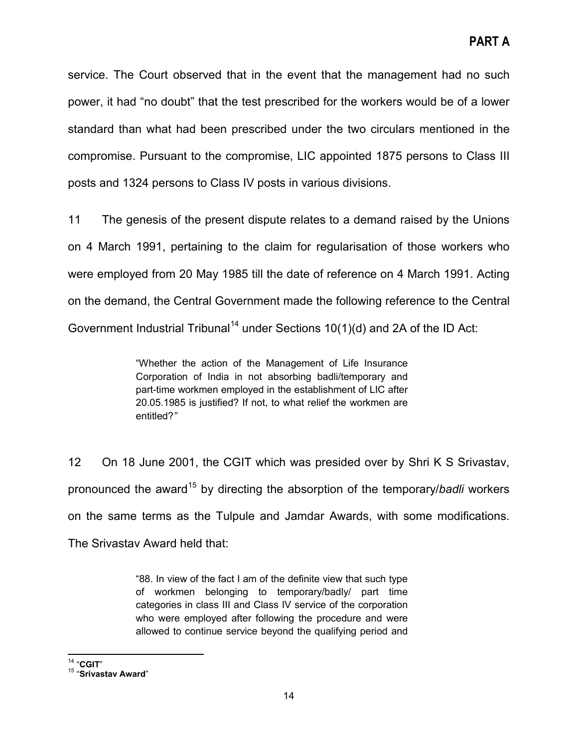service. The Court observed that in the event that the management had no such power, it had "no doubt" that the test prescribed for the workers would be of a lower standard than what had been prescribed under the two circulars mentioned in the compromise. Pursuant to the compromise, LIC appointed 1875 persons to Class III posts and 1324 persons to Class IV posts in various divisions.

11 The genesis of the present dispute relates to a demand raised by the Unions on 4 March 1991, pertaining to the claim for regularisation of those workers who were employed from 20 May 1985 till the date of reference on 4 March 1991. Acting on the demand, the Central Government made the following reference to the Central Government Industrial Tribunal[14] under Sections 10(1)(d) and 2A of the ID Act:

> "Whether the action of the Management of Life Insurance Corporation of India in not absorbing badli/temporary and part-time workmen employed in the establishment of LIC after 20.05.1985 is justified? If not, to what relief the workmen are entitled?"

12 On 18 June 2001, the CGIT which was presided over by Shri K S Srivastav, pronounced the award[15] by directing the absorption of the temporary/*badli* workers on the same terms as the Tulpule and Jamdar Awards, with some modifications. The Srivastav Award held that:

> "88. In view of the fact I am of the definite view that such type of workmen belonging to temporary/badly/ part time categories in class III and Class IV service of the corporation who were employed after following the procedure and were allowed to continue service beyond the qualifying period and

[14] "**CGIT**"

[15] "**Srivastav Award**"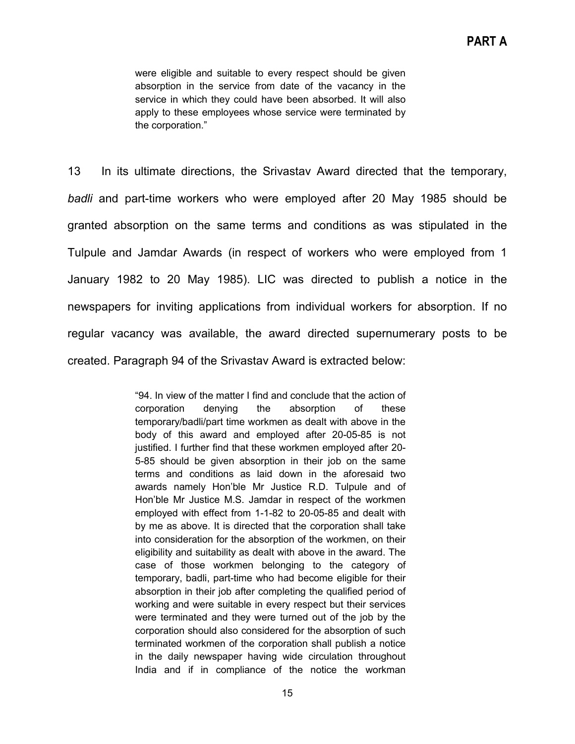> were eligible and suitable to every respect should be given absorption in the service from date of the vacancy in the service in which they could have been absorbed. It will also apply to these employees whose service were terminated by the corporation."

13 In its ultimate directions, the Srivastav Award directed that the temporary, *badli* and part-time workers who were employed after 20 May 1985 should be granted absorption on the same terms and conditions as was stipulated in the Tulpule and Jamdar Awards (in respect of workers who were employed from 1 January 1982 to 20 May 1985). LIC was directed to publish a notice in the newspapers for inviting applications from individual workers for absorption. If no regular vacancy was available, the award directed supernumerary posts to be created. Paragraph 94 of the Srivastav Award is extracted below:

> "94. In view of the matter I find and conclude that the action of corporation denying the absorption of these temporary/badli/part time workmen as dealt with above in the body of this award and employed after 20-05-85 is not justified. I further find that these workmen employed after 20-5-85 should be given absorption in their job on the same terms and conditions as laid down in the aforesaid two awards namely Hon'ble Mr Justice R.D. Tulpule and of Hon'ble Mr Justice M.S. Jamdar in respect of the workmen employed with effect from 1-1-82 to 20-05-85 and dealt with by me as above. It is directed that the corporation shall take into consideration for the absorption of the workmen, on their eligibility and suitability as dealt with above in the award. The case of those workmen belonging to the category of temporary, badli, part-time who had become eligible for their absorption in their job after completing the qualified period of working and were suitable in every respect but their services were terminated and they were turned out of the job by the corporation should also considered for the absorption of such terminated workmen of the corporation shall publish a notice in the daily newspaper having wide circulation throughout India and if in compliance of the notice the workman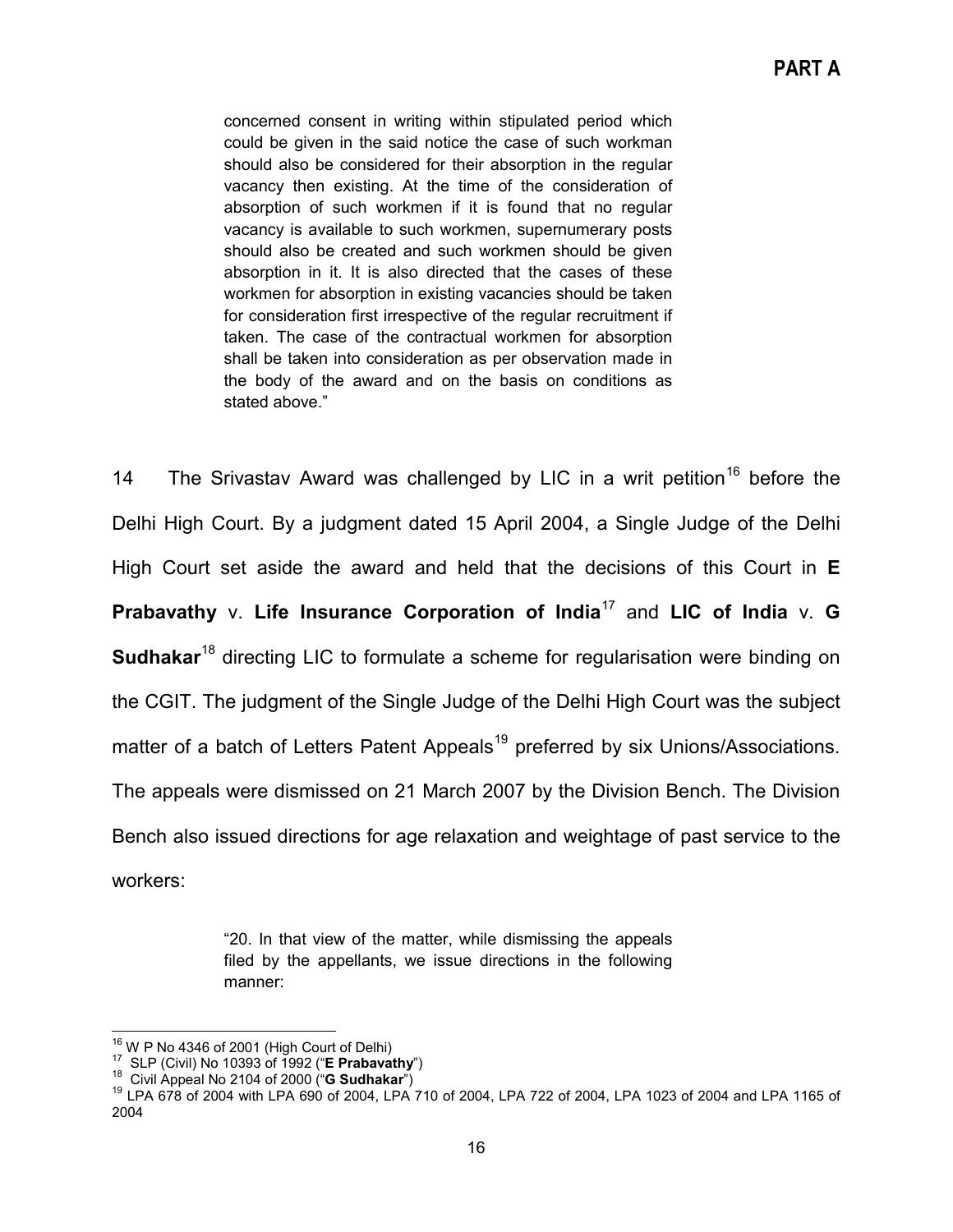> concerned consent in writing within stipulated period which could be given in the said notice the case of such workman should also be considered for their absorption in the regular vacancy then existing. At the time of the consideration of absorption of such workmen if it is found that no regular vacancy is available to such workmen, supernumerary posts should also be created and such workmen should be given absorption in it. It is also directed that the cases of these workmen for absorption in existing vacancies should be taken for consideration first irrespective of the regular recruitment if taken. The case of the contractual workmen for absorption shall be taken into consideration as per observation made in the body of the award and on the basis on conditions as stated above."

14 The Srivastav Award was challenged by LIC in a writ petition[16] before the Delhi High Court. By a judgment dated 15 April 2004, a Single Judge of the Delhi High Court set aside the award and held that the decisions of this Court in **E Prabavathy** v. **Life Insurance Corporation of India**[17] and **LIC of India** v. **G Sudhakar**[18] directing LIC to formulate a scheme for regularisation were binding on the CGIT. The judgment of the Single Judge of the Delhi High Court was the subject matter of a batch of Letters Patent Appeals[19] preferred by six Unions/Associations. The appeals were dismissed on 21 March 2007 by the Division Bench. The Division Bench also issued directions for age relaxation and weightage of past service to the workers:

> "20. In that view of the matter, while dismissing the appeals filed by the appellants, we issue directions in the following manner:

---

[16] W P No 4346 of 2001 (High Court of Delhi)

[17] SLP (Civil) No 10393 of 1992 ("**E Prabavathy**")

[18] Civil Appeal No 2104 of 2000 ("**G Sudhakar**")

[19] LPA 678 of 2004 with LPA 690 of 2004, LPA 710 of 2004, LPA 722 of 2004, LPA 1023 of 2004 and LPA 1165 of 2004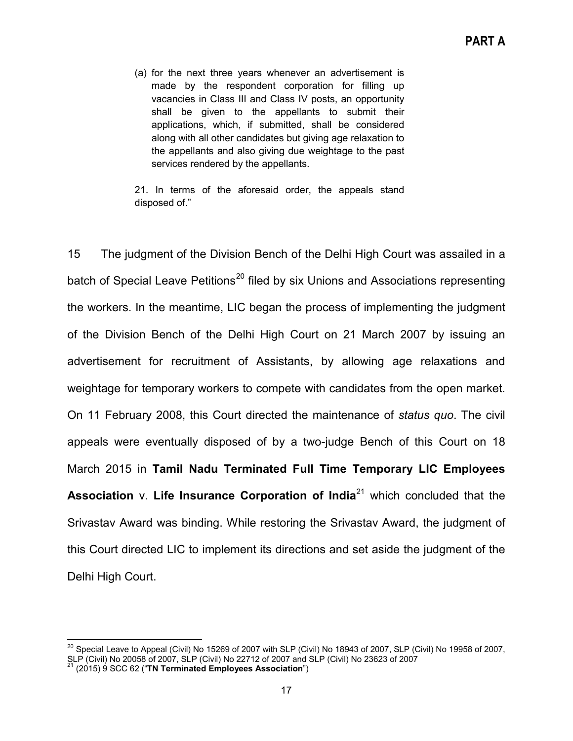> (a) for the next three years whenever an advertisement is made by the respondent corporation for filling up vacancies in Class III and Class IV posts, an opportunity shall be given to the appellants to submit their applications, which, if submitted, shall be considered along with all other candidates but giving age relaxation to the appellants and also giving due weightage to the past services rendered by the appellants.
>
> 21. In terms of the aforesaid order, the appeals stand disposed of."

15 The judgment of the Division Bench of the Delhi High Court was assailed in a batch of Special Leave Petitions[20] filed by six Unions and Associations representing the workers. In the meantime, LIC began the process of implementing the judgment of the Division Bench of the Delhi High Court on 21 March 2007 by issuing an advertisement for recruitment of Assistants, by allowing age relaxations and weightage for temporary workers to compete with candidates from the open market. On 11 February 2008, this Court directed the maintenance of *status quo*. The civil appeals were eventually disposed of by a two-judge Bench of this Court on 18 March 2015 in **Tamil Nadu Terminated Full Time Temporary LIC Employees Association** v. **Life Insurance Corporation of India**[21] which concluded that the Srivastav Award was binding. While restoring the Srivastav Award, the judgment of this Court directed LIC to implement its directions and set aside the judgment of the Delhi High Court.

---

[20] Special Leave to Appeal (Civil) No 15269 of 2007 with SLP (Civil) No 18943 of 2007, SLP (Civil) No 19958 of 2007, SLP (Civil) No 20058 of 2007, SLP (Civil) No 22712 of 2007 and SLP (Civil) No 23623 of 2007

[21] (2015) 9 SCC 62 ("**TN Terminated Employees Association**")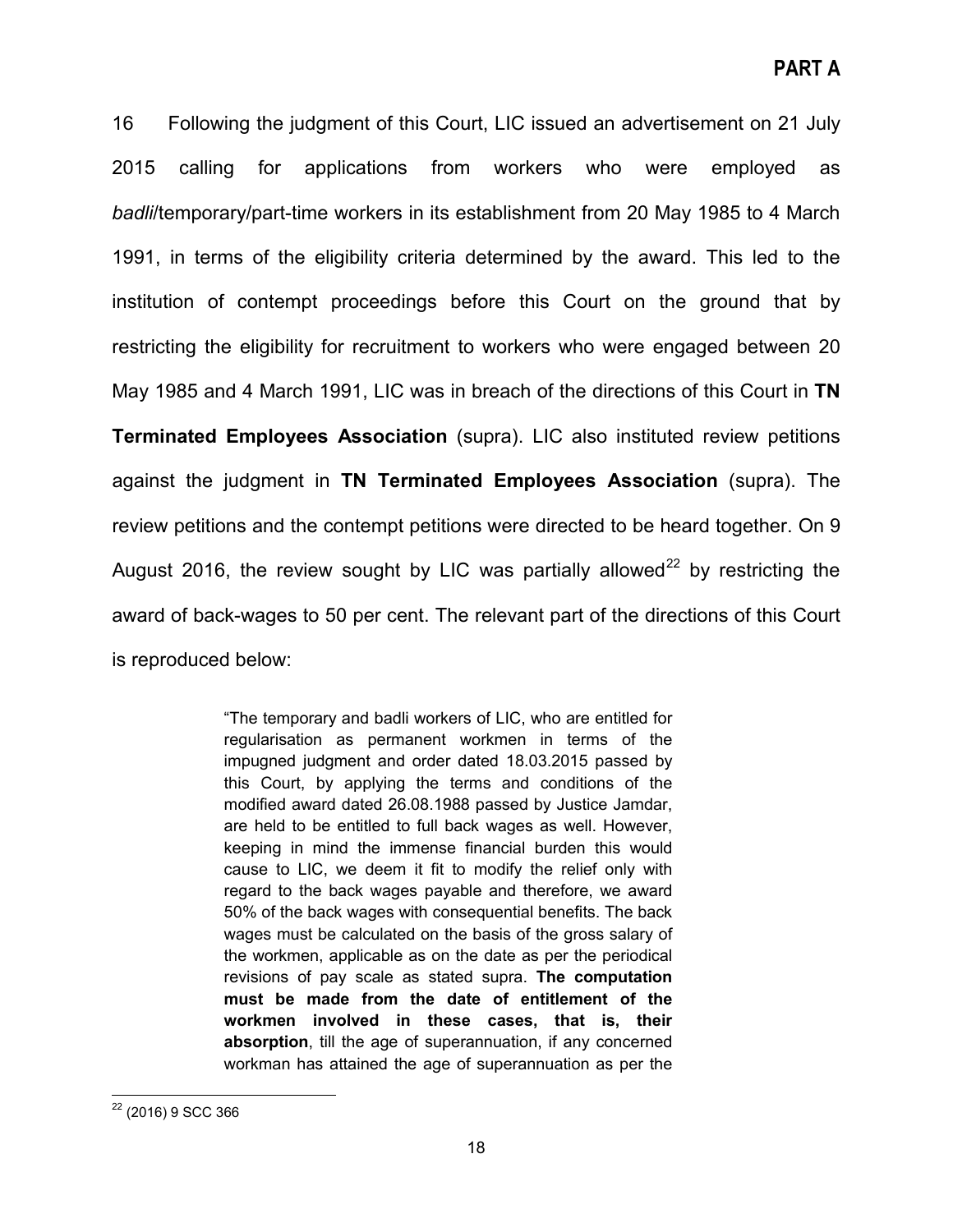16 Following the judgment of this Court, LIC issued an advertisement on 21 July 2015 calling for applications from workers who were employed as *badli*/temporary/part-time workers in its establishment from 20 May 1985 to 4 March 1991, in terms of the eligibility criteria determined by the award. This led to the institution of contempt proceedings before this Court on the ground that by restricting the eligibility for recruitment to workers who were engaged between 20 May 1985 and 4 March 1991, LIC was in breach of the directions of this Court in **TN Terminated Employees Association** (supra). LIC also instituted review petitions against the judgment in **TN Terminated Employees Association** (supra). The review petitions and the contempt petitions were directed to be heard together. On 9 August 2016, the review sought by LIC was partially allowed[22] by restricting the award of back-wages to 50 per cent. The relevant part of the directions of this Court is reproduced below:

> "The temporary and badli workers of LIC, who are entitled for regularisation as permanent workmen in terms of the impugned judgment and order dated 18.03.2015 passed by this Court, by applying the terms and conditions of the modified award dated 26.08.1988 passed by Justice Jamdar, are held to be entitled to full back wages as well. However, keeping in mind the immense financial burden this would cause to LIC, we deem it fit to modify the relief only with regard to the back wages payable and therefore, we award 50% of the back wages with consequential benefits. The back wages must be calculated on the basis of the gross salary of the workmen, applicable as on the date as per the periodical revisions of pay scale as stated supra. **The computation must be made from the date of entitlement of the workmen involved in these cases, that is, their absorption**, till the age of superannuation, if any concerned workman has attained the age of superannuation as per the

[22] (2016) 9 SCC 366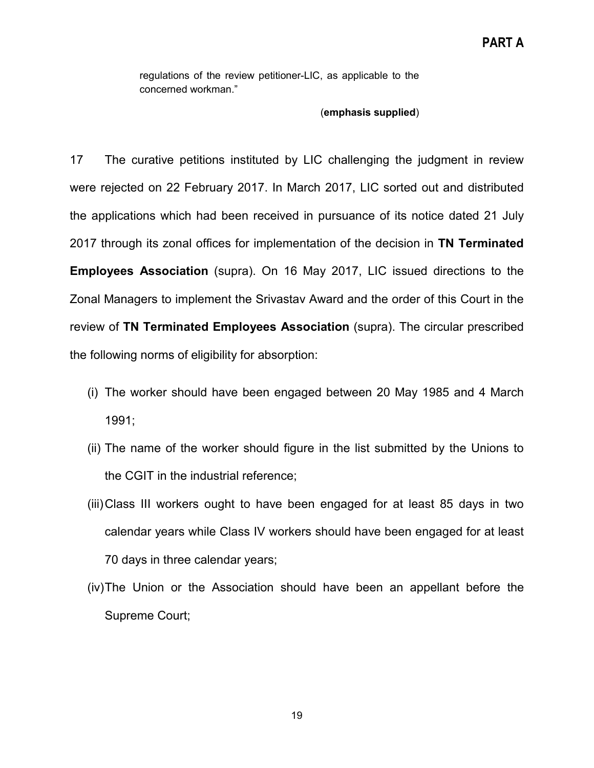> regulations of the review petitioner-LIC, as applicable to the concerned workman."
>
> (**emphasis supplied**)

17 The curative petitions instituted by LIC challenging the judgment in review were rejected on 22 February 2017. In March 2017, LIC sorted out and distributed the applications which had been received in pursuance of its notice dated 21 July 2017 through its zonal offices for implementation of the decision in **TN Terminated Employees Association** (supra). On 16 May 2017, LIC issued directions to the Zonal Managers to implement the Srivastav Award and the order of this Court in the review of **TN Terminated Employees Association** (supra). The circular prescribed the following norms of eligibility for absorption:

(i) The worker should have been engaged between 20 May 1985 and 4 March 1991;

(ii) The name of the worker should figure in the list submitted by the Unions to the CGIT in the industrial reference;

(iii) Class III workers ought to have been engaged for at least 85 days in two calendar years while Class IV workers should have been engaged for at least 70 days in three calendar years;

(iv) The Union or the Association should have been an appellant before the Supreme Court;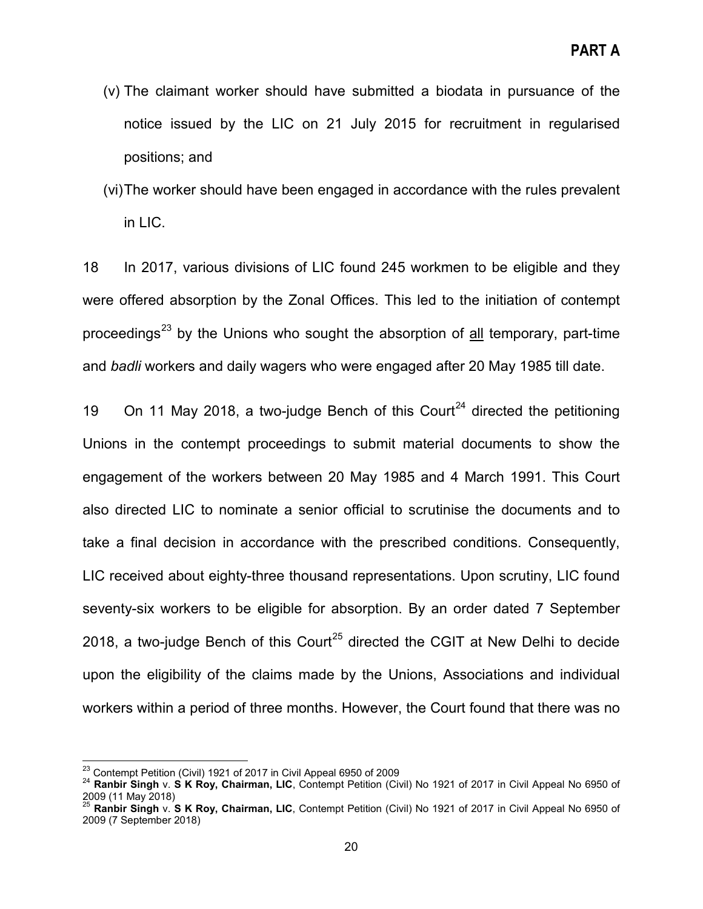(v) The claimant worker should have submitted a biodata in pursuance of the notice issued by the LIC on 21 July 2015 for recruitment in regularised positions; and

(vi) The worker should have been engaged in accordance with the rules prevalent in LIC.

18 In 2017, various divisions of LIC found 245 workmen to be eligible and they were offered absorption by the Zonal Offices. This led to the initiation of contempt proceedings[23] by the Unions who sought the absorption of <u>all</u> temporary, part-time and *badli* workers and daily wagers who were engaged after 20 May 1985 till date.

19 On 11 May 2018, a two-judge Bench of this Court[24] directed the petitioning Unions in the contempt proceedings to submit material documents to show the engagement of the workers between 20 May 1985 and 4 March 1991. This Court also directed LIC to nominate a senior official to scrutinise the documents and to take a final decision in accordance with the prescribed conditions. Consequently, LIC received about eighty-three thousand representations. Upon scrutiny, LIC found seventy-six workers to be eligible for absorption. By an order dated 7 September 2018, a two-judge Bench of this Court[25] directed the CGIT at New Delhi to decide upon the eligibility of the claims made by the Unions, Associations and individual workers within a period of three months. However, the Court found that there was no

---

[23] Contempt Petition (Civil) 1921 of 2017 in Civil Appeal 6950 of 2009

[24] **Ranbir Singh** v. **S K Roy, Chairman, LIC**, Contempt Petition (Civil) No 1921 of 2017 in Civil Appeal No 6950 of 2009 (11 May 2018)

[25] **Ranbir Singh** v. **S K Roy, Chairman, LIC**, Contempt Petition (Civil) No 1921 of 2017 in Civil Appeal No 6950 of 2009 (7 September 2018)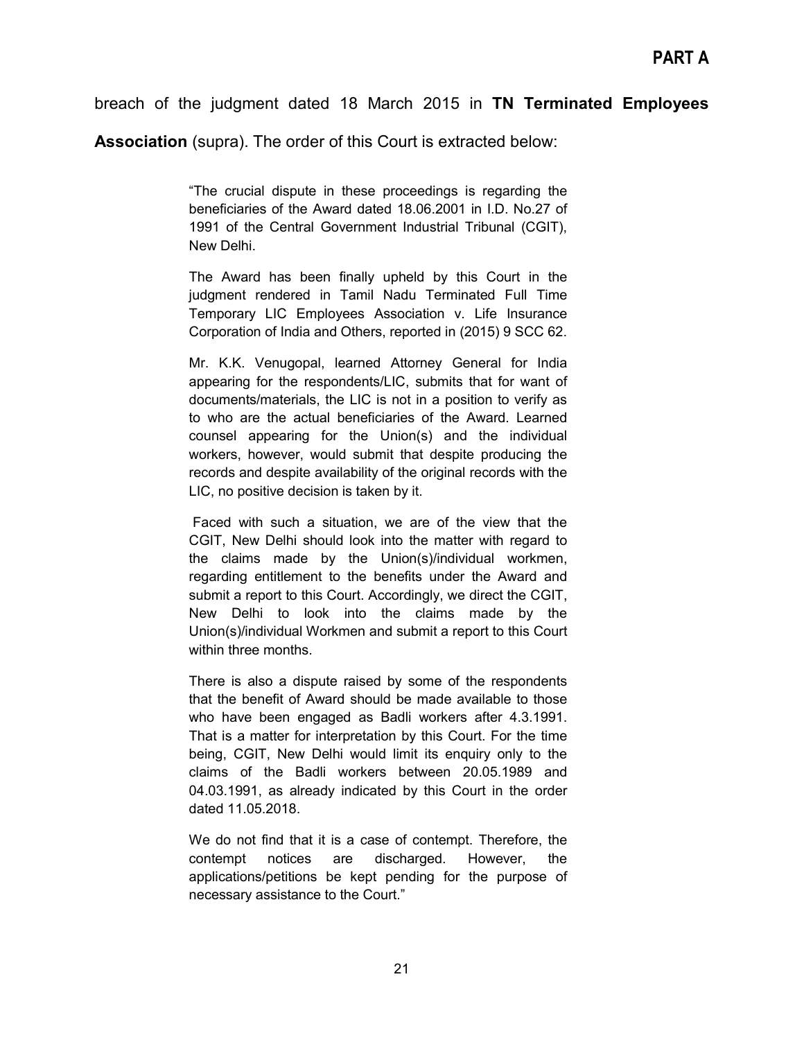breach of the judgment dated 18 March 2015 in **TN Terminated Employees Association** (supra). The order of this Court is extracted below:

> "The crucial dispute in these proceedings is regarding the beneficiaries of the Award dated 18.06.2001 in I.D. No.27 of 1991 of the Central Government Industrial Tribunal (CGIT), New Delhi.
>
> The Award has been finally upheld by this Court in the judgment rendered in Tamil Nadu Terminated Full Time Temporary LIC Employees Association v. Life Insurance Corporation of India and Others, reported in (2015) 9 SCC 62.
>
> Mr. K.K. Venugopal, learned Attorney General for India appearing for the respondents/LIC, submits that for want of documents/materials, the LIC is not in a position to verify as to who are the actual beneficiaries of the Award. Learned counsel appearing for the Union(s) and the individual workers, however, would submit that despite producing the records and despite availability of the original records with the LIC, no positive decision is taken by it.
>
> Faced with such a situation, we are of the view that the CGIT, New Delhi should look into the matter with regard to the claims made by the Union(s)/individual workmen, regarding entitlement to the benefits under the Award and submit a report to this Court. Accordingly, we direct the CGIT, New Delhi to look into the claims made by the Union(s)/individual Workmen and submit a report to this Court within three months.
>
> There is also a dispute raised by some of the respondents that the benefit of Award should be made available to those who have been engaged as Badli workers after 4.3.1991. That is a matter for interpretation by this Court. For the time being, CGIT, New Delhi would limit its enquiry only to the claims of the Badli workers between 20.05.1989 and 04.03.1991, as already indicated by this Court in the order dated 11.05.2018.
>
> We do not find that it is a case of contempt. Therefore, the contempt notices are discharged. However, the applications/petitions be kept pending for the purpose of necessary assistance to the Court."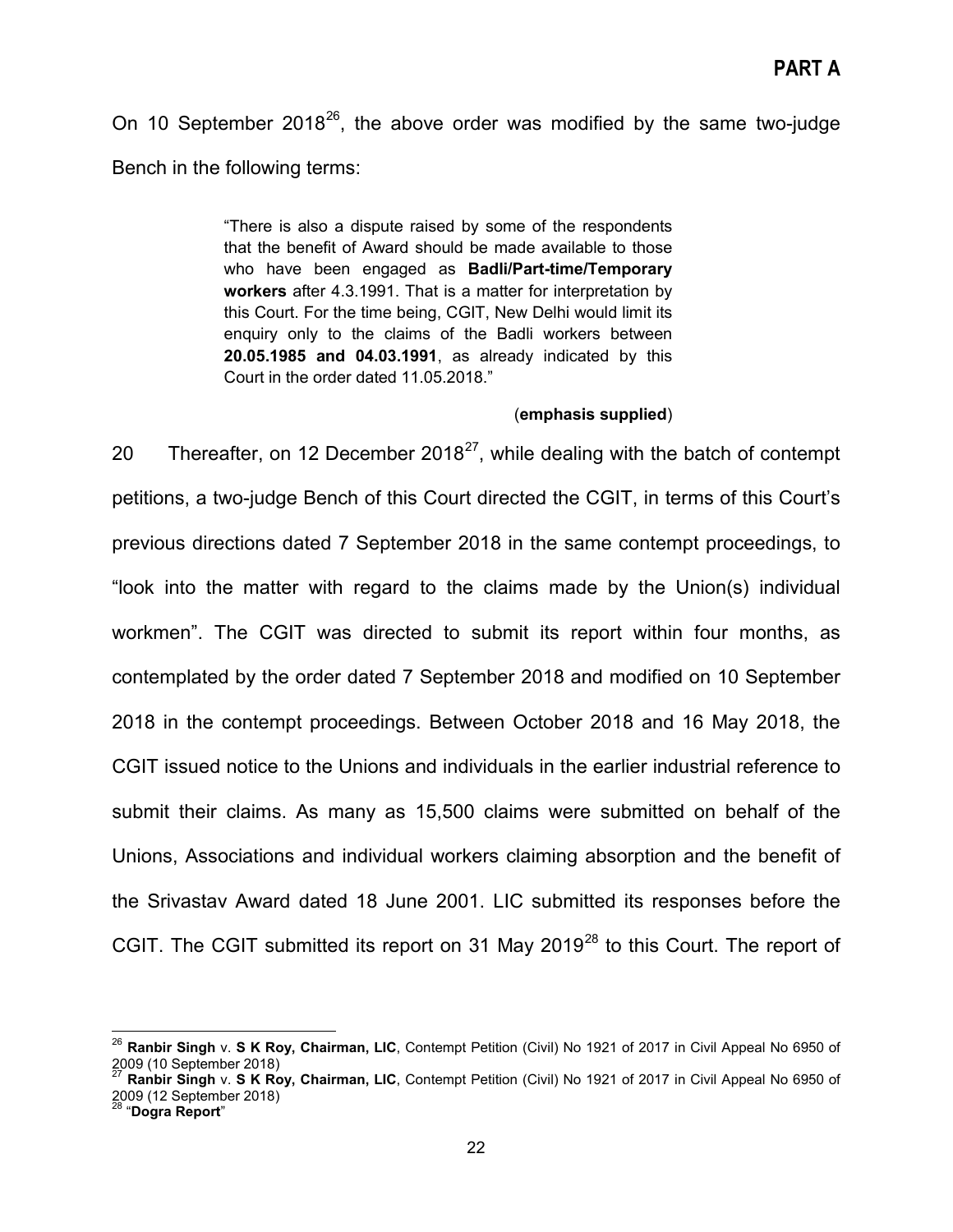On 10 September 2018[26], the above order was modified by the same two-judge Bench in the following terms:

> "There is also a dispute raised by some of the respondents that the benefit of Award should be made available to those who have been engaged as **Badli/Part-time/Temporary workers** after 4.3.1991. That is a matter for interpretation by this Court. For the time being, CGIT, New Delhi would limit its enquiry only to the claims of the Badli workers between **20.05.1985 and 04.03.1991**, as already indicated by this Court in the order dated 11.05.2018."
>
> (**emphasis supplied**)

20 Thereafter, on 12 December 2018[27], while dealing with the batch of contempt petitions, a two-judge Bench of this Court directed the CGIT, in terms of this Court's previous directions dated 7 September 2018 in the same contempt proceedings, to "look into the matter with regard to the claims made by the Union(s) individual workmen". The CGIT was directed to submit its report within four months, as contemplated by the order dated 7 September 2018 and modified on 10 September 2018 in the contempt proceedings. Between October 2018 and 16 May 2018, the CGIT issued notice to the Unions and individuals in the earlier industrial reference to submit their claims. As many as 15,500 claims were submitted on behalf of the Unions, Associations and individual workers claiming absorption and the benefit of the Srivastav Award dated 18 June 2001. LIC submitted its responses before the CGIT. The CGIT submitted its report on 31 May 2019[28] to this Court. The report of

---

[26] **Ranbir Singh** v. **S K Roy, Chairman, LIC**, Contempt Petition (Civil) No 1921 of 2017 in Civil Appeal No 6950 of 2009 (10 September 2018)

[27] **Ranbir Singh** v. **S K Roy, Chairman, LIC**, Contempt Petition (Civil) No 1921 of 2017 in Civil Appeal No 6950 of 2009 (12 September 2018)

[28] "**Dogra Report**"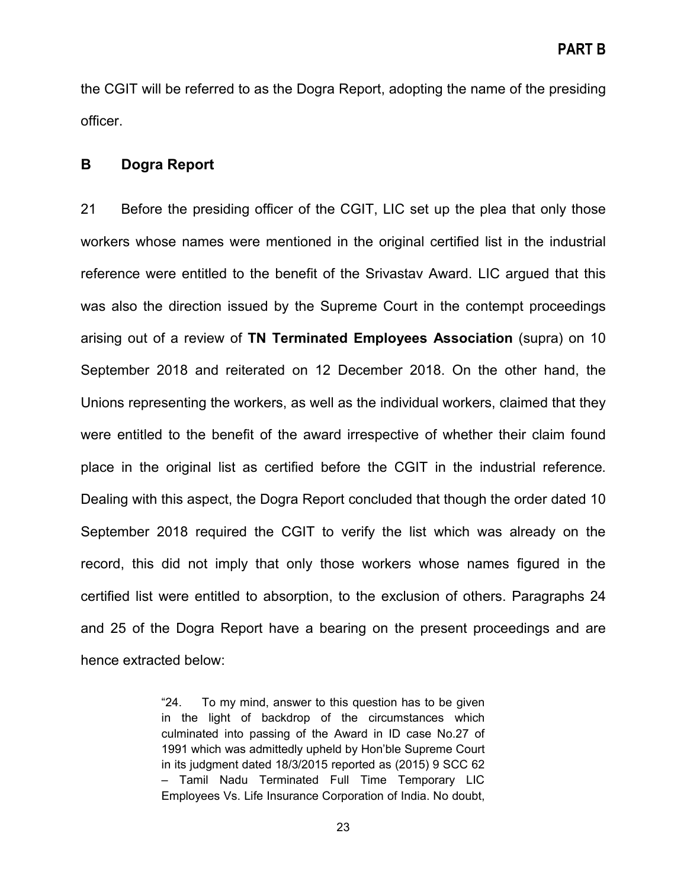the CGIT will be referred to as the Dogra Report, adopting the name of the presiding officer.

## B Dogra Report

21 Before the presiding officer of the CGIT, LIC set up the plea that only those workers whose names were mentioned in the original certified list in the industrial reference were entitled to the benefit of the Srivastav Award. LIC argued that this was also the direction issued by the Supreme Court in the contempt proceedings arising out of a review of **TN Terminated Employees Association** (supra) on 10 September 2018 and reiterated on 12 December 2018. On the other hand, the Unions representing the workers, as well as the individual workers, claimed that they were entitled to the benefit of the award irrespective of whether their claim found place in the original list as certified before the CGIT in the industrial reference. Dealing with this aspect, the Dogra Report concluded that though the order dated 10 September 2018 required the CGIT to verify the list which was already on the record, this did not imply that only those workers whose names figured in the certified list were entitled to absorption, to the exclusion of others. Paragraphs 24 and 25 of the Dogra Report have a bearing on the present proceedings and are hence extracted below:

> "24. To my mind, answer to this question has to be given in the light of backdrop of the circumstances which culminated into passing of the Award in ID case No.27 of 1991 which was admittedly upheld by Hon'ble Supreme Court in its judgment dated 18/3/2015 reported as (2015) 9 SCC 62 – Tamil Nadu Terminated Full Time Temporary LIC Employees Vs. Life Insurance Corporation of India. No doubt,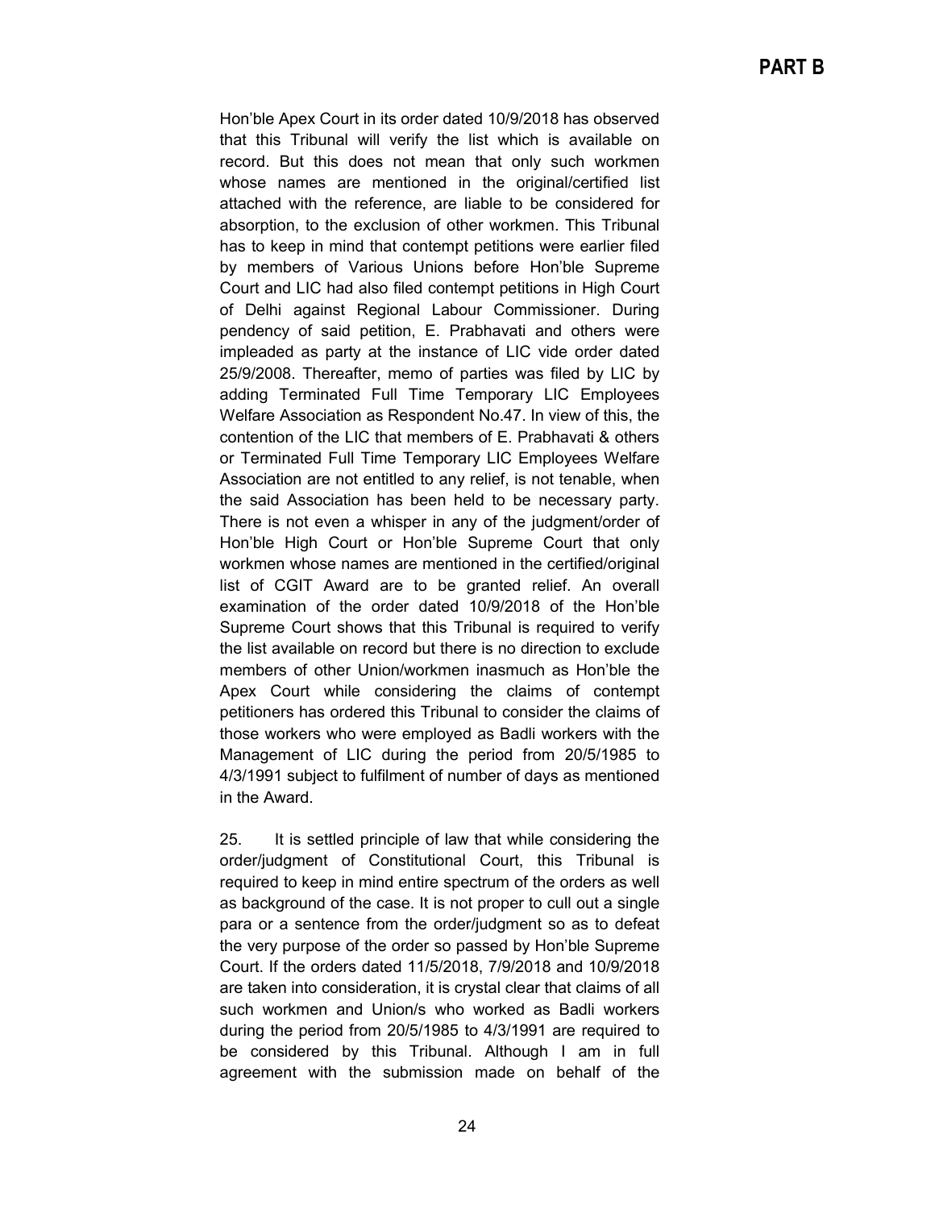Hon'ble Apex Court in its order dated 10/9/2018 has observed that this Tribunal will verify the list which is available on record. But this does not mean that only such workmen whose names are mentioned in the original/certified list attached with the reference, are liable to be considered for absorption, to the exclusion of other workmen. This Tribunal has to keep in mind that contempt petitions were earlier filed by members of Various Unions before Hon'ble Supreme Court and LIC had also filed contempt petitions in High Court of Delhi against Regional Labour Commissioner. During pendency of said petition, E. Prabhavati and others were impleaded as party at the instance of LIC vide order dated 25/9/2008. Thereafter, memo of parties was filed by LIC by adding Terminated Full Time Temporary LIC Employees Welfare Association as Respondent No.47. In view of this, the contention of the LIC that members of E. Prabhavati & others or Terminated Full Time Temporary LIC Employees Welfare Association are not entitled to any relief, is not tenable, when the said Association has been held to be necessary party. There is not even a whisper in any of the judgment/order of Hon'ble High Court or Hon'ble Supreme Court that only workmen whose names are mentioned in the certified/original list of CGIT Award are to be granted relief. An overall examination of the order dated 10/9/2018 of the Hon'ble Supreme Court shows that this Tribunal is required to verify the list available on record but there is no direction to exclude members of other Union/workmen inasmuch as Hon'ble the Apex Court while considering the claims of contempt petitioners has ordered this Tribunal to consider the claims of those workers who were employed as Badli workers with the Management of LIC during the period from 20/5/1985 to 4/3/1991 subject to fulfilment of number of days as mentioned in the Award.

25. It is settled principle of law that while considering the order/judgment of Constitutional Court, this Tribunal is required to keep in mind entire spectrum of the orders as well as background of the case. It is not proper to cull out a single para or a sentence from the order/judgment so as to defeat the very purpose of the order so passed by Hon'ble Supreme Court. If the orders dated 11/5/2018, 7/9/2018 and 10/9/2018 are taken into consideration, it is crystal clear that claims of all such workmen and Union/s who worked as Badli workers during the period from 20/5/1985 to 4/3/1991 are required to be considered by this Tribunal. Although I am in full agreement with the submission made on behalf of the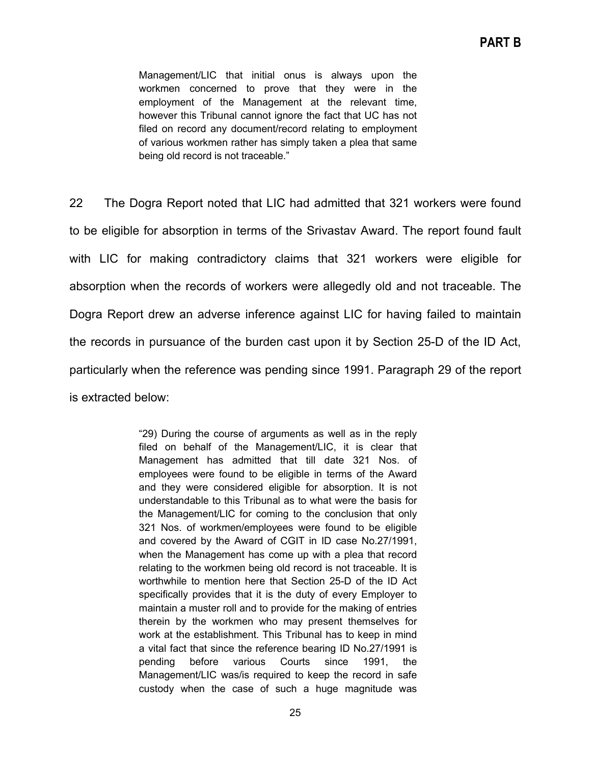> Management/LIC that initial onus is always upon the workmen concerned to prove that they were in the employment of the Management at the relevant time, however this Tribunal cannot ignore the fact that UC has not filed on record any document/record relating to employment of various workmen rather has simply taken a plea that same being old record is not traceable."

22 The Dogra Report noted that LIC had admitted that 321 workers were found to be eligible for absorption in terms of the Srivastav Award. The report found fault with LIC for making contradictory claims that 321 workers were eligible for absorption when the records of workers were allegedly old and not traceable. The Dogra Report drew an adverse inference against LIC for having failed to maintain the records in pursuance of the burden cast upon it by Section 25-D of the ID Act, particularly when the reference was pending since 1991. Paragraph 29 of the report is extracted below:

> "29) During the course of arguments as well as in the reply filed on behalf of the Management/LIC, it is clear that Management has admitted that till date 321 Nos. of employees were found to be eligible in terms of the Award and they were considered eligible for absorption. It is not understandable to this Tribunal as to what were the basis for the Management/LIC for coming to the conclusion that only 321 Nos. of workmen/employees were found to be eligible and covered by the Award of CGIT in ID case No.27/1991, when the Management has come up with a plea that record relating to the workmen being old record is not traceable. It is worthwhile to mention here that Section 25-D of the ID Act specifically provides that it is the duty of every Employer to maintain a muster roll and to provide for the making of entries therein by the workmen who may present themselves for work at the establishment. This Tribunal has to keep in mind a vital fact that since the reference bearing ID No.27/1991 is pending before various Courts since 1991, the Management/LIC was/is required to keep the record in safe custody when the case of such a huge magnitude was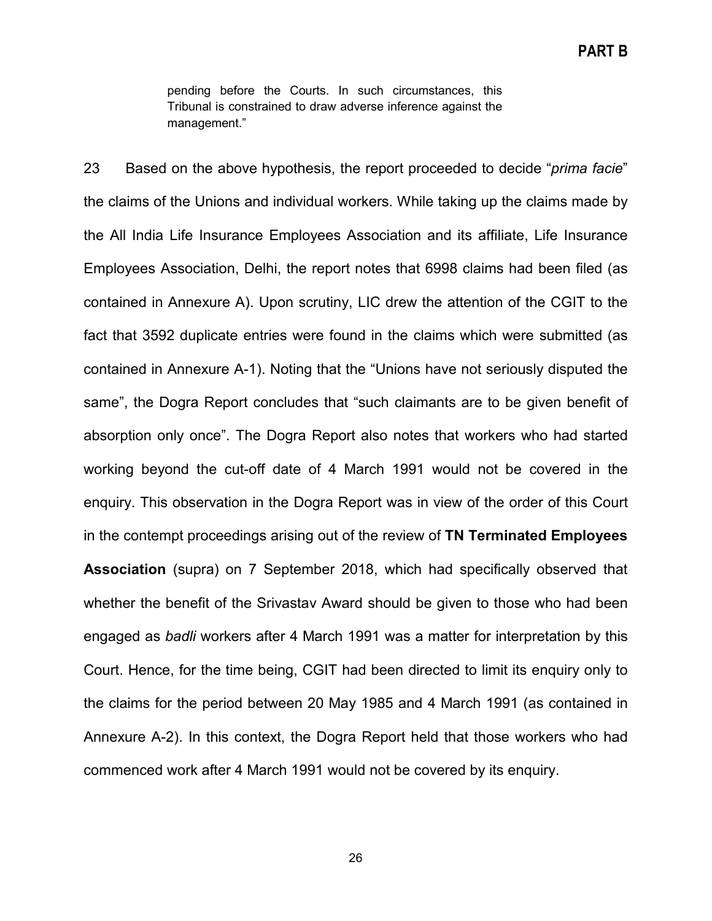> pending before the Courts. In such circumstances, this Tribunal is constrained to draw adverse inference against the management."

23 Based on the above hypothesis, the report proceeded to decide "*prima facie*" the claims of the Unions and individual workers. While taking up the claims made by the All India Life Insurance Employees Association and its affiliate, Life Insurance Employees Association, Delhi, the report notes that 6998 claims had been filed (as contained in Annexure A). Upon scrutiny, LIC drew the attention of the CGIT to the fact that 3592 duplicate entries were found in the claims which were submitted (as contained in Annexure A-1). Noting that the "Unions have not seriously disputed the same", the Dogra Report concludes that "such claimants are to be given benefit of absorption only once". The Dogra Report also notes that workers who had started working beyond the cut-off date of 4 March 1991 would not be covered in the enquiry. This observation in the Dogra Report was in view of the order of this Court in the contempt proceedings arising out of the review of **TN Terminated Employees Association** (supra) on 7 September 2018, which had specifically observed that whether the benefit of the Srivastav Award should be given to those who had been engaged as *badli* workers after 4 March 1991 was a matter for interpretation by this Court. Hence, for the time being, CGIT had been directed to limit its enquiry only to the claims for the period between 20 May 1985 and 4 March 1991 (as contained in Annexure A-2). In this context, the Dogra Report held that those workers who had commenced work after 4 March 1991 would not be covered by its enquiry.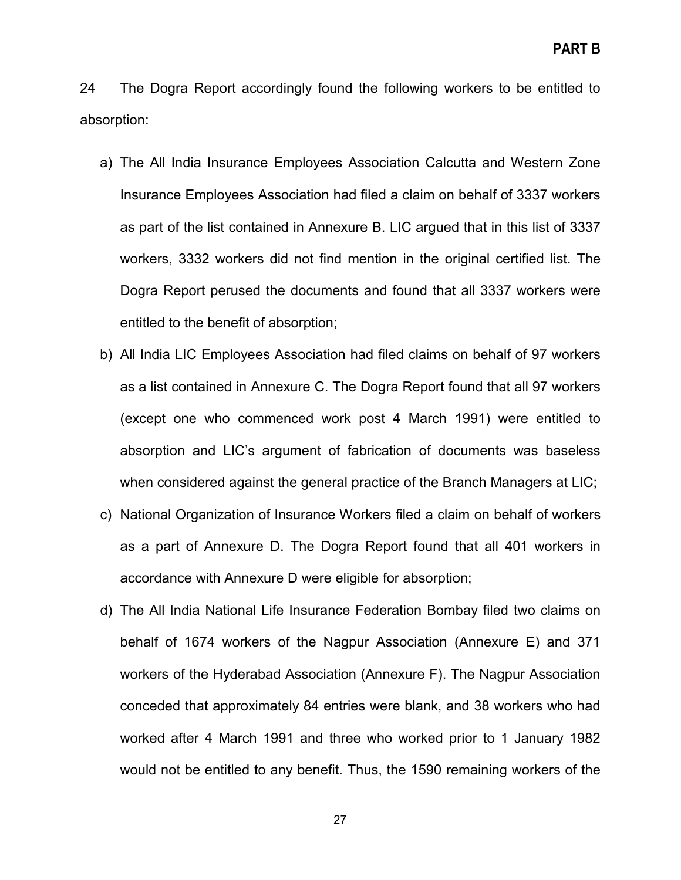24 The Dogra Report accordingly found the following workers to be entitled to absorption:

a) The All India Insurance Employees Association Calcutta and Western Zone Insurance Employees Association had filed a claim on behalf of 3337 workers as part of the list contained in Annexure B. LIC argued that in this list of 3337 workers, 3332 workers did not find mention in the original certified list. The Dogra Report perused the documents and found that all 3337 workers were entitled to the benefit of absorption;

b) All India LIC Employees Association had filed claims on behalf of 97 workers as a list contained in Annexure C. The Dogra Report found that all 97 workers (except one who commenced work post 4 March 1991) were entitled to absorption and LIC's argument of fabrication of documents was baseless when considered against the general practice of the Branch Managers at LIC;

c) National Organization of Insurance Workers filed a claim on behalf of workers as a part of Annexure D. The Dogra Report found that all 401 workers in accordance with Annexure D were eligible for absorption;

d) The All India National Life Insurance Federation Bombay filed two claims on behalf of 1674 workers of the Nagpur Association (Annexure E) and 371 workers of the Hyderabad Association (Annexure F). The Nagpur Association conceded that approximately 84 entries were blank, and 38 workers who had worked after 4 March 1991 and three who worked prior to 1 January 1982 would not be entitled to any benefit. Thus, the 1590 remaining workers of the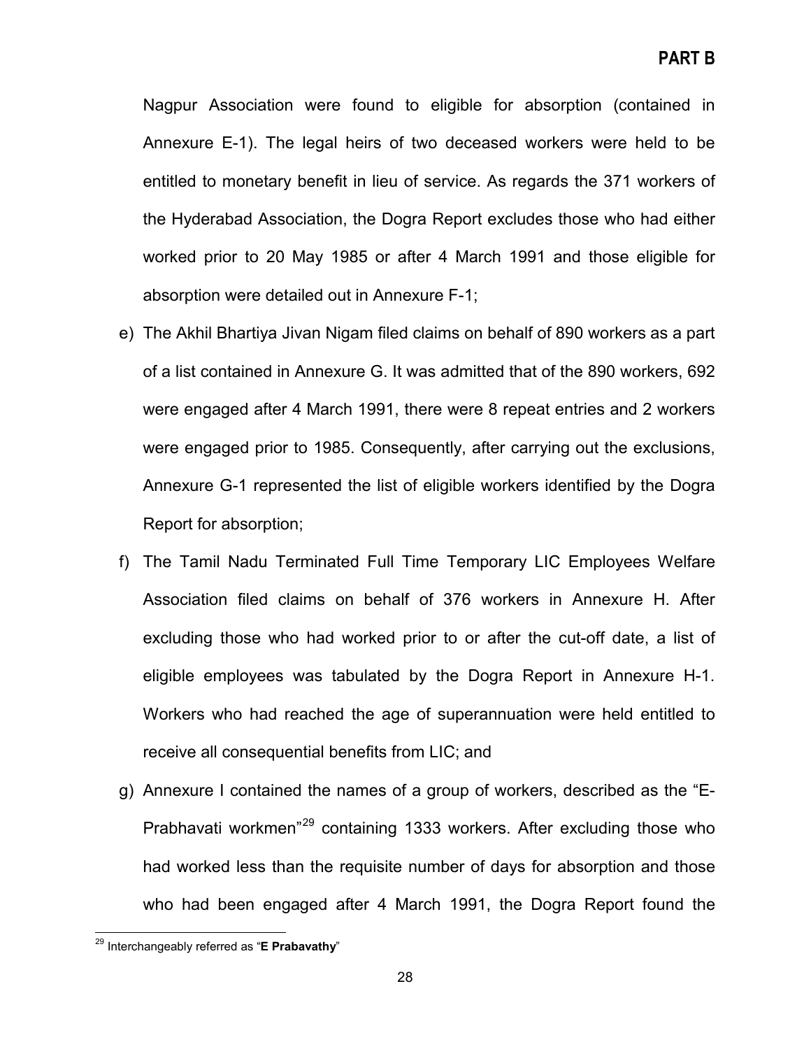Nagpur Association were found to eligible for absorption (contained in Annexure E-1). The legal heirs of two deceased workers were held to be entitled to monetary benefit in lieu of service. As regards the 371 workers of the Hyderabad Association, the Dogra Report excludes those who had either worked prior to 20 May 1985 or after 4 March 1991 and those eligible for absorption were detailed out in Annexure F-1;

e) The Akhil Bhartiya Jivan Nigam filed claims on behalf of 890 workers as a part of a list contained in Annexure G. It was admitted that of the 890 workers, 692 were engaged after 4 March 1991, there were 8 repeat entries and 2 workers were engaged prior to 1985. Consequently, after carrying out the exclusions, Annexure G-1 represented the list of eligible workers identified by the Dogra Report for absorption;

f) The Tamil Nadu Terminated Full Time Temporary LIC Employees Welfare Association filed claims on behalf of 376 workers in Annexure H. After excluding those who had worked prior to or after the cut-off date, a list of eligible employees was tabulated by the Dogra Report in Annexure H-1. Workers who had reached the age of superannuation were held entitled to receive all consequential benefits from LIC; and

g) Annexure I contained the names of a group of workers, described as the "E-Prabhavati workmen"[29] containing 1333 workers. After excluding those who had worked less than the requisite number of days for absorption and those who had been engaged after 4 March 1991, the Dogra Report found the

[29] Interchangeably referred as "**E Prabavathy**"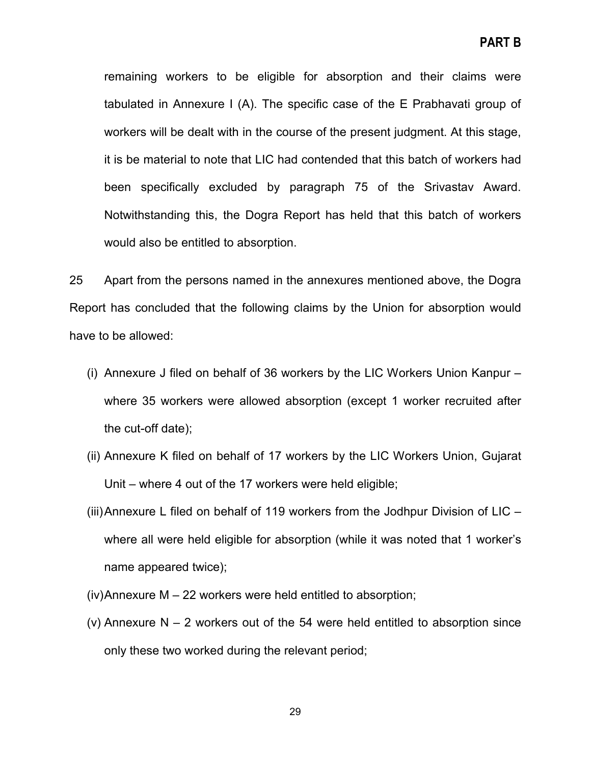remaining workers to be eligible for absorption and their claims were tabulated in Annexure I (A). The specific case of the E Prabhavati group of workers will be dealt with in the course of the present judgment. At this stage, it is be material to note that LIC had contended that this batch of workers had been specifically excluded by paragraph 75 of the Srivastav Award. Notwithstanding this, the Dogra Report has held that this batch of workers would also be entitled to absorption.

25 Apart from the persons named in the annexures mentioned above, the Dogra Report has concluded that the following claims by the Union for absorption would have to be allowed:

(i) Annexure J filed on behalf of 36 workers by the LIC Workers Union Kanpur – where 35 workers were allowed absorption (except 1 worker recruited after the cut-off date);

(ii) Annexure K filed on behalf of 17 workers by the LIC Workers Union, Gujarat Unit – where 4 out of the 17 workers were held eligible;

(iii) Annexure L filed on behalf of 119 workers from the Jodhpur Division of LIC – where all were held eligible for absorption (while it was noted that 1 worker's name appeared twice);

(iv) Annexure M – 22 workers were held entitled to absorption;

(v) Annexure N – 2 workers out of the 54 were held entitled to absorption since only these two worked during the relevant period;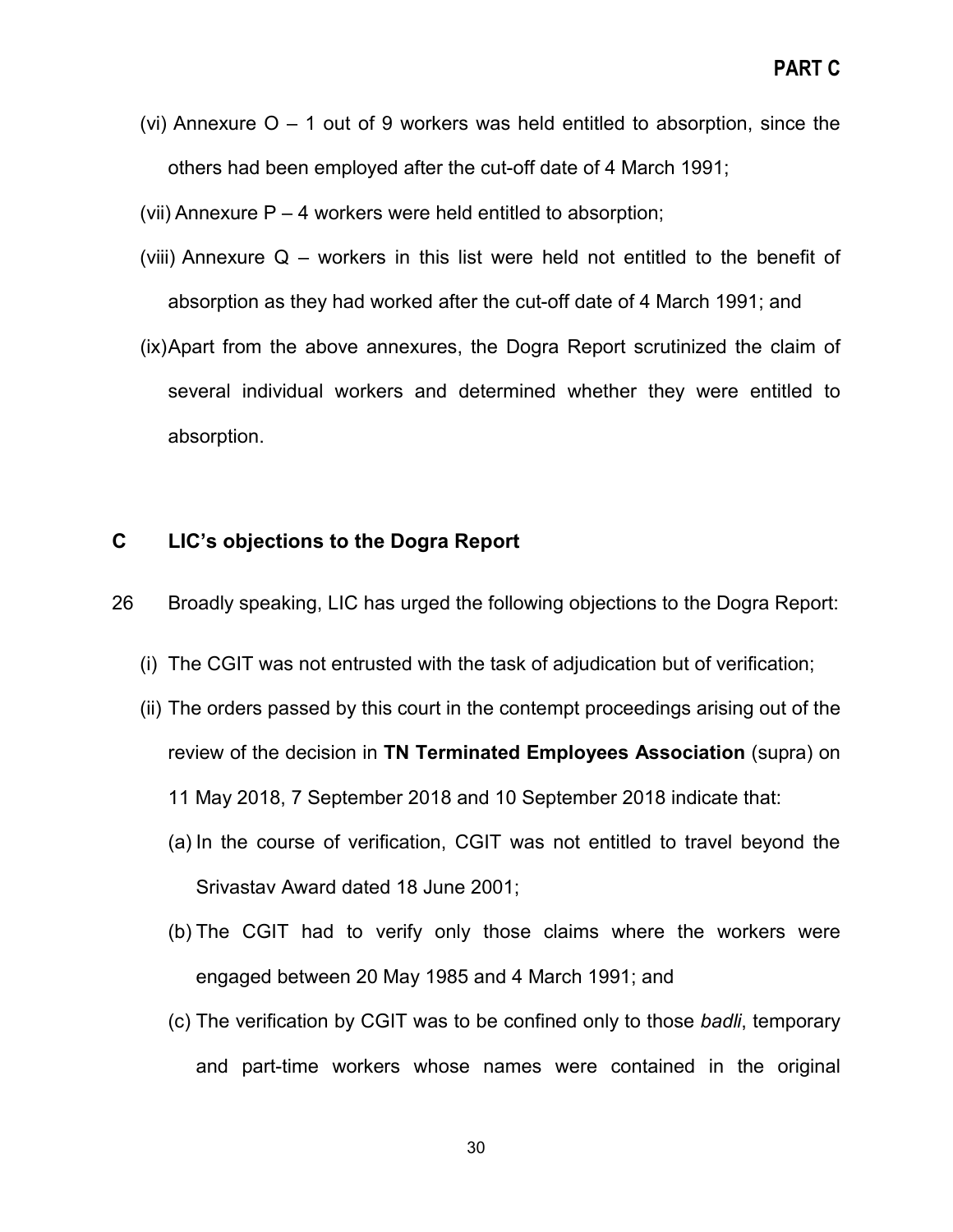(vi) Annexure O – 1 out of 9 workers was held entitled to absorption, since the others had been employed after the cut-off date of 4 March 1991;

(vii) Annexure P – 4 workers were held entitled to absorption;

(viii) Annexure Q – workers in this list were held not entitled to the benefit of absorption as they had worked after the cut-off date of 4 March 1991; and

(ix) Apart from the above annexures, the Dogra Report scrutinized the claim of several individual workers and determined whether they were entitled to absorption.

## C LIC's objections to the Dogra Report

26 Broadly speaking, LIC has urged the following objections to the Dogra Report:

(i) The CGIT was not entrusted with the task of adjudication but of verification;

(ii) The orders passed by this court in the contempt proceedings arising out of the review of the decision in **TN Terminated Employees Association** (supra) on 11 May 2018, 7 September 2018 and 10 September 2018 indicate that:

(a) In the course of verification, CGIT was not entitled to travel beyond the Srivastav Award dated 18 June 2001;

(b) The CGIT had to verify only those claims where the workers were engaged between 20 May 1985 and 4 March 1991; and

(c) The verification by CGIT was to be confined only to those *badli*, temporary and part-time workers whose names were contained in the original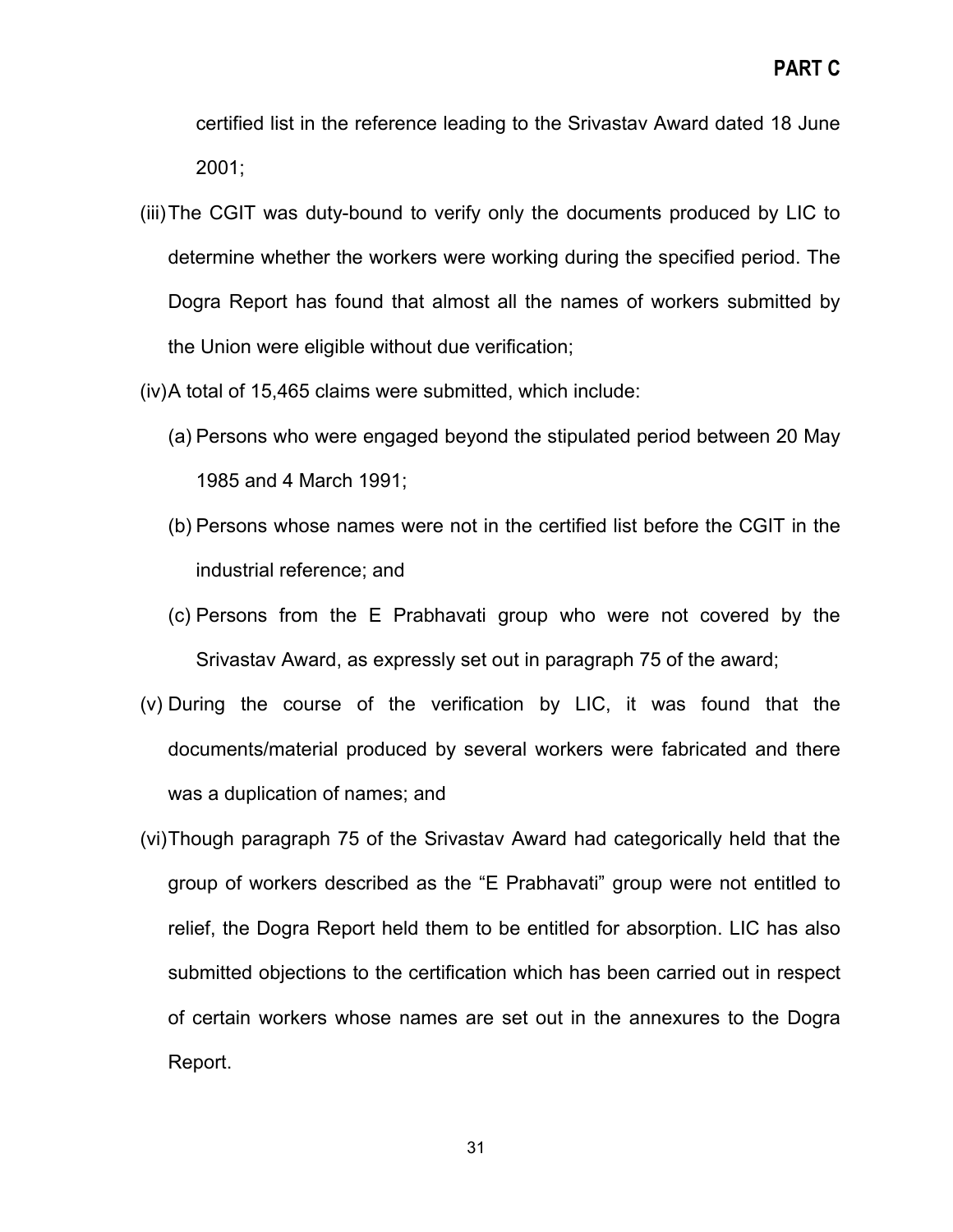certified list in the reference leading to the Srivastav Award dated 18 June 2001;

(iii) The CGIT was duty-bound to verify only the documents produced by LIC to determine whether the workers were working during the specified period. The Dogra Report has found that almost all the names of workers submitted by the Union were eligible without due verification;

(iv) A total of 15,465 claims were submitted, which include:

   (a) Persons who were engaged beyond the stipulated period between 20 May 1985 and 4 March 1991;

   (b) Persons whose names were not in the certified list before the CGIT in the industrial reference; and

   (c) Persons from the E Prabhavati group who were not covered by the Srivastav Award, as expressly set out in paragraph 75 of the award;

(v) During the course of the verification by LIC, it was found that the documents/material produced by several workers were fabricated and there was a duplication of names; and

(vi) Though paragraph 75 of the Srivastav Award had categorically held that the group of workers described as the "E Prabhavati" group were not entitled to relief, the Dogra Report held them to be entitled for absorption. LIC has also submitted objections to the certification which has been carried out in respect of certain workers whose names are set out in the annexures to the Dogra Report.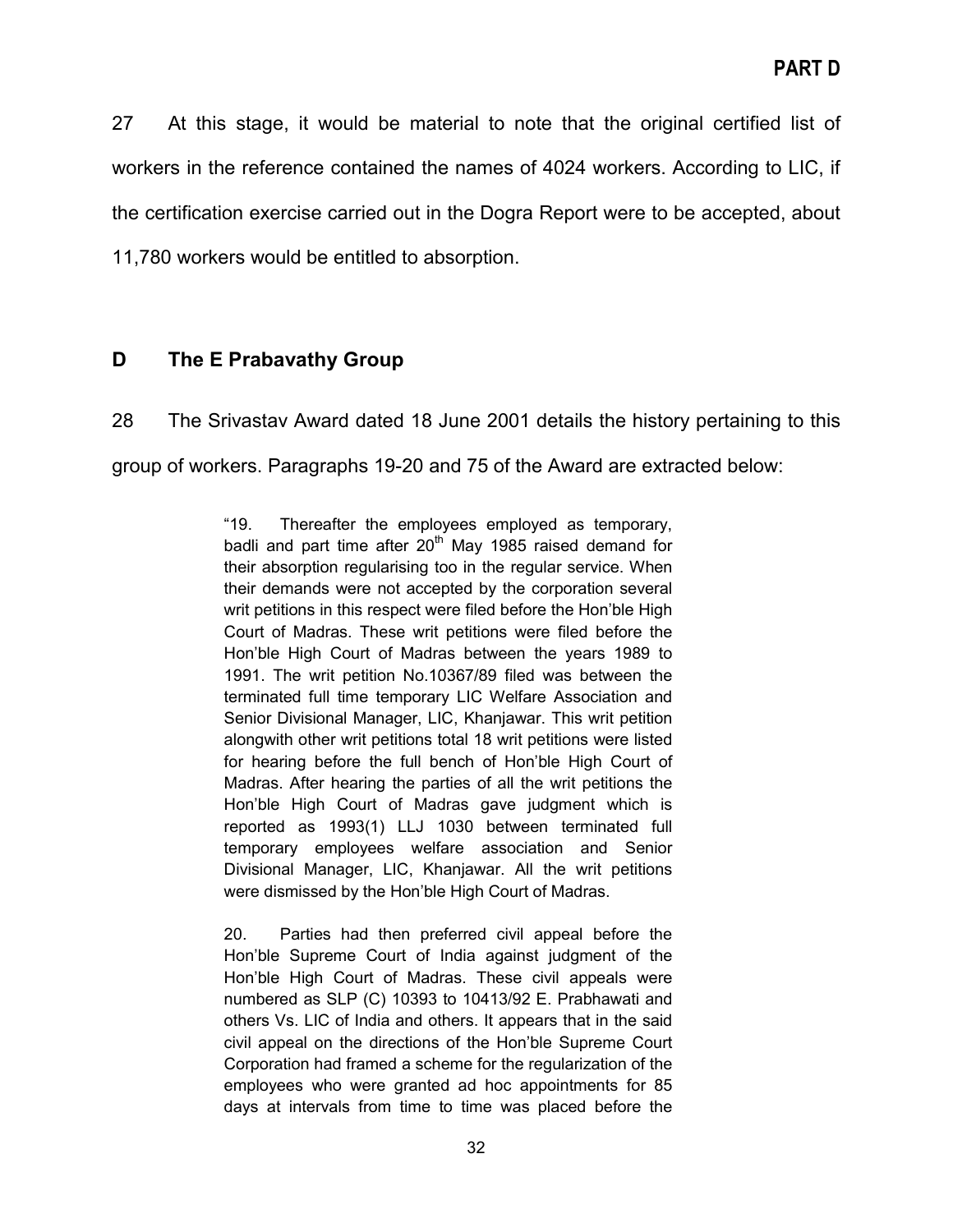27 At this stage, it would be material to note that the original certified list of workers in the reference contained the names of 4024 workers. According to LIC, if the certification exercise carried out in the Dogra Report were to be accepted, about 11,780 workers would be entitled to absorption.

## D The E Prabavathy Group

28 The Srivastav Award dated 18 June 2001 details the history pertaining to this group of workers. Paragraphs 19-20 and 75 of the Award are extracted below:

> "19. Thereafter the employees employed as temporary, badli and part time after 20th May 1985 raised demand for their absorption regularising too in the regular service. When their demands were not accepted by the corporation several writ petitions in this respect were filed before the Hon'ble High Court of Madras. These writ petitions were filed before the Hon'ble High Court of Madras between the years 1989 to 1991. The writ petition No.10367/89 filed was between the terminated full time temporary LIC Welfare Association and Senior Divisional Manager, LIC, Khanjawar. This writ petition alongwith other writ petitions total 18 writ petitions were listed for hearing before the full bench of Hon'ble High Court of Madras. After hearing the parties of all the writ petitions the Hon'ble High Court of Madras gave judgment which is reported as 1993(1) LLJ 1030 between terminated full temporary employees welfare association and Senior Divisional Manager, LIC, Khanjawar. All the writ petitions were dismissed by the Hon'ble High Court of Madras.
>
> 20. Parties had then preferred civil appeal before the Hon'ble Supreme Court of India against judgment of the Hon'ble High Court of Madras. These civil appeals were numbered as SLP (C) 10393 to 10413/92 E. Prabhawati and others Vs. LIC of India and others. It appears that in the said civil appeal on the directions of the Hon'ble Supreme Court Corporation had framed a scheme for the regularization of the employees who were granted ad hoc appointments for 85 days at intervals from time to time was placed before the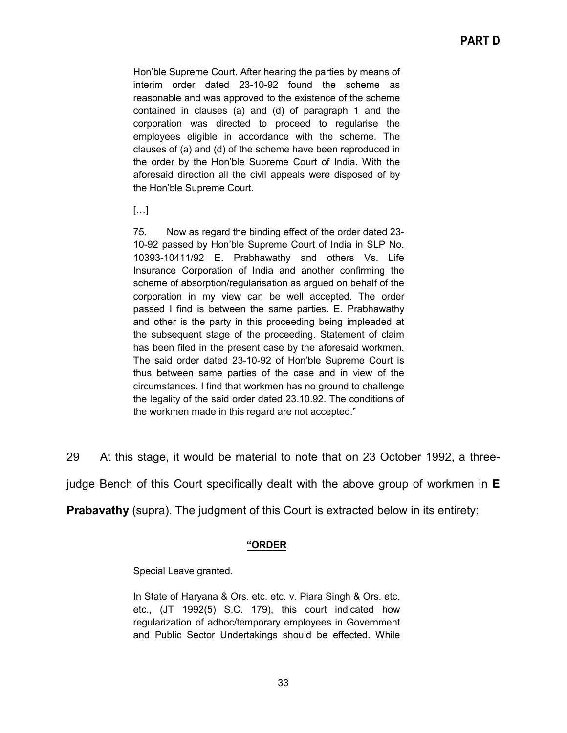Hon'ble Supreme Court. After hearing the parties by means of interim order dated 23-10-92 found the scheme as reasonable and was approved to the existence of the scheme contained in clauses (a) and (d) of paragraph 1 and the corporation was directed to proceed to regularise the employees eligible in accordance with the scheme. The clauses of (a) and (d) of the scheme have been reproduced in the order by the Hon'ble Supreme Court of India. With the aforesaid direction all the civil appeals were disposed of by the Hon'ble Supreme Court.

[…]

75. Now as regard the binding effect of the order dated 23-10-92 passed by Hon'ble Supreme Court of India in SLP No. 10393-10411/92 E. Prabhawathy and others Vs. Life Insurance Corporation of India and another confirming the scheme of absorption/regularisation as argued on behalf of the corporation in my view can be well accepted. The order passed I find is between the same parties. E. Prabhawathy and other is the party in this proceeding being impleaded at the subsequent stage of the proceeding. Statement of claim has been filed in the present case by the aforesaid workmen. The said order dated 23-10-92 of Hon'ble Supreme Court is thus between same parties of the case and in view of the circumstances. I find that workmen has no ground to challenge the legality of the said order dated 23.10.92. The conditions of the workmen made in this regard are not accepted."

29 At this stage, it would be material to note that on 23 October 1992, a three-judge Bench of this Court specifically dealt with the above group of workmen in **E Prabavathy** (supra). The judgment of this Court is extracted below in its entirety:

**"ORDER**

Special Leave granted.

In State of Haryana & Ors. etc. etc. v. Piara Singh & Ors. etc. etc., (JT 1992(5) S.C. 179), this court indicated how regularization of adhoc/temporary employees in Government and Public Sector Undertakings should be effected. While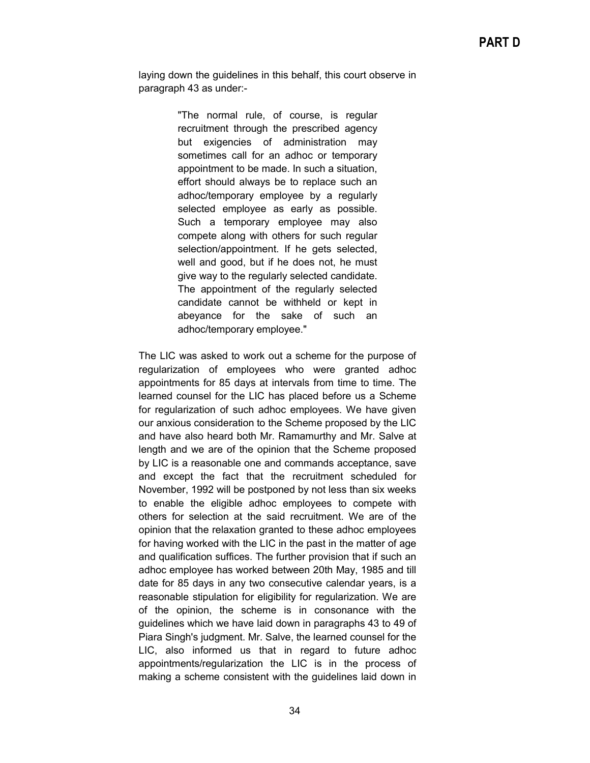laying down the guidelines in this behalf, this court observe in paragraph 43 as under:-

> "The normal rule, of course, is regular recruitment through the prescribed agency but exigencies of administration may sometimes call for an adhoc or temporary appointment to be made. In such a situation, effort should always be to replace such an adhoc/temporary employee by a regularly selected employee as early as possible. Such a temporary employee may also compete along with others for such regular selection/appointment. If he gets selected, well and good, but if he does not, he must give way to the regularly selected candidate. The appointment of the regularly selected candidate cannot be withheld or kept in abeyance for the sake of such an adhoc/temporary employee."

The LIC was asked to work out a scheme for the purpose of regularization of employees who were granted adhoc appointments for 85 days at intervals from time to time. The learned counsel for the LIC has placed before us a Scheme for regularization of such adhoc employees. We have given our anxious consideration to the Scheme proposed by the LIC and have also heard both Mr. Ramamurthy and Mr. Salve at length and we are of the opinion that the Scheme proposed by LIC is a reasonable one and commands acceptance, save and except the fact that the recruitment scheduled for November, 1992 will be postponed by not less than six weeks to enable the eligible adhoc employees to compete with others for selection at the said recruitment. We are of the opinion that the relaxation granted to these adhoc employees for having worked with the LIC in the past in the matter of age and qualification suffices. The further provision that if such an adhoc employee has worked between 20th May, 1985 and till date for 85 days in any two consecutive calendar years, is a reasonable stipulation for eligibility for regularization. We are of the opinion, the scheme is in consonance with the guidelines which we have laid down in paragraphs 43 to 49 of Piara Singh's judgment. Mr. Salve, the learned counsel for the LIC, also informed us that in regard to future adhoc appointments/regularization the LIC is in the process of making a scheme consistent with the guidelines laid down in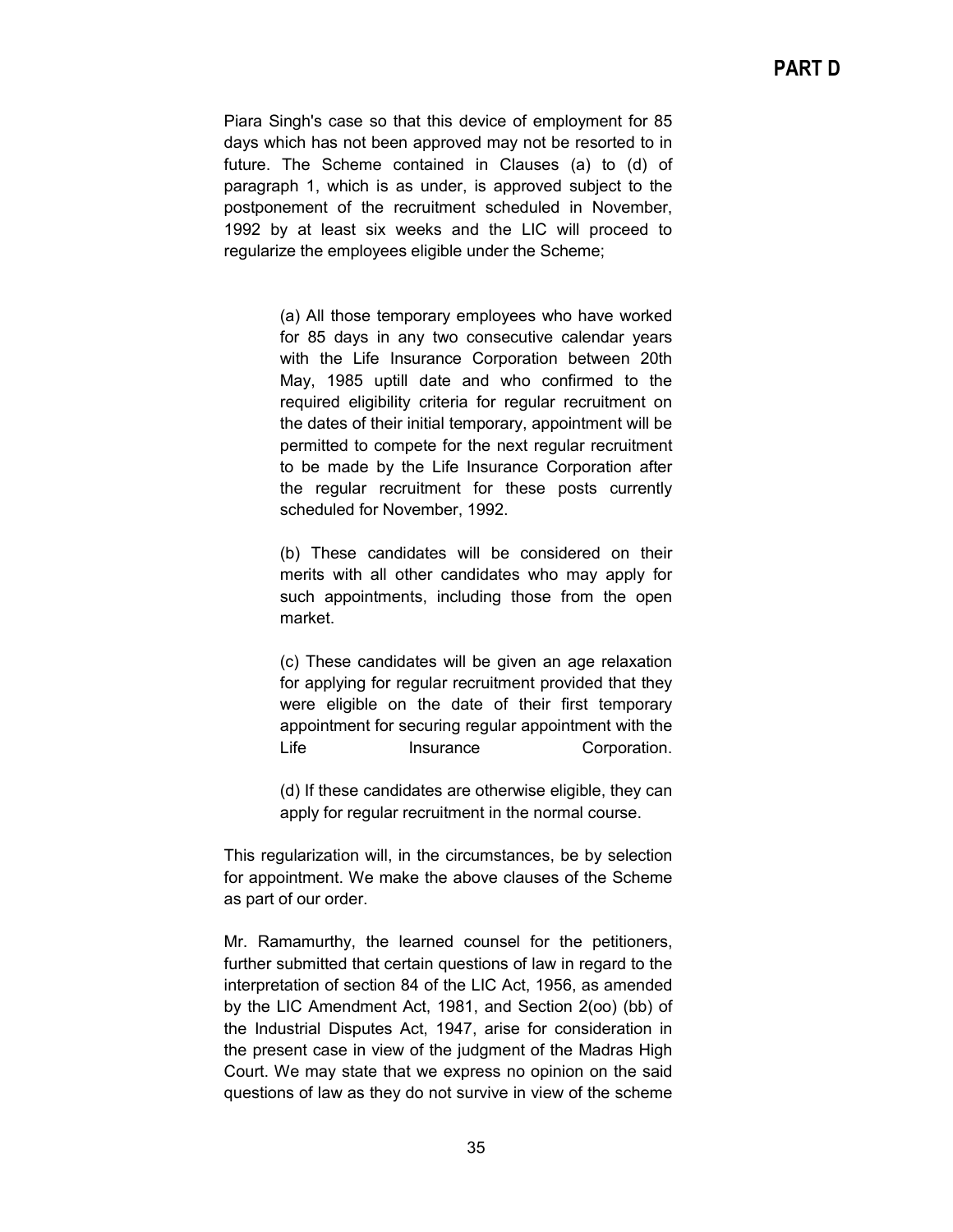Piara Singh's case so that this device of employment for 85 days which has not been approved may not be resorted to in future. The Scheme contained in Clauses (a) to (d) of paragraph 1, which is as under, is approved subject to the postponement of the recruitment scheduled in November, 1992 by at least six weeks and the LIC will proceed to regularize the employees eligible under the Scheme;

> (a) All those temporary employees who have worked for 85 days in any two consecutive calendar years with the Life Insurance Corporation between 20th May, 1985 uptill date and who confirmed to the required eligibility criteria for regular recruitment on the dates of their initial temporary, appointment will be permitted to compete for the next regular recruitment to be made by the Life Insurance Corporation after the regular recruitment for these posts currently scheduled for November, 1992.
>
> (b) These candidates will be considered on their merits with all other candidates who may apply for such appointments, including those from the open market.
>
> (c) These candidates will be given an age relaxation for applying for regular recruitment provided that they were eligible on the date of their first temporary appointment for securing regular appointment with the Life Insurance Corporation.
>
> (d) If these candidates are otherwise eligible, they can apply for regular recruitment in the normal course.

This regularization will, in the circumstances, be by selection for appointment. We make the above clauses of the Scheme as part of our order.

Mr. Ramamurthy, the learned counsel for the petitioners, further submitted that certain questions of law in regard to the interpretation of section 84 of the LIC Act, 1956, as amended by the LIC Amendment Act, 1981, and Section 2(oo) (bb) of the Industrial Disputes Act, 1947, arise for consideration in the present case in view of the judgment of the Madras High Court. We may state that we express no opinion on the said questions of law as they do not survive in view of the scheme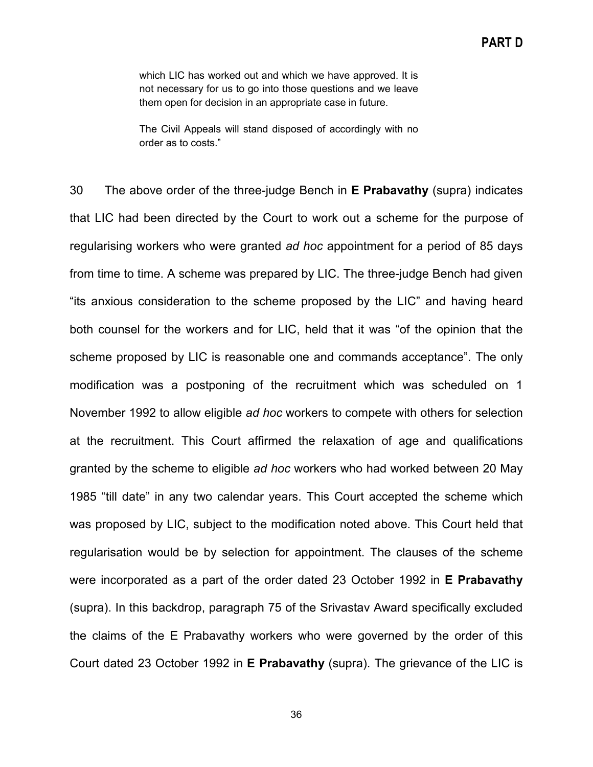> which LIC has worked out and which we have approved. It is not necessary for us to go into those questions and we leave them open for decision in an appropriate case in future.
>
> The Civil Appeals will stand disposed of accordingly with no order as to costs."

30 The above order of the three-judge Bench in **E Prabavathy** (supra) indicates that LIC had been directed by the Court to work out a scheme for the purpose of regularising workers who were granted *ad hoc* appointment for a period of 85 days from time to time. A scheme was prepared by LIC. The three-judge Bench had given "its anxious consideration to the scheme proposed by the LIC" and having heard both counsel for the workers and for LIC, held that it was "of the opinion that the scheme proposed by LIC is reasonable one and commands acceptance". The only modification was a postponing of the recruitment which was scheduled on 1 November 1992 to allow eligible *ad hoc* workers to compete with others for selection at the recruitment. This Court affirmed the relaxation of age and qualifications granted by the scheme to eligible *ad hoc* workers who had worked between 20 May 1985 "till date" in any two calendar years. This Court accepted the scheme which was proposed by LIC, subject to the modification noted above. This Court held that regularisation would be by selection for appointment. The clauses of the scheme were incorporated as a part of the order dated 23 October 1992 in **E Prabavathy** (supra). In this backdrop, paragraph 75 of the Srivastav Award specifically excluded the claims of the E Prabavathy workers who were governed by the order of this Court dated 23 October 1992 in **E Prabavathy** (supra). The grievance of the LIC is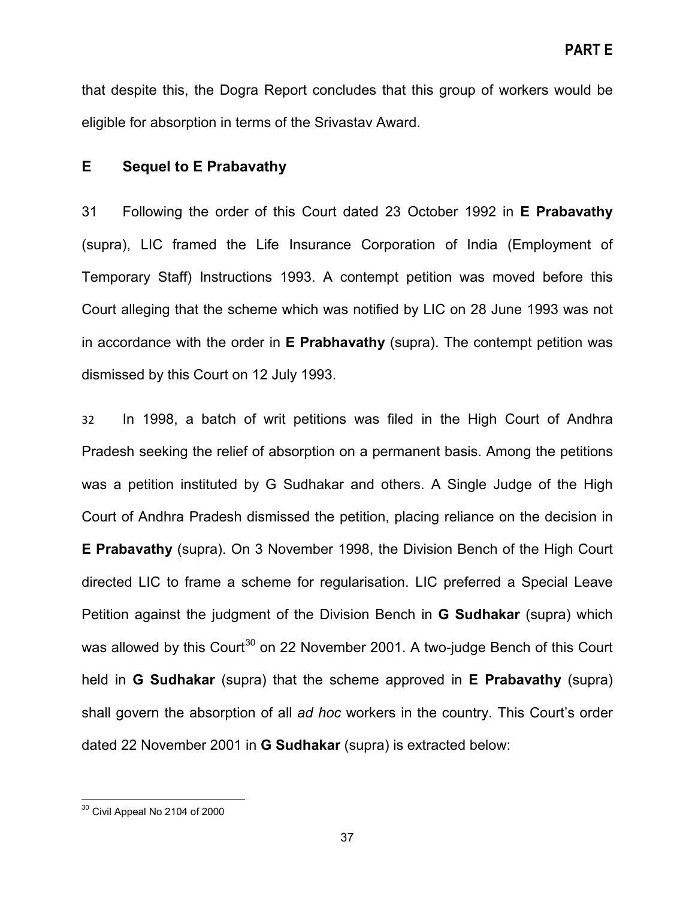that despite this, the Dogra Report concludes that this group of workers would be eligible for absorption in terms of the Srivastav Award.

## E Sequel to E Prabavathy

31 Following the order of this Court dated 23 October 1992 in **E Prabavathy** (supra), LIC framed the Life Insurance Corporation of India (Employment of Temporary Staff) Instructions 1993. A contempt petition was moved before this Court alleging that the scheme which was notified by LIC on 28 June 1993 was not in accordance with the order in **E Prabhavathy** (supra). The contempt petition was dismissed by this Court on 12 July 1993.

32 In 1998, a batch of writ petitions was filed in the High Court of Andhra Pradesh seeking the relief of absorption on a permanent basis. Among the petitions was a petition instituted by G Sudhakar and others. A Single Judge of the High Court of Andhra Pradesh dismissed the petition, placing reliance on the decision in **E Prabavathy** (supra). On 3 November 1998, the Division Bench of the High Court directed LIC to frame a scheme for regularisation. LIC preferred a Special Leave Petition against the judgment of the Division Bench in **G Sudhakar** (supra) which was allowed by this Court[30] on 22 November 2001. A two-judge Bench of this Court held in **G Sudhakar** (supra) that the scheme approved in **E Prabavathy** (supra) shall govern the absorption of all *ad hoc* workers in the country. This Court's order dated 22 November 2001 in **G Sudhakar** (supra) is extracted below:

[30] Civil Appeal No 2104 of 2000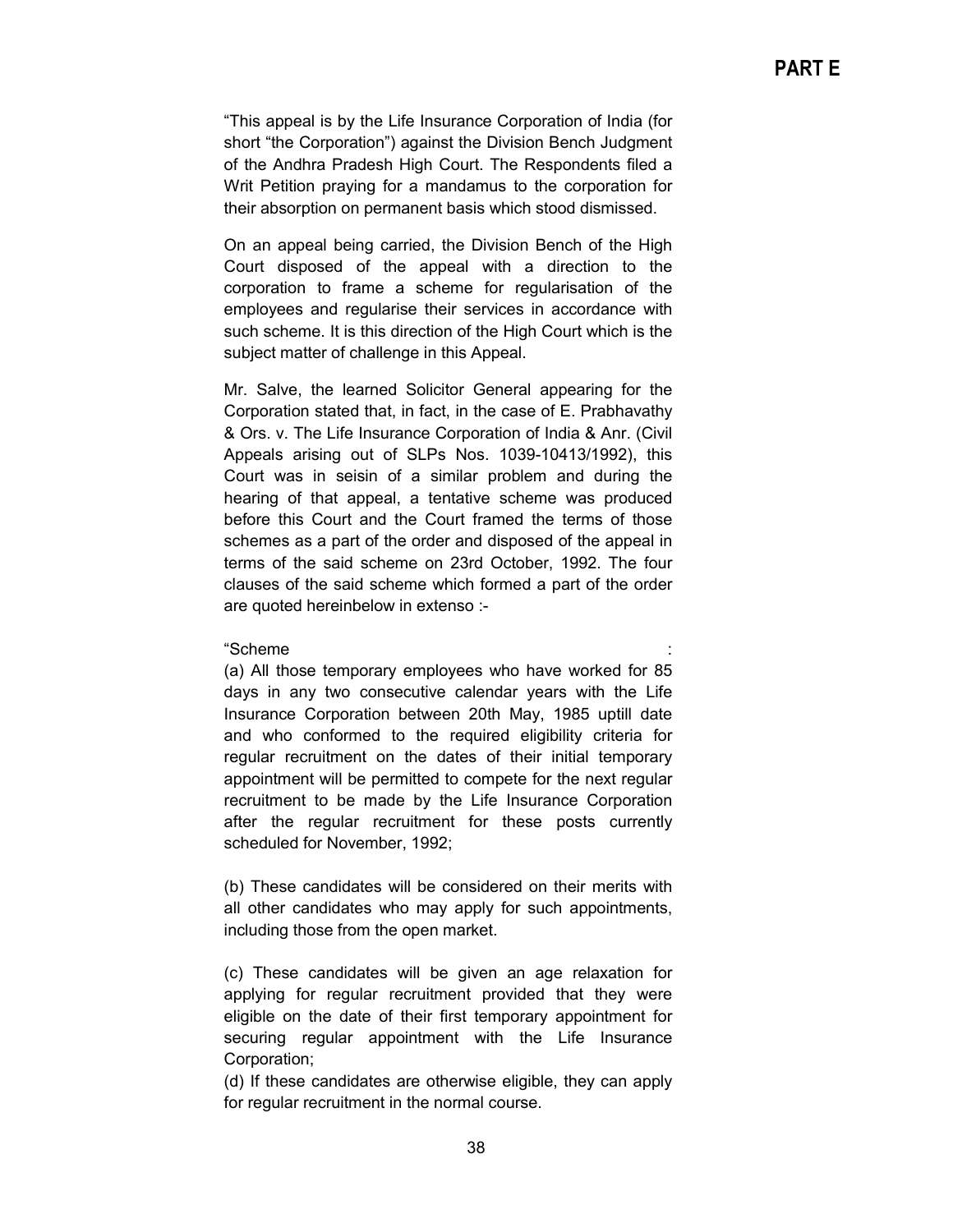"This appeal is by the Life Insurance Corporation of India (for short "the Corporation") against the Division Bench Judgment of the Andhra Pradesh High Court. The Respondents filed a Writ Petition praying for a mandamus to the corporation for their absorption on permanent basis which stood dismissed.

On an appeal being carried, the Division Bench of the High Court disposed of the appeal with a direction to the corporation to frame a scheme for regularisation of the employees and regularise their services in accordance with such scheme. It is this direction of the High Court which is the subject matter of challenge in this Appeal.

Mr. Salve, the learned Solicitor General appearing for the Corporation stated that, in fact, in the case of E. Prabhavathy & Ors. v. The Life Insurance Corporation of India & Anr. (Civil Appeals arising out of SLPs Nos. 1039-10413/1992), this Court was in seisin of a similar problem and during the hearing of that appeal, a tentative scheme was produced before this Court and the Court framed the terms of those schemes as a part of the order and disposed of the appeal in terms of the said scheme on 23rd October, 1992. The four clauses of the said scheme which formed a part of the order are quoted hereinbelow in extenso :-

"Scheme :

(a) All those temporary employees who have worked for 85 days in any two consecutive calendar years with the Life Insurance Corporation between 20th May, 1985 uptill date and who conformed to the required eligibility criteria for regular recruitment on the dates of their initial temporary appointment will be permitted to compete for the next regular recruitment to be made by the Life Insurance Corporation after the regular recruitment for these posts currently scheduled for November, 1992;

(b) These candidates will be considered on their merits with all other candidates who may apply for such appointments, including those from the open market.

(c) These candidates will be given an age relaxation for applying for regular recruitment provided that they were eligible on the date of their first temporary appointment for securing regular appointment with the Life Insurance Corporation;

(d) If these candidates are otherwise eligible, they can apply for regular recruitment in the normal course.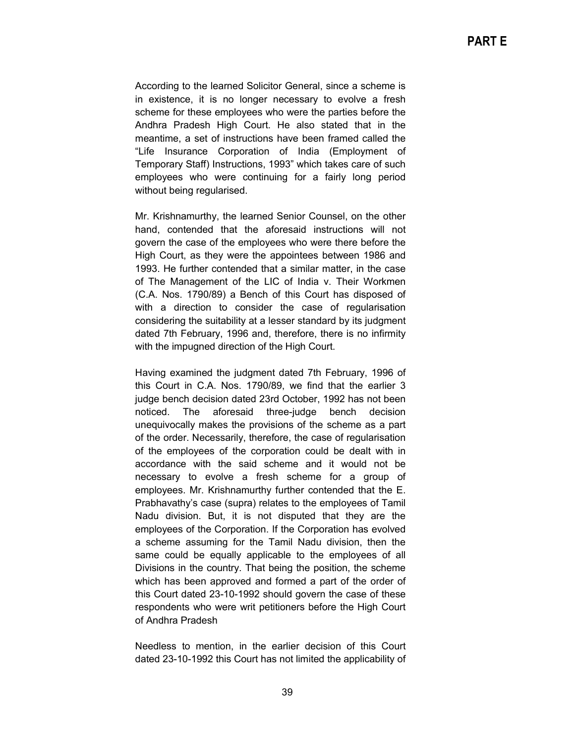According to the learned Solicitor General, since a scheme is in existence, it is no longer necessary to evolve a fresh scheme for these employees who were the parties before the Andhra Pradesh High Court. He also stated that in the meantime, a set of instructions have been framed called the "Life Insurance Corporation of India (Employment of Temporary Staff) Instructions, 1993" which takes care of such employees who were continuing for a fairly long period without being regularised.

Mr. Krishnamurthy, the learned Senior Counsel, on the other hand, contended that the aforesaid instructions will not govern the case of the employees who were there before the High Court, as they were the appointees between 1986 and 1993. He further contended that a similar matter, in the case of The Management of the LIC of India v. Their Workmen (C.A. Nos. 1790/89) a Bench of this Court has disposed of with a direction to consider the case of regularisation considering the suitability at a lesser standard by its judgment dated 7th February, 1996 and, therefore, there is no infirmity with the impugned direction of the High Court.

Having examined the judgment dated 7th February, 1996 of this Court in C.A. Nos. 1790/89, we find that the earlier 3 judge bench decision dated 23rd October, 1992 has not been noticed. The aforesaid three-judge bench decision unequivocally makes the provisions of the scheme as a part of the order. Necessarily, therefore, the case of regularisation of the employees of the corporation could be dealt with in accordance with the said scheme and it would not be necessary to evolve a fresh scheme for a group of employees. Mr. Krishnamurthy further contended that the E. Prabhavathy's case (supra) relates to the employees of Tamil Nadu division. But, it is not disputed that they are the employees of the Corporation. If the Corporation has evolved a scheme assuming for the Tamil Nadu division, then the same could be equally applicable to the employees of all Divisions in the country. That being the position, the scheme which has been approved and formed a part of the order of this Court dated 23-10-1992 should govern the case of these respondents who were writ petitioners before the High Court of Andhra Pradesh

Needless to mention, in the earlier decision of this Court dated 23-10-1992 this Court has not limited the applicability of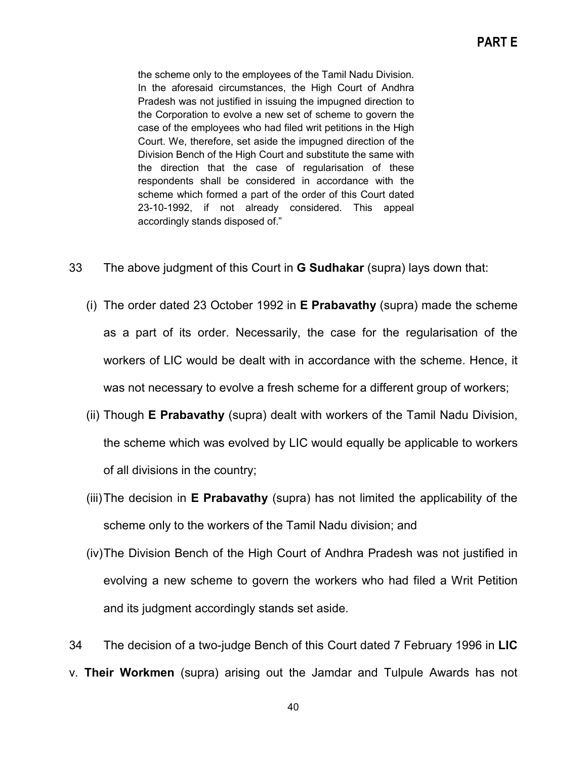> the scheme only to the employees of the Tamil Nadu Division. In the aforesaid circumstances, the High Court of Andhra Pradesh was not justified in issuing the impugned direction to the Corporation to evolve a new set of scheme to govern the case of the employees who had filed writ petitions in the High Court. We, therefore, set aside the impugned direction of the Division Bench of the High Court and substitute the same with the direction that the case of regularisation of these respondents shall be considered in accordance with the scheme which formed a part of the order of this Court dated 23-10-1992, if not already considered. This appeal accordingly stands disposed of."

33 The above judgment of this Court in **G Sudhakar** (supra) lays down that:

(i) The order dated 23 October 1992 in **E Prabavathy** (supra) made the scheme as a part of its order. Necessarily, the case for the regularisation of the workers of LIC would be dealt with in accordance with the scheme. Hence, it was not necessary to evolve a fresh scheme for a different group of workers;

(ii) Though **E Prabavathy** (supra) dealt with workers of the Tamil Nadu Division, the scheme which was evolved by LIC would equally be applicable to workers of all divisions in the country;

(iii) The decision in **E Prabavathy** (supra) has not limited the applicability of the scheme only to the workers of the Tamil Nadu division; and

(iv) The Division Bench of the High Court of Andhra Pradesh was not justified in evolving a new scheme to govern the workers who had filed a Writ Petition and its judgment accordingly stands set aside.

34 The decision of a two-judge Bench of this Court dated 7 February 1996 in **LIC** v. **Their Workmen** (supra) arising out the Jamdar and Tulpule Awards has not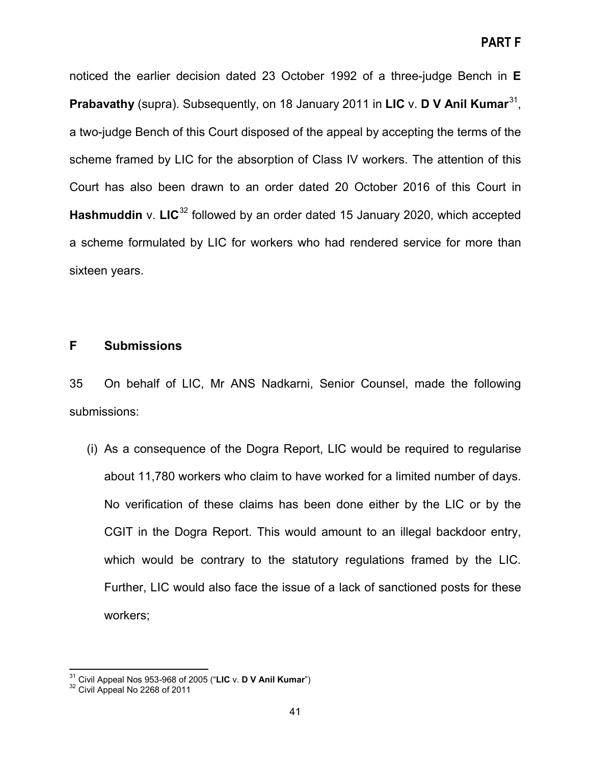noticed the earlier decision dated 23 October 1992 of a three-judge Bench in **E Prabavathy** (supra). Subsequently, on 18 January 2011 in **LIC** v. **D V Anil Kumar**[31], a two-judge Bench of this Court disposed of the appeal by accepting the terms of the scheme framed by LIC for the absorption of Class IV workers. The attention of this Court has also been drawn to an order dated 20 October 2016 of this Court in **Hashmuddin** v. **LIC**[32] followed by an order dated 15 January 2020, which accepted a scheme formulated by LIC for workers who had rendered service for more than sixteen years.

## F Submissions

35 On behalf of LIC, Mr ANS Nadkarni, Senior Counsel, made the following submissions:

(i) As a consequence of the Dogra Report, LIC would be required to regularise about 11,780 workers who claim to have worked for a limited number of days. No verification of these claims has been done either by the LIC or by the CGIT in the Dogra Report. This would amount to an illegal backdoor entry, which would be contrary to the statutory regulations framed by the LIC. Further, LIC would also face the issue of a lack of sanctioned posts for these workers;

---

[31] Civil Appeal Nos 953-968 of 2005 ("**LIC** v. **D V Anil Kumar**")

[32] Civil Appeal No 2268 of 2011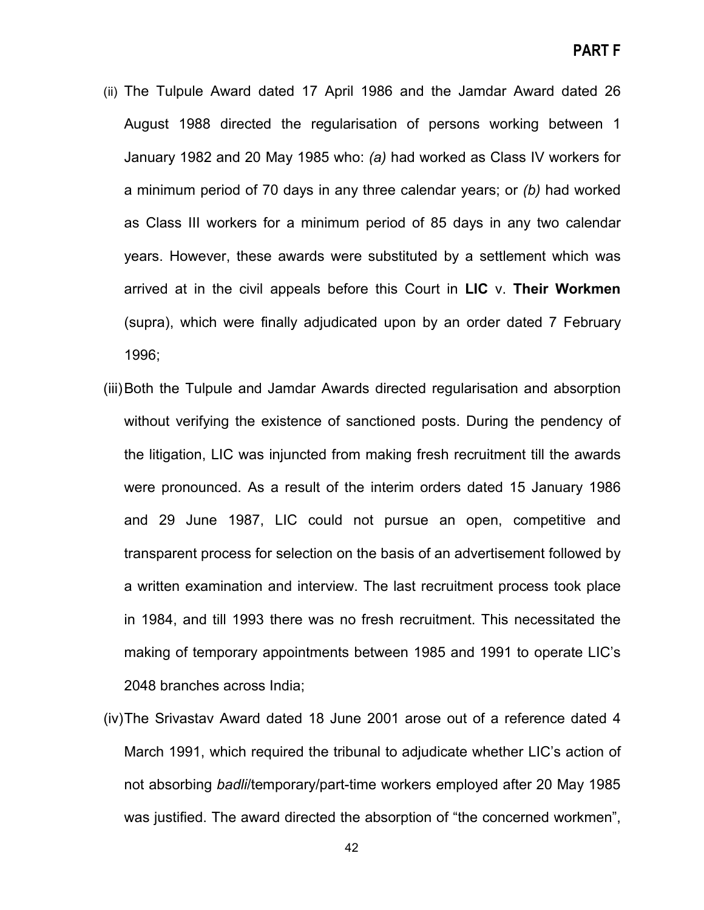(ii) The Tulpule Award dated 17 April 1986 and the Jamdar Award dated 26 August 1988 directed the regularisation of persons working between 1 January 1982 and 20 May 1985 who: *(a)* had worked as Class IV workers for a minimum period of 70 days in any three calendar years; or *(b)* had worked as Class III workers for a minimum period of 85 days in any two calendar years. However, these awards were substituted by a settlement which was arrived at in the civil appeals before this Court in **LIC** v. **Their Workmen** (supra), which were finally adjudicated upon by an order dated 7 February 1996;

(iii) Both the Tulpule and Jamdar Awards directed regularisation and absorption without verifying the existence of sanctioned posts. During the pendency of the litigation, LIC was injuncted from making fresh recruitment till the awards were pronounced. As a result of the interim orders dated 15 January 1986 and 29 June 1987, LIC could not pursue an open, competitive and transparent process for selection on the basis of an advertisement followed by a written examination and interview. The last recruitment process took place in 1984, and till 1993 there was no fresh recruitment. This necessitated the making of temporary appointments between 1985 and 1991 to operate LIC's 2048 branches across India;

(iv) The Srivastav Award dated 18 June 2001 arose out of a reference dated 4 March 1991, which required the tribunal to adjudicate whether LIC's action of not absorbing *badli*/temporary/part-time workers employed after 20 May 1985 was justified. The award directed the absorption of "the concerned workmen",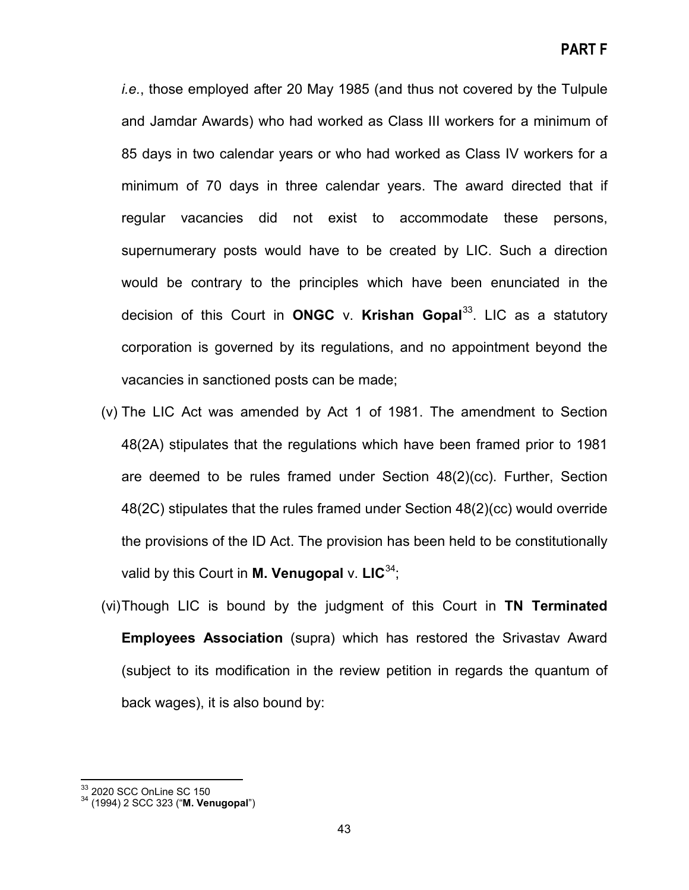*i.e.*, those employed after 20 May 1985 (and thus not covered by the Tulpule and Jamdar Awards) who had worked as Class III workers for a minimum of 85 days in two calendar years or who had worked as Class IV workers for a minimum of 70 days in three calendar years. The award directed that if regular vacancies did not exist to accommodate these persons, supernumerary posts would have to be created by LIC. Such a direction would be contrary to the principles which have been enunciated in the decision of this Court in **ONGC** v. **Krishan Gopal**[33]. LIC as a statutory corporation is governed by its regulations, and no appointment beyond the vacancies in sanctioned posts can be made;

(v) The LIC Act was amended by Act 1 of 1981. The amendment to Section 48(2A) stipulates that the regulations which have been framed prior to 1981 are deemed to be rules framed under Section 48(2)(cc). Further, Section 48(2C) stipulates that the rules framed under Section 48(2)(cc) would override the provisions of the ID Act. The provision has been held to be constitutionally valid by this Court in **M. Venugopal** v. **LIC**[34];

(vi) Though LIC is bound by the judgment of this Court in **TN Terminated Employees Association** (supra) which has restored the Srivastav Award (subject to its modification in the review petition in regards the quantum of back wages), it is also bound by:

---

[33] 2020 SCC OnLine SC 150

[34] (1994) 2 SCC 323 ("**M. Venugopal**")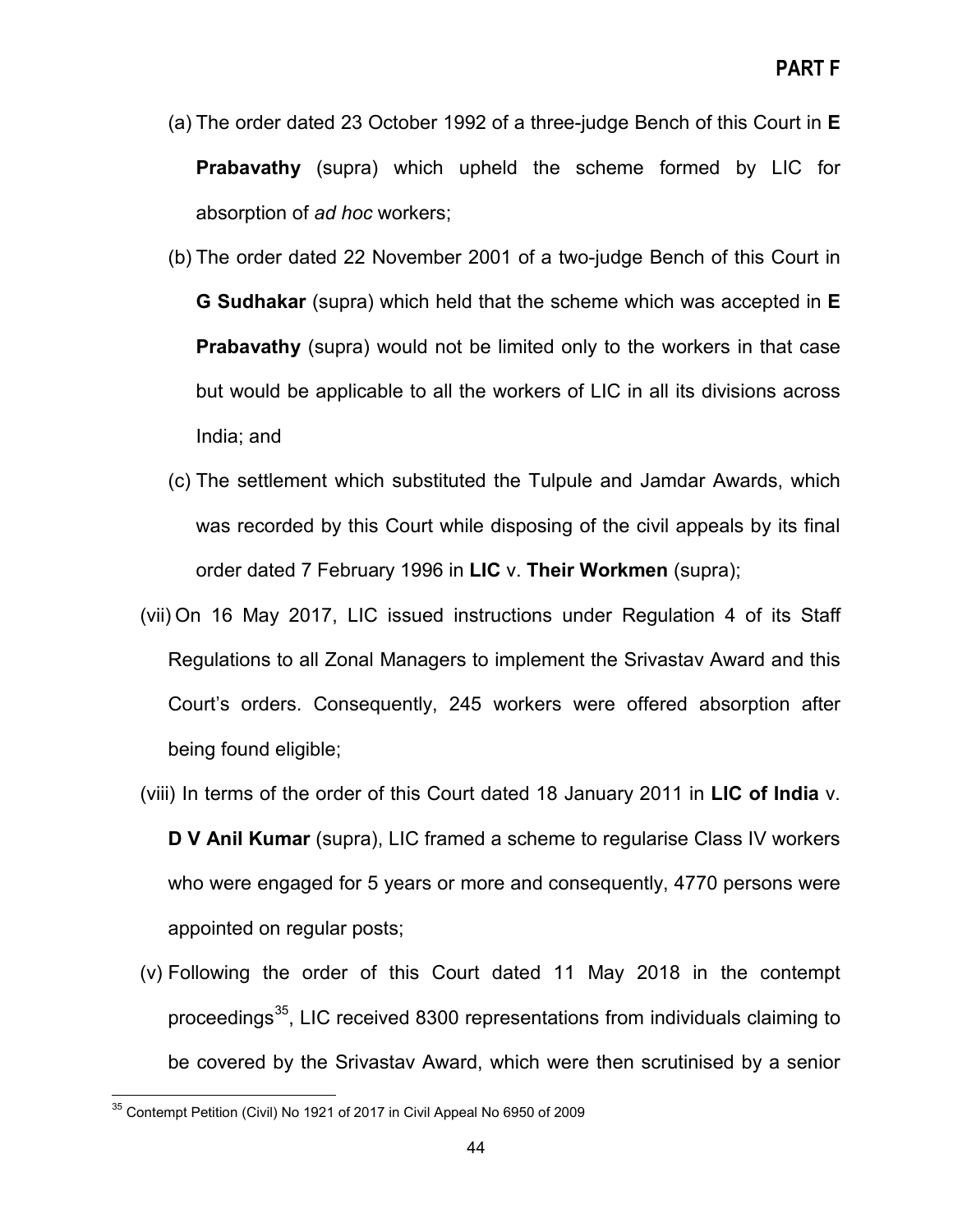(a) The order dated 23 October 1992 of a three-judge Bench of this Court in **E Prabavathy** (supra) which upheld the scheme formed by LIC for absorption of *ad hoc* workers;

(b) The order dated 22 November 2001 of a two-judge Bench of this Court in **G Sudhakar** (supra) which held that the scheme which was accepted in **E Prabavathy** (supra) would not be limited only to the workers in that case but would be applicable to all the workers of LIC in all its divisions across India; and

(c) The settlement which substituted the Tulpule and Jamdar Awards, which was recorded by this Court while disposing of the civil appeals by its final order dated 7 February 1996 in **LIC** v. **Their Workmen** (supra);

(vii) On 16 May 2017, LIC issued instructions under Regulation 4 of its Staff Regulations to all Zonal Managers to implement the Srivastav Award and this Court's orders. Consequently, 245 workers were offered absorption after being found eligible;

(viii) In terms of the order of this Court dated 18 January 2011 in **LIC of India** v. **D V Anil Kumar** (supra), LIC framed a scheme to regularise Class IV workers who were engaged for 5 years or more and consequently, 4770 persons were appointed on regular posts;

(v) Following the order of this Court dated 11 May 2018 in the contempt proceedings[35], LIC received 8300 representations from individuals claiming to be covered by the Srivastav Award, which were then scrutinised by a senior

---

[35] Contempt Petition (Civil) No 1921 of 2017 in Civil Appeal No 6950 of 2009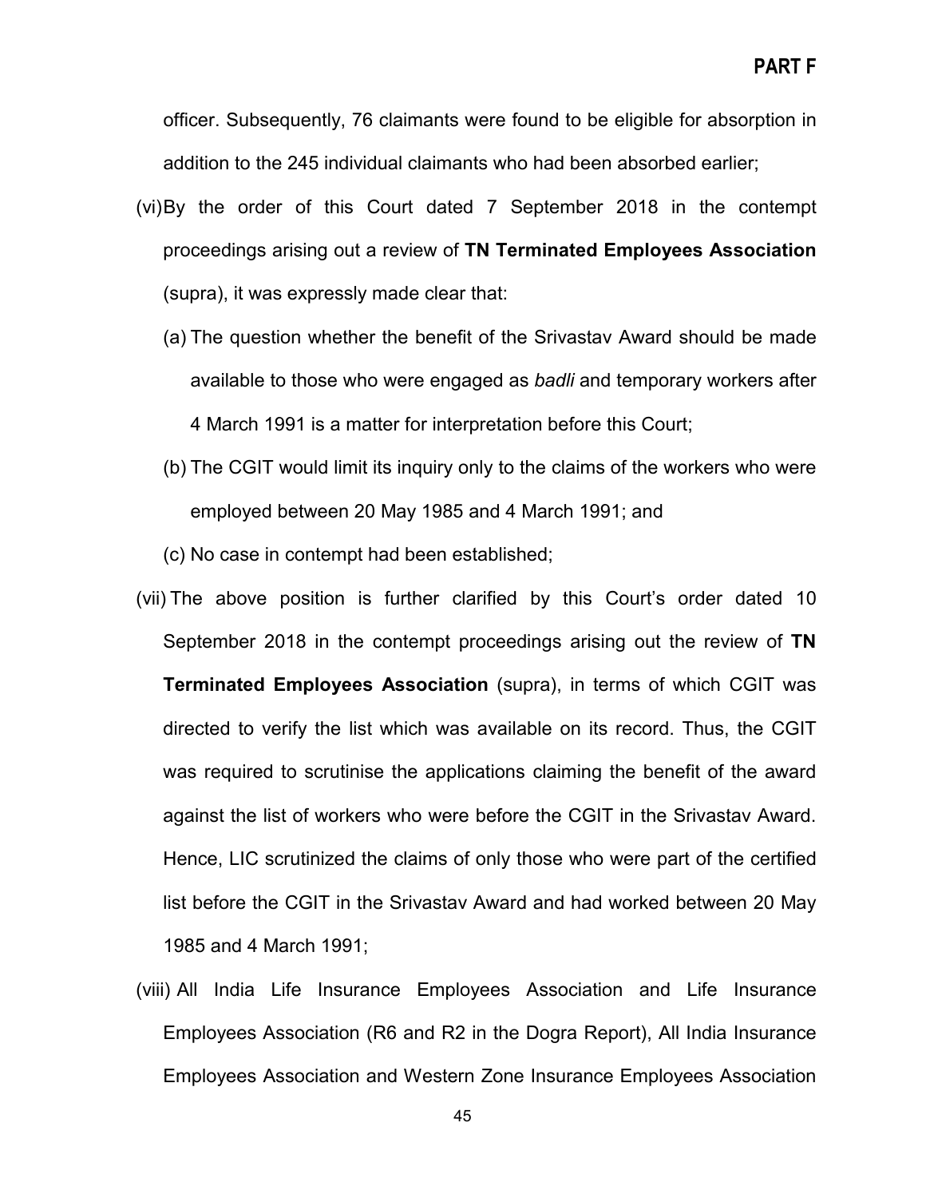officer. Subsequently, 76 claimants were found to be eligible for absorption in addition to the 245 individual claimants who had been absorbed earlier;

(vi) By the order of this Court dated 7 September 2018 in the contempt proceedings arising out a review of **TN Terminated Employees Association** (supra), it was expressly made clear that:

   (a) The question whether the benefit of the Srivastav Award should be made available to those who were engaged as *badli* and temporary workers after 4 March 1991 is a matter for interpretation before this Court;

   (b) The CGIT would limit its inquiry only to the claims of the workers who were employed between 20 May 1985 and 4 March 1991; and

   (c) No case in contempt had been established;

(vii) The above position is further clarified by this Court's order dated 10 September 2018 in the contempt proceedings arising out the review of **TN Terminated Employees Association** (supra), in terms of which CGIT was directed to verify the list which was available on its record. Thus, the CGIT was required to scrutinise the applications claiming the benefit of the award against the list of workers who were before the CGIT in the Srivastav Award. Hence, LIC scrutinized the claims of only those who were part of the certified list before the CGIT in the Srivastav Award and had worked between 20 May 1985 and 4 March 1991;

(viii) All India Life Insurance Employees Association and Life Insurance Employees Association (R6 and R2 in the Dogra Report), All India Insurance Employees Association and Western Zone Insurance Employees Association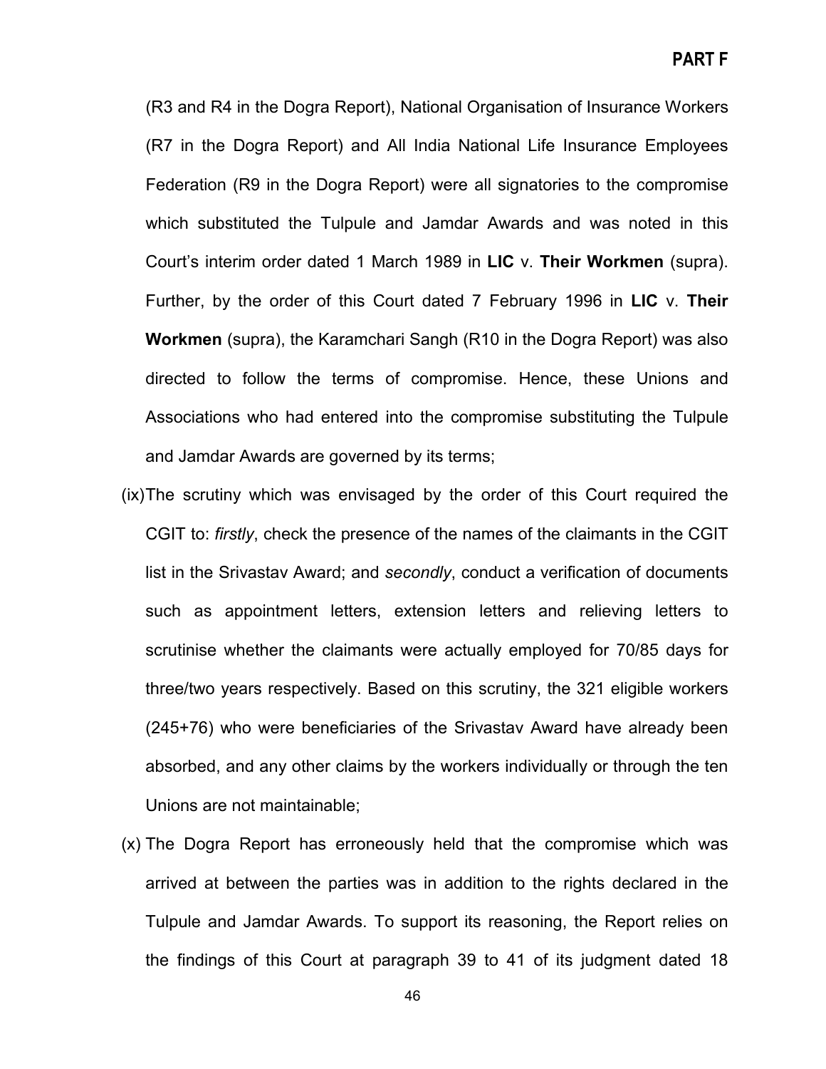(R3 and R4 in the Dogra Report), National Organisation of Insurance Workers (R7 in the Dogra Report) and All India National Life Insurance Employees Federation (R9 in the Dogra Report) were all signatories to the compromise which substituted the Tulpule and Jamdar Awards and was noted in this Court's interim order dated 1 March 1989 in **LIC** v. **Their Workmen** (supra). Further, by the order of this Court dated 7 February 1996 in **LIC** v. **Their Workmen** (supra), the Karamchari Sangh (R10 in the Dogra Report) was also directed to follow the terms of compromise. Hence, these Unions and Associations who had entered into the compromise substituting the Tulpule and Jamdar Awards are governed by its terms;

(ix) The scrutiny which was envisaged by the order of this Court required the CGIT to: *firstly*, check the presence of the names of the claimants in the CGIT list in the Srivastav Award; and *secondly*, conduct a verification of documents such as appointment letters, extension letters and relieving letters to scrutinise whether the claimants were actually employed for 70/85 days for three/two years respectively. Based on this scrutiny, the 321 eligible workers (245+76) who were beneficiaries of the Srivastav Award have already been absorbed, and any other claims by the workers individually or through the ten Unions are not maintainable;

(x) The Dogra Report has erroneously held that the compromise which was arrived at between the parties was in addition to the rights declared in the Tulpule and Jamdar Awards. To support its reasoning, the Report relies on the findings of this Court at paragraph 39 to 41 of its judgment dated 18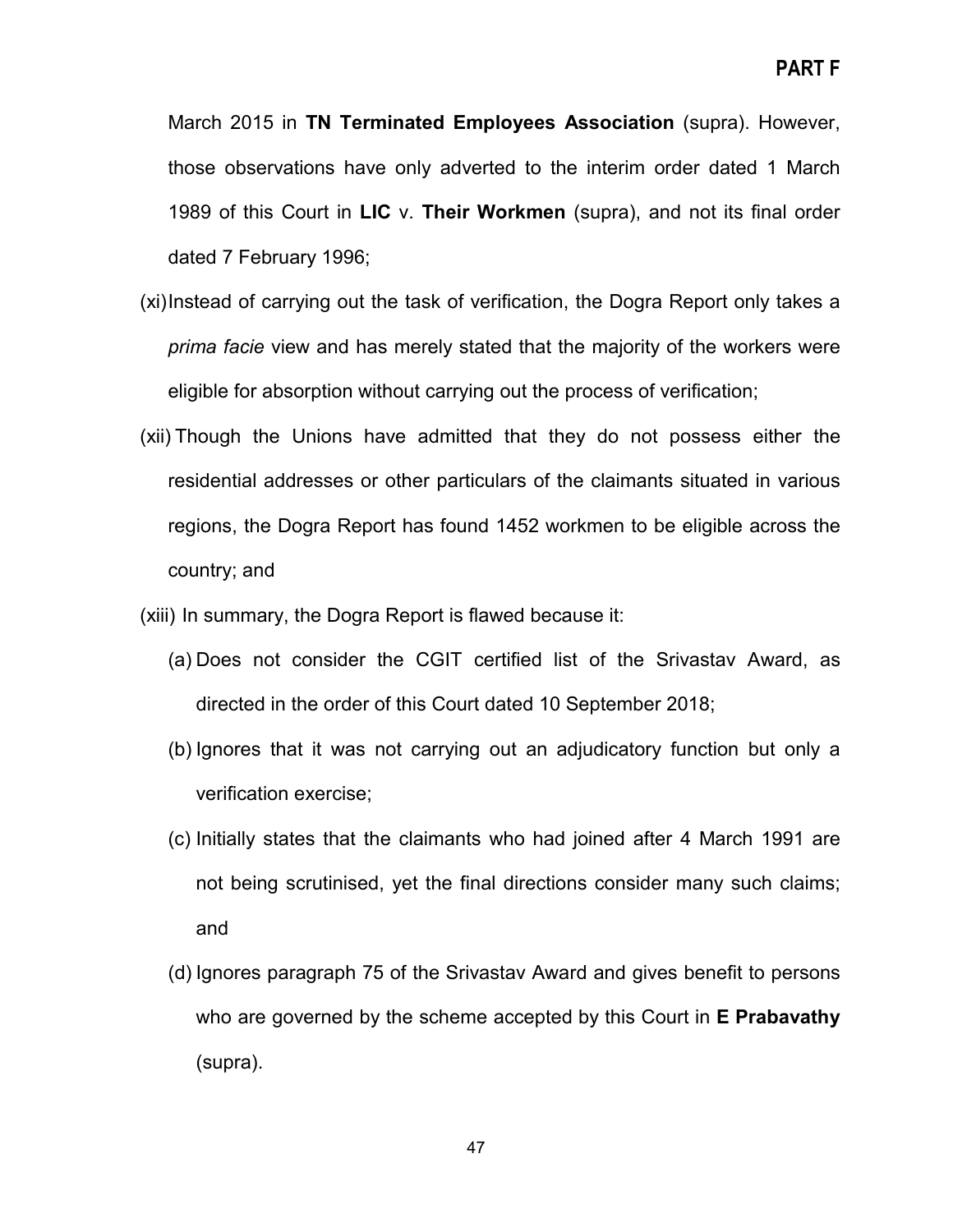March 2015 in **TN Terminated Employees Association** (supra). However, those observations have only adverted to the interim order dated 1 March 1989 of this Court in **LIC** v. **Their Workmen** (supra), and not its final order dated 7 February 1996;

(xi) Instead of carrying out the task of verification, the Dogra Report only takes a *prima facie* view and has merely stated that the majority of the workers were eligible for absorption without carrying out the process of verification;

(xii) Though the Unions have admitted that they do not possess either the residential addresses or other particulars of the claimants situated in various regions, the Dogra Report has found 1452 workmen to be eligible across the country; and

(xiii) In summary, the Dogra Report is flawed because it:

  (a) Does not consider the CGIT certified list of the Srivastav Award, as directed in the order of this Court dated 10 September 2018;

  (b) Ignores that it was not carrying out an adjudicatory function but only a verification exercise;

  (c) Initially states that the claimants who had joined after 4 March 1991 are not being scrutinised, yet the final directions consider many such claims; and

  (d) Ignores paragraph 75 of the Srivastav Award and gives benefit to persons who are governed by the scheme accepted by this Court in **E Prabavathy** (supra).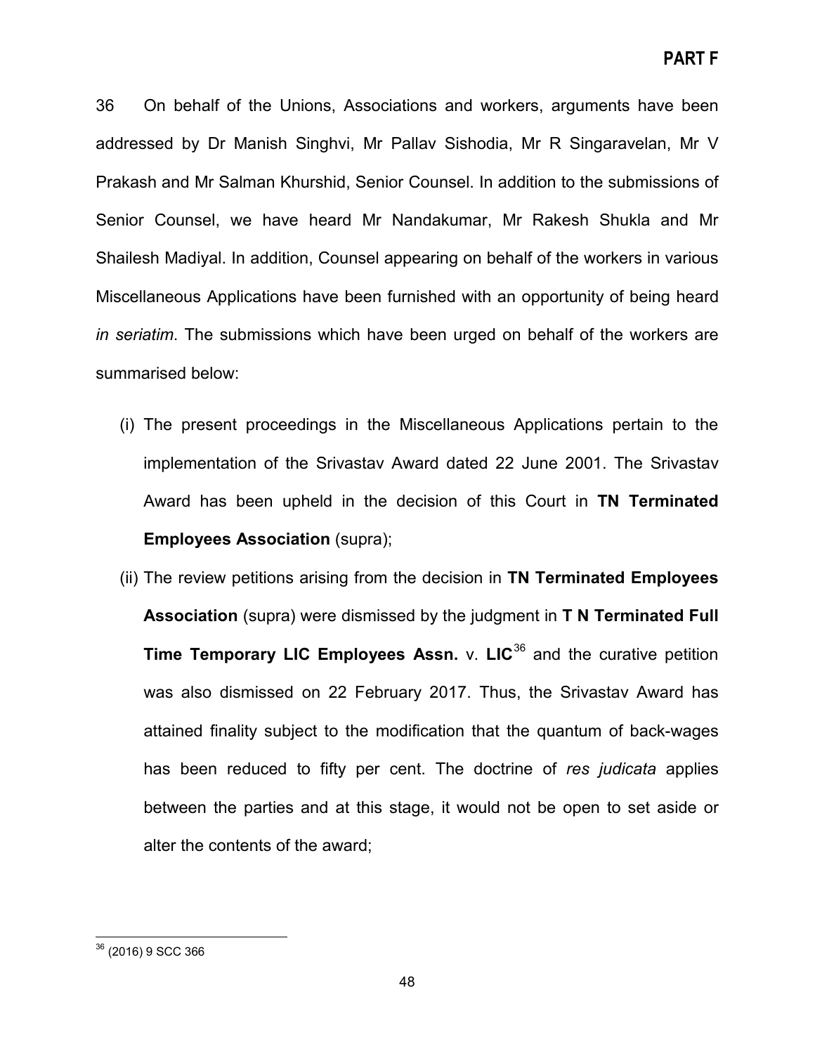36 On behalf of the Unions, Associations and workers, arguments have been addressed by Dr Manish Singhvi, Mr Pallav Sishodia, Mr R Singaravelan, Mr V Prakash and Mr Salman Khurshid, Senior Counsel. In addition to the submissions of Senior Counsel, we have heard Mr Nandakumar, Mr Rakesh Shukla and Mr Shailesh Madiyal. In addition, Counsel appearing on behalf of the workers in various Miscellaneous Applications have been furnished with an opportunity of being heard *in seriatim*. The submissions which have been urged on behalf of the workers are summarised below:

(i) The present proceedings in the Miscellaneous Applications pertain to the implementation of the Srivastav Award dated 22 June 2001. The Srivastav Award has been upheld in the decision of this Court in **TN Terminated Employees Association** (supra);

(ii) The review petitions arising from the decision in **TN Terminated Employees Association** (supra) were dismissed by the judgment in **T N Terminated Full Time Temporary LIC Employees Assn.** v. **LIC**[36] and the curative petition was also dismissed on 22 February 2017. Thus, the Srivastav Award has attained finality subject to the modification that the quantum of back-wages has been reduced to fifty per cent. The doctrine of *res judicata* applies between the parties and at this stage, it would not be open to set aside or alter the contents of the award;

---

[36] (2016) 9 SCC 366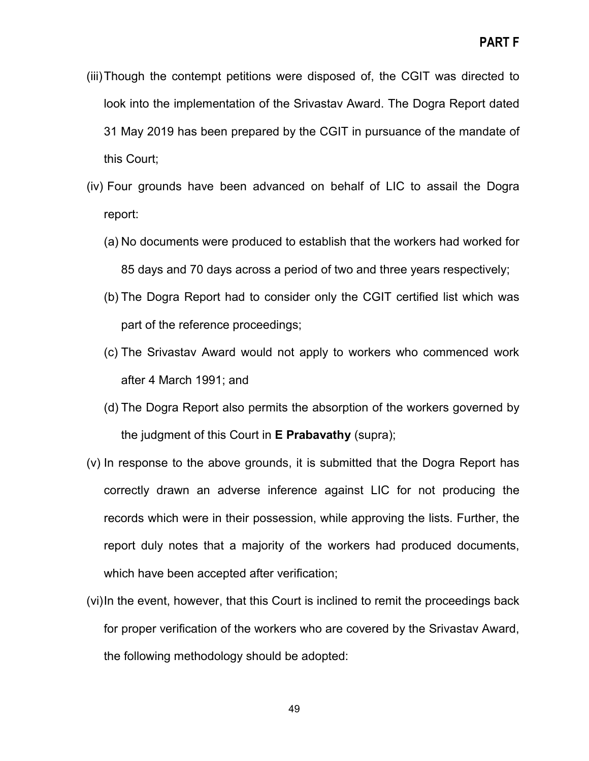(iii) Though the contempt petitions were disposed of, the CGIT was directed to look into the implementation of the Srivastav Award. The Dogra Report dated 31 May 2019 has been prepared by the CGIT in pursuance of the mandate of this Court;

(iv) Four grounds have been advanced on behalf of LIC to assail the Dogra report:

   (a) No documents were produced to establish that the workers had worked for 85 days and 70 days across a period of two and three years respectively;

   (b) The Dogra Report had to consider only the CGIT certified list which was part of the reference proceedings;

   (c) The Srivastav Award would not apply to workers who commenced work after 4 March 1991; and

   (d) The Dogra Report also permits the absorption of the workers governed by the judgment of this Court in **E Prabavathy** (supra);

(v) In response to the above grounds, it is submitted that the Dogra Report has correctly drawn an adverse inference against LIC for not producing the records which were in their possession, while approving the lists. Further, the report duly notes that a majority of the workers had produced documents, which have been accepted after verification;

(vi) In the event, however, that this Court is inclined to remit the proceedings back for proper verification of the workers who are covered by the Srivastav Award, the following methodology should be adopted: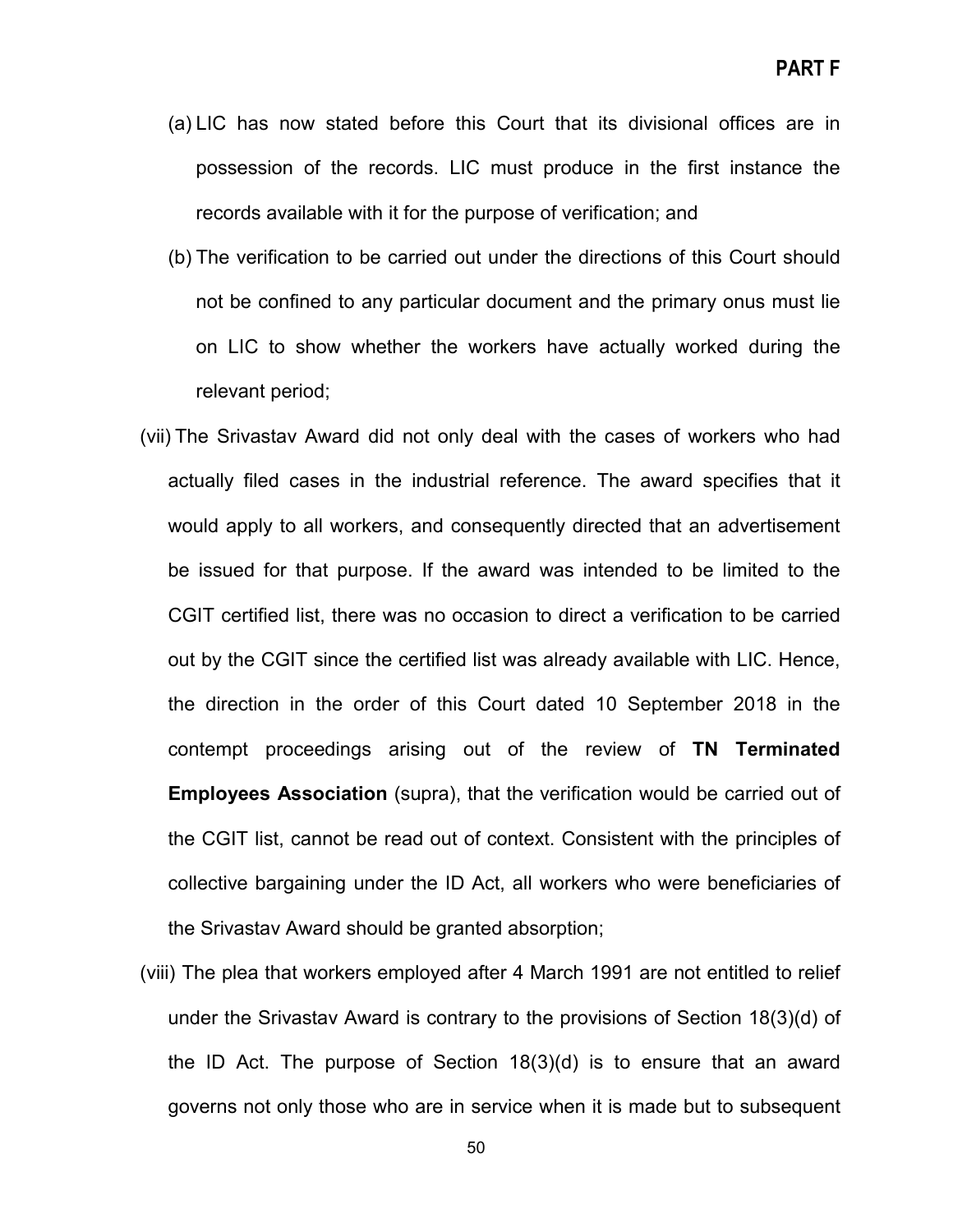(a) LIC has now stated before this Court that its divisional offices are in possession of the records. LIC must produce in the first instance the records available with it for the purpose of verification; and

(b) The verification to be carried out under the directions of this Court should not be confined to any particular document and the primary onus must lie on LIC to show whether the workers have actually worked during the relevant period;

(vii) The Srivastav Award did not only deal with the cases of workers who had actually filed cases in the industrial reference. The award specifies that it would apply to all workers, and consequently directed that an advertisement be issued for that purpose. If the award was intended to be limited to the CGIT certified list, there was no occasion to direct a verification to be carried out by the CGIT since the certified list was already available with LIC. Hence, the direction in the order of this Court dated 10 September 2018 in the contempt proceedings arising out of the review of **TN Terminated Employees Association** (supra), that the verification would be carried out of the CGIT list, cannot be read out of context. Consistent with the principles of collective bargaining under the ID Act, all workers who were beneficiaries of the Srivastav Award should be granted absorption;

(viii) The plea that workers employed after 4 March 1991 are not entitled to relief under the Srivastav Award is contrary to the provisions of Section 18(3)(d) of the ID Act. The purpose of Section 18(3)(d) is to ensure that an award governs not only those who are in service when it is made but to subsequent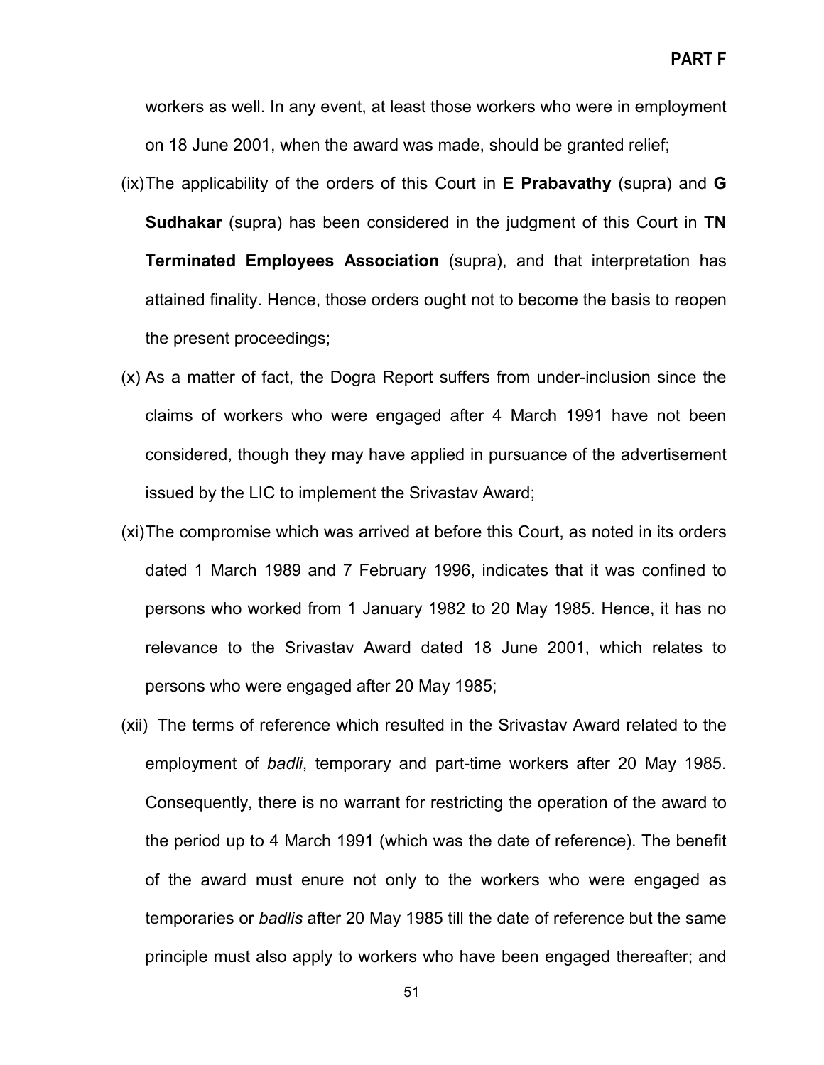workers as well. In any event, at least those workers who were in employment on 18 June 2001, when the award was made, should be granted relief;

(ix) The applicability of the orders of this Court in **E Prabavathy** (supra) and **G Sudhakar** (supra) has been considered in the judgment of this Court in **TN Terminated Employees Association** (supra), and that interpretation has attained finality. Hence, those orders ought not to become the basis to reopen the present proceedings;

(x) As a matter of fact, the Dogra Report suffers from under-inclusion since the claims of workers who were engaged after 4 March 1991 have not been considered, though they may have applied in pursuance of the advertisement issued by the LIC to implement the Srivastav Award;

(xi) The compromise which was arrived at before this Court, as noted in its orders dated 1 March 1989 and 7 February 1996, indicates that it was confined to persons who worked from 1 January 1982 to 20 May 1985. Hence, it has no relevance to the Srivastav Award dated 18 June 2001, which relates to persons who were engaged after 20 May 1985;

(xii) The terms of reference which resulted in the Srivastav Award related to the employment of *badli*, temporary and part-time workers after 20 May 1985. Consequently, there is no warrant for restricting the operation of the award to the period up to 4 March 1991 (which was the date of reference). The benefit of the award must enure not only to the workers who were engaged as temporaries or *badlis* after 20 May 1985 till the date of reference but the same principle must also apply to workers who have been engaged thereafter; and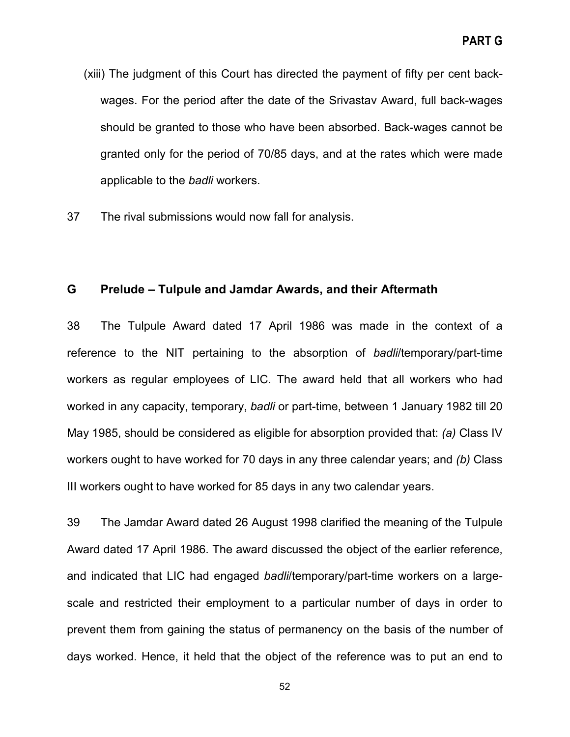(xiii) The judgment of this Court has directed the payment of fifty per cent back-wages. For the period after the date of the Srivastav Award, full back-wages should be granted to those who have been absorbed. Back-wages cannot be granted only for the period of 70/85 days, and at the rates which were made applicable to the *badli* workers.

37 The rival submissions would now fall for analysis.

## G Prelude – Tulpule and Jamdar Awards, and their Aftermath

38 The Tulpule Award dated 17 April 1986 was made in the context of a reference to the NIT pertaining to the absorption of *badli*/temporary/part-time workers as regular employees of LIC. The award held that all workers who had worked in any capacity, temporary, *badli* or part-time, between 1 January 1982 till 20 May 1985, should be considered as eligible for absorption provided that: *(a)* Class IV workers ought to have worked for 70 days in any three calendar years; and *(b)* Class III workers ought to have worked for 85 days in any two calendar years.

39 The Jamdar Award dated 26 August 1998 clarified the meaning of the Tulpule Award dated 17 April 1986. The award discussed the object of the earlier reference, and indicated that LIC had engaged *badli*/temporary/part-time workers on a large-scale and restricted their employment to a particular number of days in order to prevent them from gaining the status of permanency on the basis of the number of days worked. Hence, it held that the object of the reference was to put an end to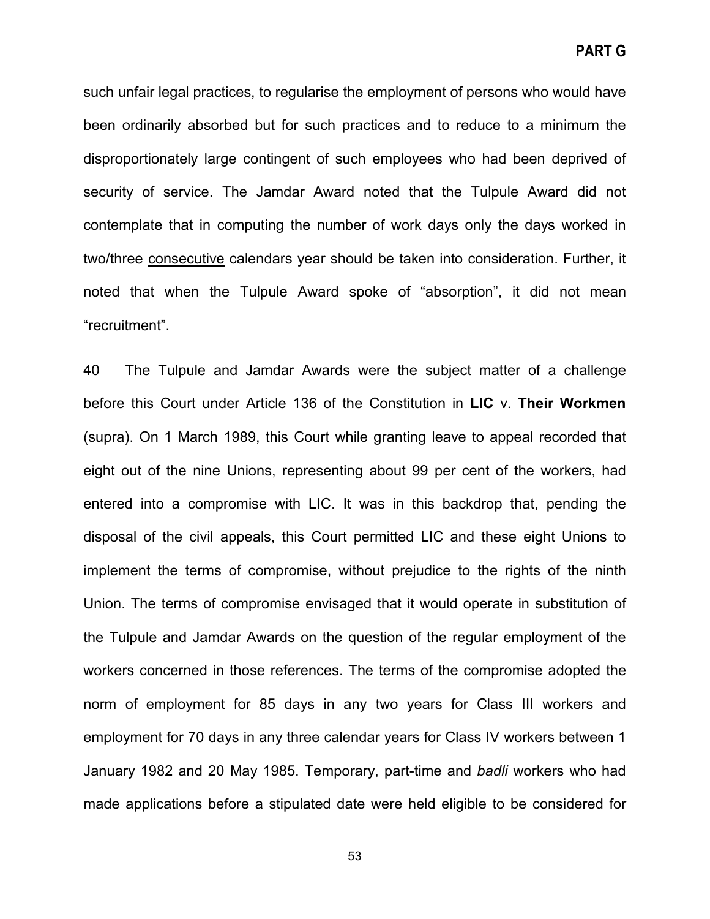such unfair legal practices, to regularise the employment of persons who would have been ordinarily absorbed but for such practices and to reduce to a minimum the disproportionately large contingent of such employees who had been deprived of security of service. The Jamdar Award noted that the Tulpule Award did not contemplate that in computing the number of work days only the days worked in two/three consecutive calendars year should be taken into consideration. Further, it noted that when the Tulpule Award spoke of "absorption", it did not mean "recruitment".

40 The Tulpule and Jamdar Awards were the subject matter of a challenge before this Court under Article 136 of the Constitution in **LIC** v. **Their Workmen** (supra). On 1 March 1989, this Court while granting leave to appeal recorded that eight out of the nine Unions, representing about 99 per cent of the workers, had entered into a compromise with LIC. It was in this backdrop that, pending the disposal of the civil appeals, this Court permitted LIC and these eight Unions to implement the terms of compromise, without prejudice to the rights of the ninth Union. The terms of compromise envisaged that it would operate in substitution of the Tulpule and Jamdar Awards on the question of the regular employment of the workers concerned in those references. The terms of the compromise adopted the norm of employment for 85 days in any two years for Class III workers and employment for 70 days in any three calendar years for Class IV workers between 1 January 1982 and 20 May 1985. Temporary, part-time and *badli* workers who had made applications before a stipulated date were held eligible to be considered for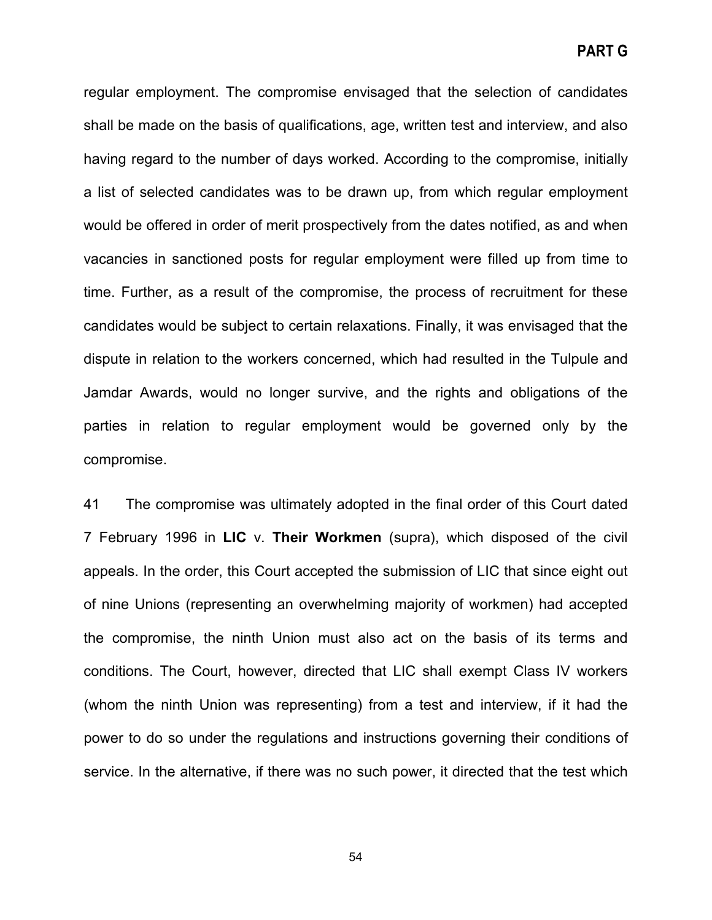regular employment. The compromise envisaged that the selection of candidates shall be made on the basis of qualifications, age, written test and interview, and also having regard to the number of days worked. According to the compromise, initially a list of selected candidates was to be drawn up, from which regular employment would be offered in order of merit prospectively from the dates notified, as and when vacancies in sanctioned posts for regular employment were filled up from time to time. Further, as a result of the compromise, the process of recruitment for these candidates would be subject to certain relaxations. Finally, it was envisaged that the dispute in relation to the workers concerned, which had resulted in the Tulpule and Jamdar Awards, would no longer survive, and the rights and obligations of the parties in relation to regular employment would be governed only by the compromise.

41 The compromise was ultimately adopted in the final order of this Court dated 7 February 1996 in **LIC** v. **Their Workmen** (supra), which disposed of the civil appeals. In the order, this Court accepted the submission of LIC that since eight out of nine Unions (representing an overwhelming majority of workmen) had accepted the compromise, the ninth Union must also act on the basis of its terms and conditions. The Court, however, directed that LIC shall exempt Class IV workers (whom the ninth Union was representing) from a test and interview, if it had the power to do so under the regulations and instructions governing their conditions of service. In the alternative, if there was no such power, it directed that the test which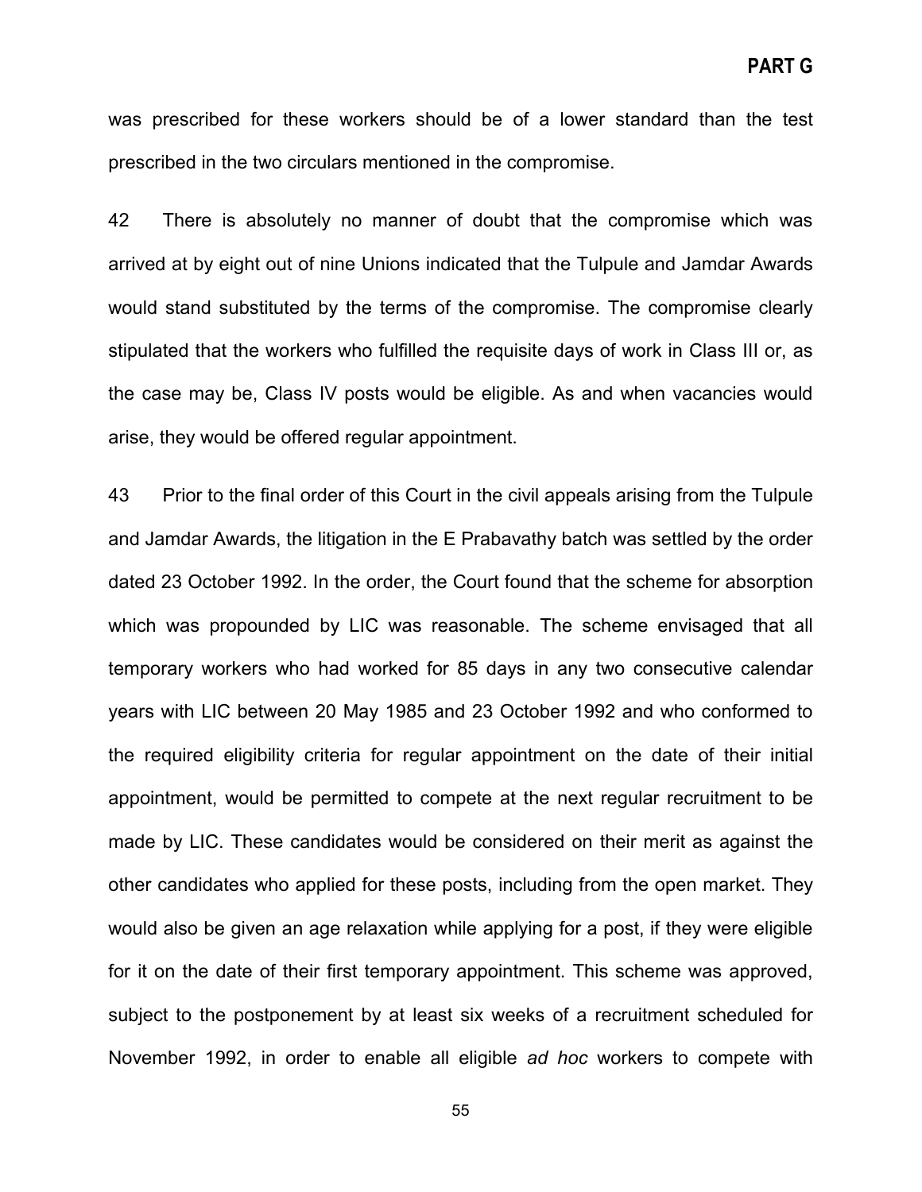was prescribed for these workers should be of a lower standard than the test prescribed in the two circulars mentioned in the compromise.

42 There is absolutely no manner of doubt that the compromise which was arrived at by eight out of nine Unions indicated that the Tulpule and Jamdar Awards would stand substituted by the terms of the compromise. The compromise clearly stipulated that the workers who fulfilled the requisite days of work in Class III or, as the case may be, Class IV posts would be eligible. As and when vacancies would arise, they would be offered regular appointment.

43 Prior to the final order of this Court in the civil appeals arising from the Tulpule and Jamdar Awards, the litigation in the E Prabavathy batch was settled by the order dated 23 October 1992. In the order, the Court found that the scheme for absorption which was propounded by LIC was reasonable. The scheme envisaged that all temporary workers who had worked for 85 days in any two consecutive calendar years with LIC between 20 May 1985 and 23 October 1992 and who conformed to the required eligibility criteria for regular appointment on the date of their initial appointment, would be permitted to compete at the next regular recruitment to be made by LIC. These candidates would be considered on their merit as against the other candidates who applied for these posts, including from the open market. They would also be given an age relaxation while applying for a post, if they were eligible for it on the date of their first temporary appointment. This scheme was approved, subject to the postponement by at least six weeks of a recruitment scheduled for November 1992, in order to enable all eligible *ad hoc* workers to compete with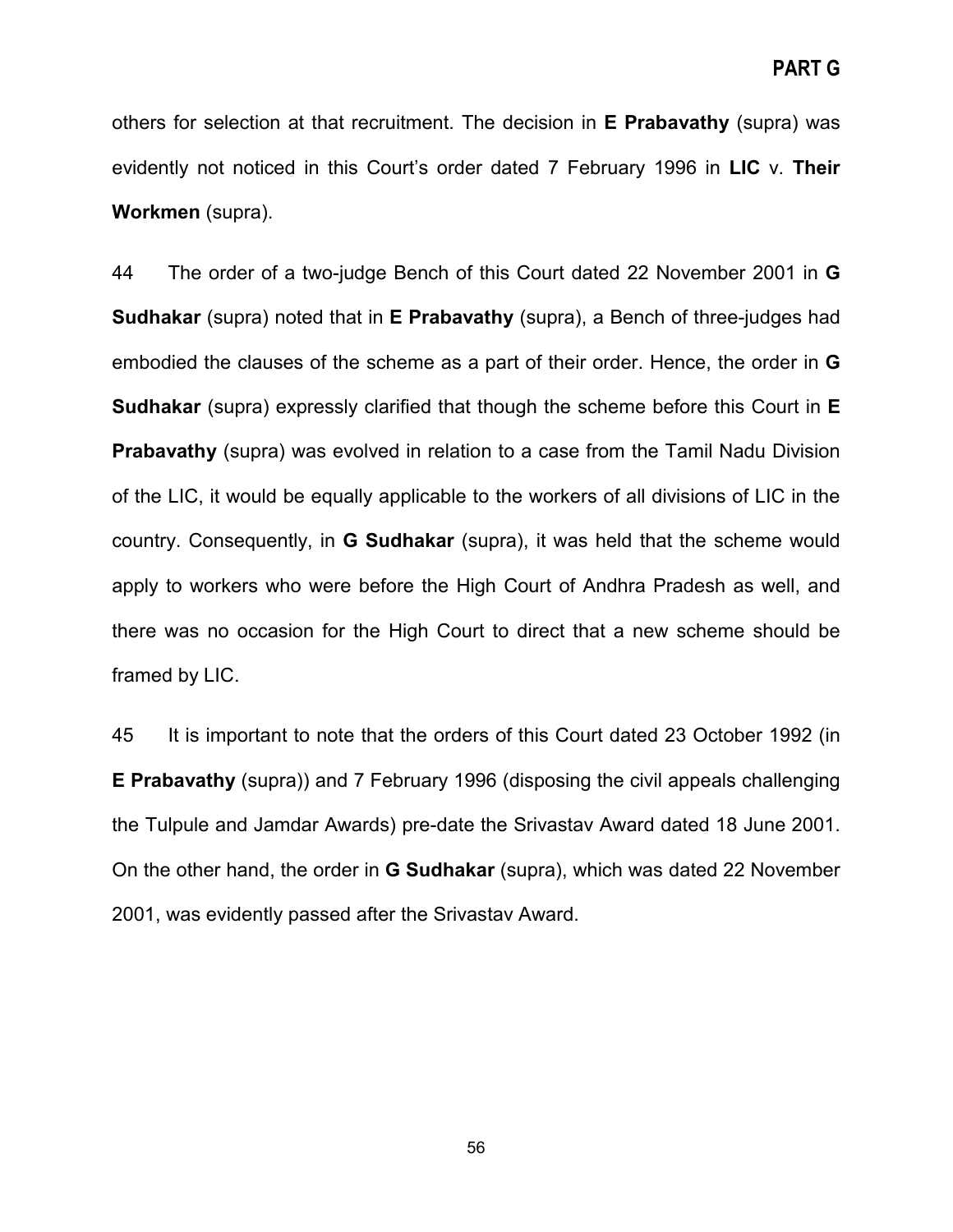others for selection at that recruitment. The decision in **E Prabavathy** (supra) was evidently not noticed in this Court's order dated 7 February 1996 in **LIC** v. **Their Workmen** (supra).

44 The order of a two-judge Bench of this Court dated 22 November 2001 in **G Sudhakar** (supra) noted that in **E Prabavathy** (supra), a Bench of three-judges had embodied the clauses of the scheme as a part of their order. Hence, the order in **G Sudhakar** (supra) expressly clarified that though the scheme before this Court in **E Prabavathy** (supra) was evolved in relation to a case from the Tamil Nadu Division of the LIC, it would be equally applicable to the workers of all divisions of LIC in the country. Consequently, in **G Sudhakar** (supra), it was held that the scheme would apply to workers who were before the High Court of Andhra Pradesh as well, and there was no occasion for the High Court to direct that a new scheme should be framed by LIC.

45 It is important to note that the orders of this Court dated 23 October 1992 (in **E Prabavathy** (supra)) and 7 February 1996 (disposing the civil appeals challenging the Tulpule and Jamdar Awards) pre-date the Srivastav Award dated 18 June 2001. On the other hand, the order in **G Sudhakar** (supra), which was dated 22 November 2001, was evidently passed after the Srivastav Award.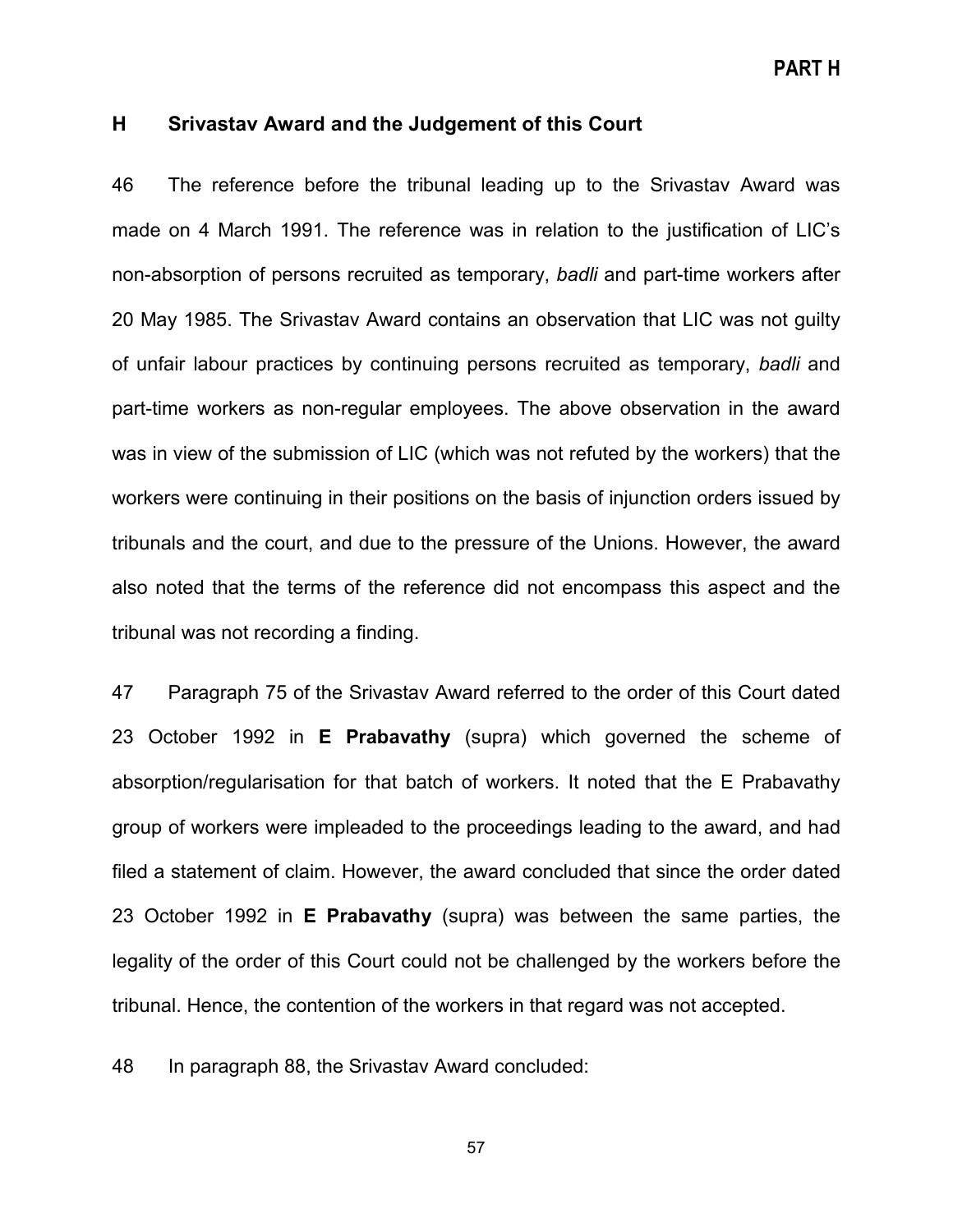## H Srivastav Award and the Judgement of this Court

46 The reference before the tribunal leading up to the Srivastav Award was made on 4 March 1991. The reference was in relation to the justification of LIC's non-absorption of persons recruited as temporary, *badli* and part-time workers after 20 May 1985. The Srivastav Award contains an observation that LIC was not guilty of unfair labour practices by continuing persons recruited as temporary, *badli* and part-time workers as non-regular employees. The above observation in the award was in view of the submission of LIC (which was not refuted by the workers) that the workers were continuing in their positions on the basis of injunction orders issued by tribunals and the court, and due to the pressure of the Unions. However, the award also noted that the terms of the reference did not encompass this aspect and the tribunal was not recording a finding.

47 Paragraph 75 of the Srivastav Award referred to the order of this Court dated 23 October 1992 in **E Prabavathy** (supra) which governed the scheme of absorption/regularisation for that batch of workers. It noted that the E Prabavathy group of workers were impleaded to the proceedings leading to the award, and had filed a statement of claim. However, the award concluded that since the order dated 23 October 1992 in **E Prabavathy** (supra) was between the same parties, the legality of the order of this Court could not be challenged by the workers before the tribunal. Hence, the contention of the workers in that regard was not accepted.

48 In paragraph 88, the Srivastav Award concluded: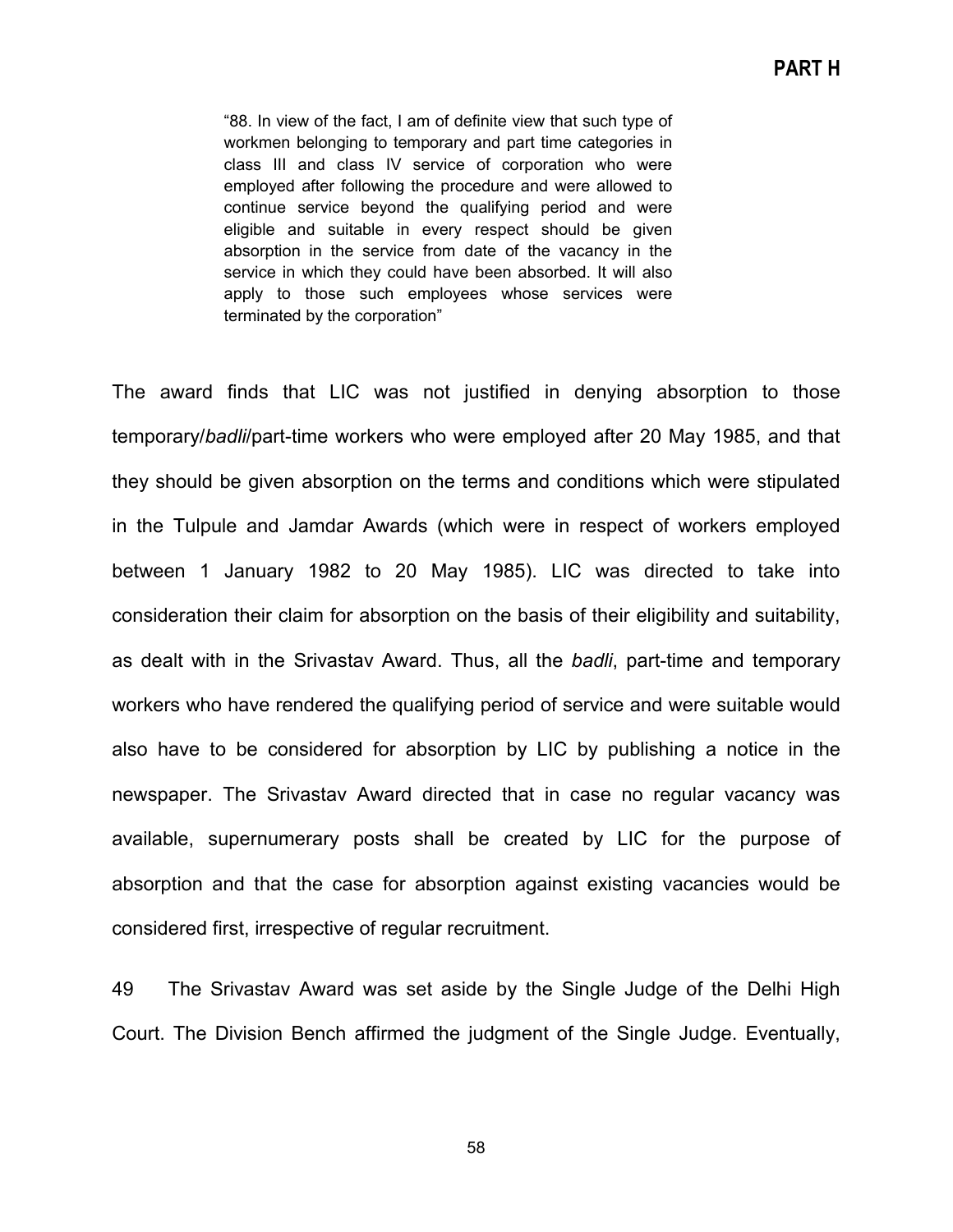> "88. In view of the fact, I am of definite view that such type of workmen belonging to temporary and part time categories in class III and class IV service of corporation who were employed after following the procedure and were allowed to continue service beyond the qualifying period and were eligible and suitable in every respect should be given absorption in the service from date of the vacancy in the service in which they could have been absorbed. It will also apply to those such employees whose services were terminated by the corporation"

The award finds that LIC was not justified in denying absorption to those temporary/*badli*/part-time workers who were employed after 20 May 1985, and that they should be given absorption on the terms and conditions which were stipulated in the Tulpule and Jamdar Awards (which were in respect of workers employed between 1 January 1982 to 20 May 1985). LIC was directed to take into consideration their claim for absorption on the basis of their eligibility and suitability, as dealt with in the Srivastav Award. Thus, all the *badli*, part-time and temporary workers who have rendered the qualifying period of service and were suitable would also have to be considered for absorption by LIC by publishing a notice in the newspaper. The Srivastav Award directed that in case no regular vacancy was available, supernumerary posts shall be created by LIC for the purpose of absorption and that the case for absorption against existing vacancies would be considered first, irrespective of regular recruitment.

49 The Srivastav Award was set aside by the Single Judge of the Delhi High Court. The Division Bench affirmed the judgment of the Single Judge. Eventually,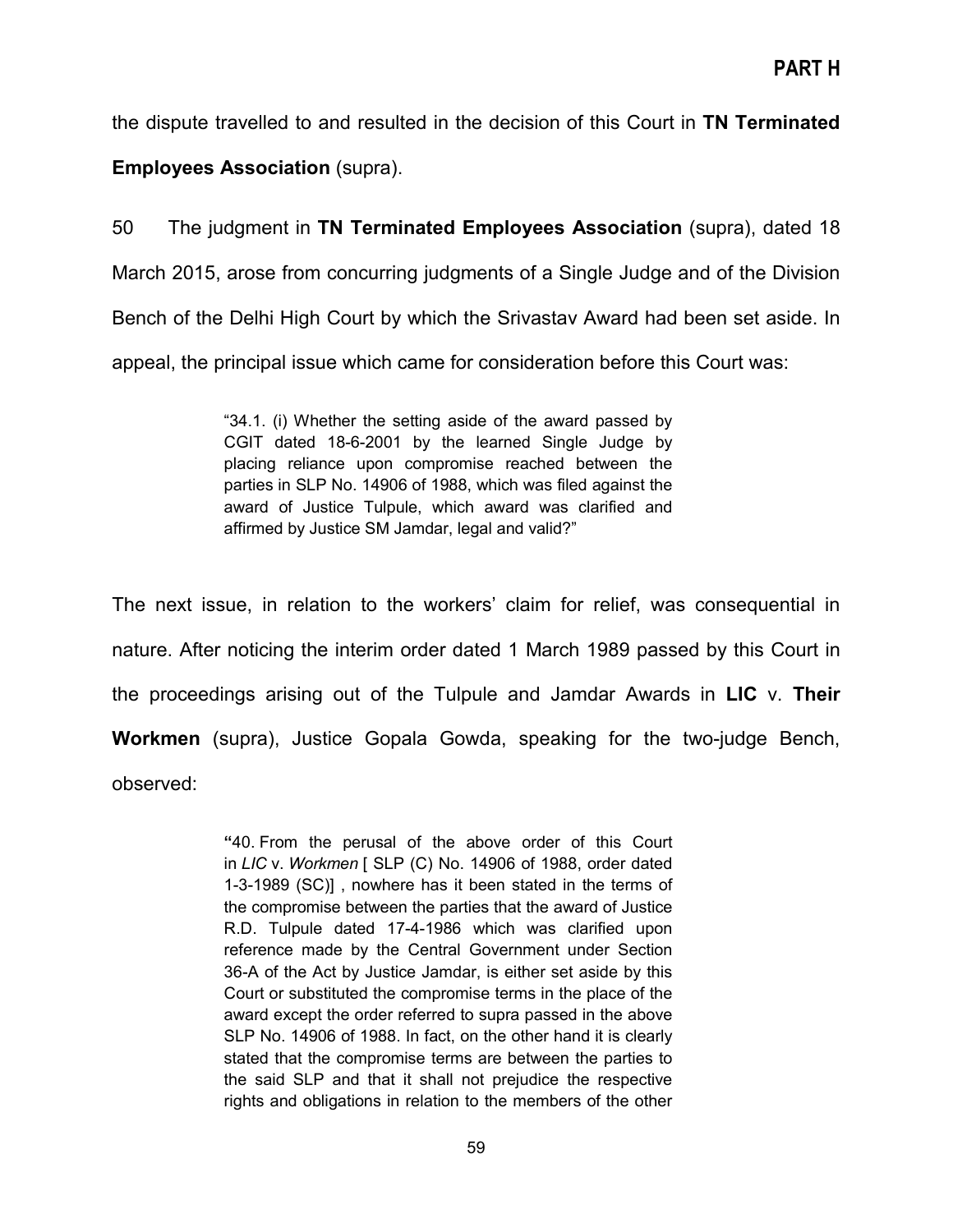the dispute travelled to and resulted in the decision of this Court in **TN Terminated Employees Association** (supra).

50 The judgment in **TN Terminated Employees Association** (supra), dated 18 March 2015, arose from concurring judgments of a Single Judge and of the Division Bench of the Delhi High Court by which the Srivastav Award had been set aside. In appeal, the principal issue which came for consideration before this Court was:

> "34.1. (i) Whether the setting aside of the award passed by CGIT dated 18-6-2001 by the learned Single Judge by placing reliance upon compromise reached between the parties in SLP No. 14906 of 1988, which was filed against the award of Justice Tulpule, which award was clarified and affirmed by Justice SM Jamdar, legal and valid?"

The next issue, in relation to the workers' claim for relief, was consequential in nature. After noticing the interim order dated 1 March 1989 passed by this Court in the proceedings arising out of the Tulpule and Jamdar Awards in **LIC** v. **Their Workmen** (supra), Justice Gopala Gowda, speaking for the two-judge Bench, observed:

> "40. From the perusal of the above order of this Court in *LIC* v. *Workmen* [ SLP (C) No. 14906 of 1988, order dated 1-3-1989 (SC)] , nowhere has it been stated in the terms of the compromise between the parties that the award of Justice R.D. Tulpule dated 17-4-1986 which was clarified upon reference made by the Central Government under Section 36-A of the Act by Justice Jamdar, is either set aside by this Court or substituted the compromise terms in the place of the award except the order referred to supra passed in the above SLP No. 14906 of 1988. In fact, on the other hand it is clearly stated that the compromise terms are between the parties to the said SLP and that it shall not prejudice the respective rights and obligations in relation to the members of the other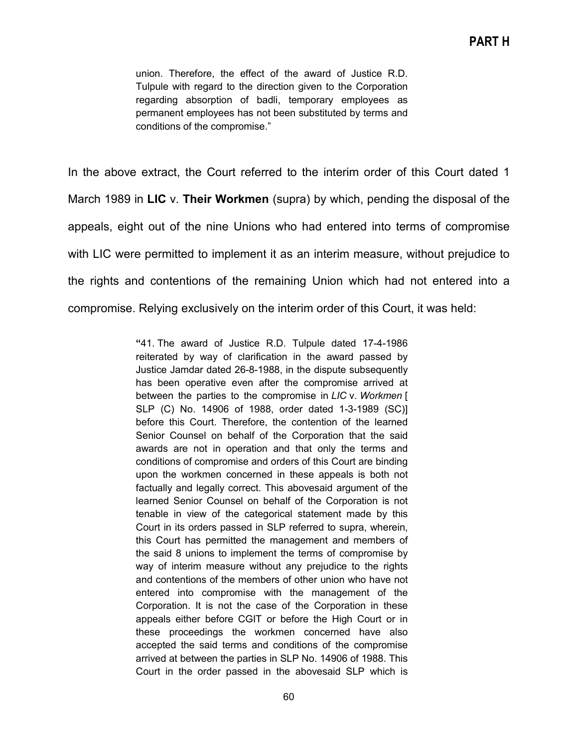union. Therefore, the effect of the award of Justice R.D. Tulpule with regard to the direction given to the Corporation regarding absorption of badli, temporary employees as permanent employees has not been substituted by terms and conditions of the compromise."

In the above extract, the Court referred to the interim order of this Court dated 1 March 1989 in **LIC** v. **Their Workmen** (supra) by which, pending the disposal of the appeals, eight out of the nine Unions who had entered into terms of compromise with LIC were permitted to implement it as an interim measure, without prejudice to the rights and contentions of the remaining Union which had not entered into a compromise. Relying exclusively on the interim order of this Court, it was held:

> **"**41. The award of Justice R.D. Tulpule dated 17-4-1986 reiterated by way of clarification in the award passed by Justice Jamdar dated 26-8-1988, in the dispute subsequently has been operative even after the compromise arrived at between the parties to the compromise in *LIC* v. *Workmen* [ SLP (C) No. 14906 of 1988, order dated 1-3-1989 (SC)] before this Court. Therefore, the contention of the learned Senior Counsel on behalf of the Corporation that the said awards are not in operation and that only the terms and conditions of compromise and orders of this Court are binding upon the workmen concerned in these appeals is both not factually and legally correct. This abovesaid argument of the learned Senior Counsel on behalf of the Corporation is not tenable in view of the categorical statement made by this Court in its orders passed in SLP referred to supra, wherein, this Court has permitted the management and members of the said 8 unions to implement the terms of compromise by way of interim measure without any prejudice to the rights and contentions of the members of other union who have not entered into compromise with the management of the Corporation. It is not the case of the Corporation in these appeals either before CGIT or before the High Court or in these proceedings the workmen concerned have also accepted the said terms and conditions of the compromise arrived at between the parties in SLP No. 14906 of 1988. This Court in the order passed in the abovesaid SLP which is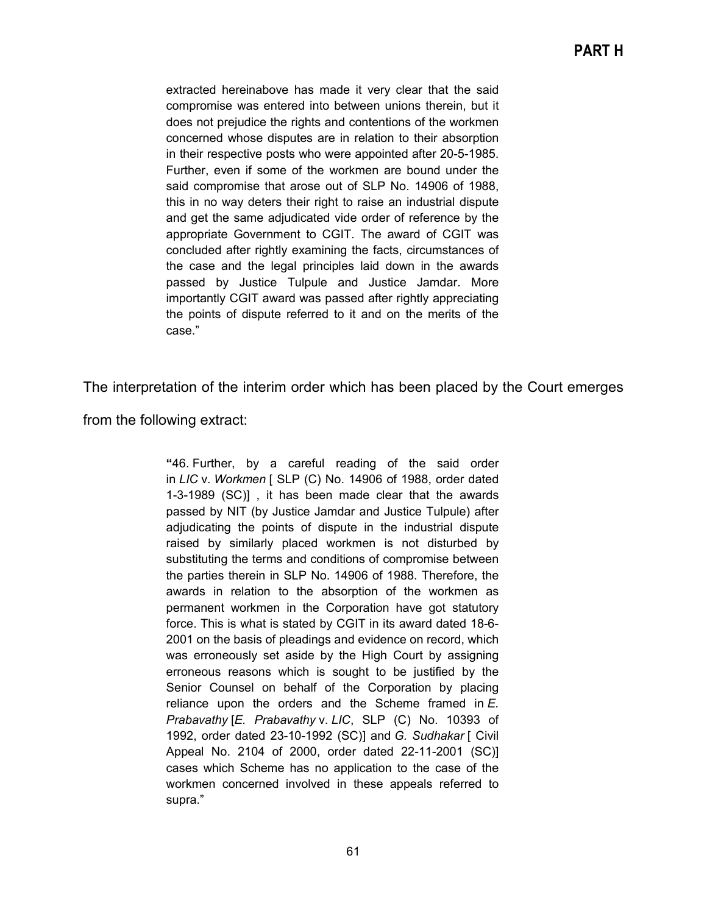extracted hereinabove has made it very clear that the said compromise was entered into between unions therein, but it does not prejudice the rights and contentions of the workmen concerned whose disputes are in relation to their absorption in their respective posts who were appointed after 20-5-1985. Further, even if some of the workmen are bound under the said compromise that arose out of SLP No. 14906 of 1988, this in no way deters their right to raise an industrial dispute and get the same adjudicated vide order of reference by the appropriate Government to CGIT. The award of CGIT was concluded after rightly examining the facts, circumstances of the case and the legal principles laid down in the awards passed by Justice Tulpule and Justice Jamdar. More importantly CGIT award was passed after rightly appreciating the points of dispute referred to it and on the merits of the case."

The interpretation of the interim order which has been placed by the Court emerges from the following extract:

> **"**46. Further, by a careful reading of the said order in *LIC* v. *Workmen* [ SLP (C) No. 14906 of 1988, order dated 1-3-1989 (SC)] , it has been made clear that the awards passed by NIT (by Justice Jamdar and Justice Tulpule) after adjudicating the points of dispute in the industrial dispute raised by similarly placed workmen is not disturbed by substituting the terms and conditions of compromise between the parties therein in SLP No. 14906 of 1988. Therefore, the awards in relation to the absorption of the workmen as permanent workmen in the Corporation have got statutory force. This is what is stated by CGIT in its award dated 18-6-2001 on the basis of pleadings and evidence on record, which was erroneously set aside by the High Court by assigning erroneous reasons which is sought to be justified by the Senior Counsel on behalf of the Corporation by placing reliance upon the orders and the Scheme framed in *E. Prabavathy* [*E. Prabavathy* v. *LIC*, SLP (C) No. 10393 of 1992, order dated 23-10-1992 (SC)] and *G. Sudhakar* [ Civil Appeal No. 2104 of 2000, order dated 22-11-2001 (SC)] cases which Scheme has no application to the case of the workmen concerned involved in these appeals referred to supra."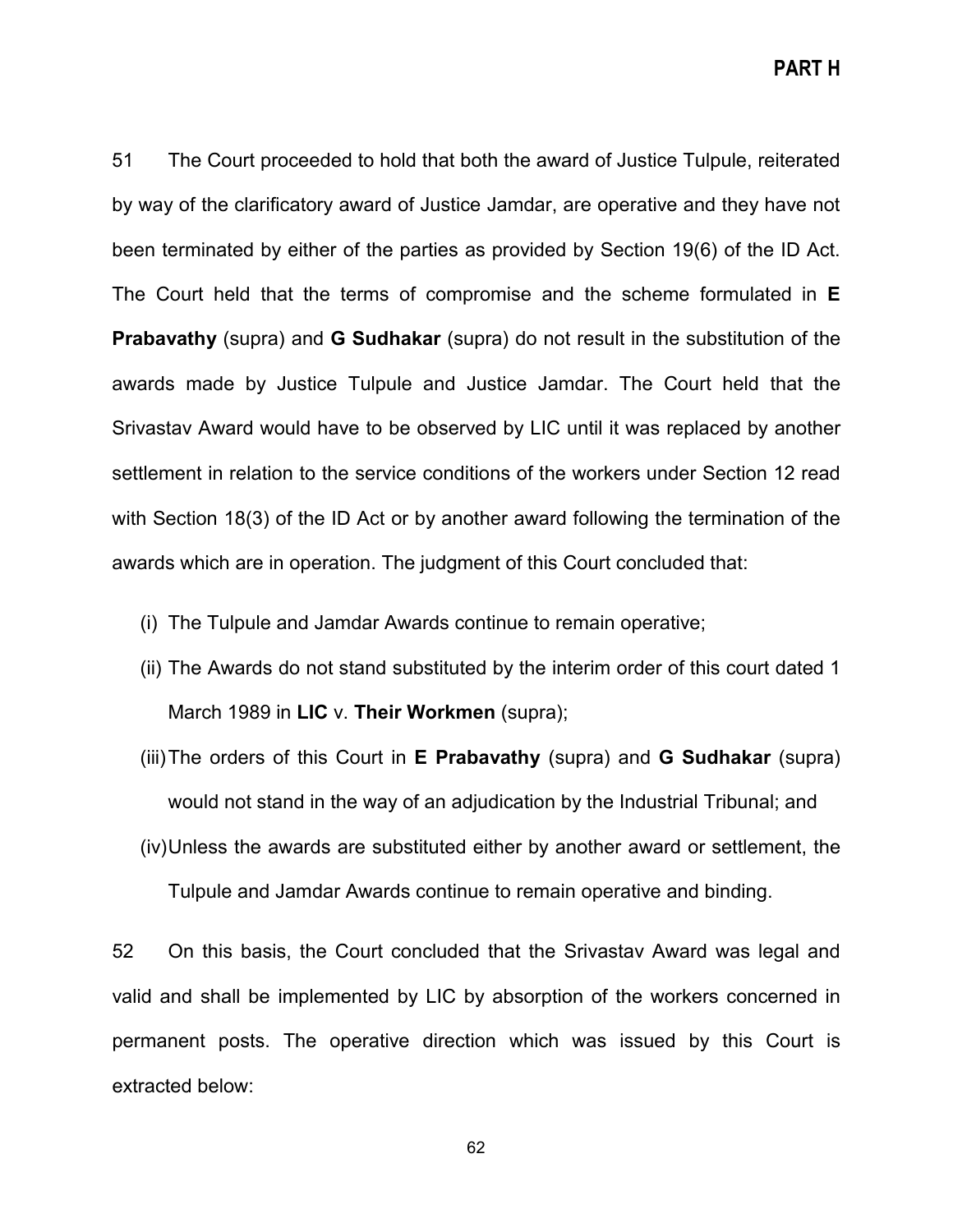51 The Court proceeded to hold that both the award of Justice Tulpule, reiterated by way of the clarificatory award of Justice Jamdar, are operative and they have not been terminated by either of the parties as provided by Section 19(6) of the ID Act. The Court held that the terms of compromise and the scheme formulated in **E Prabavathy** (supra) and **G Sudhakar** (supra) do not result in the substitution of the awards made by Justice Tulpule and Justice Jamdar. The Court held that the Srivastav Award would have to be observed by LIC until it was replaced by another settlement in relation to the service conditions of the workers under Section 12 read with Section 18(3) of the ID Act or by another award following the termination of the awards which are in operation. The judgment of this Court concluded that:

(i) The Tulpule and Jamdar Awards continue to remain operative;

(ii) The Awards do not stand substituted by the interim order of this court dated 1 March 1989 in **LIC** v. **Their Workmen** (supra);

(iii) The orders of this Court in **E Prabavathy** (supra) and **G Sudhakar** (supra) would not stand in the way of an adjudication by the Industrial Tribunal; and

(iv) Unless the awards are substituted either by another award or settlement, the Tulpule and Jamdar Awards continue to remain operative and binding.

52 On this basis, the Court concluded that the Srivastav Award was legal and valid and shall be implemented by LIC by absorption of the workers concerned in permanent posts. The operative direction which was issued by this Court is extracted below: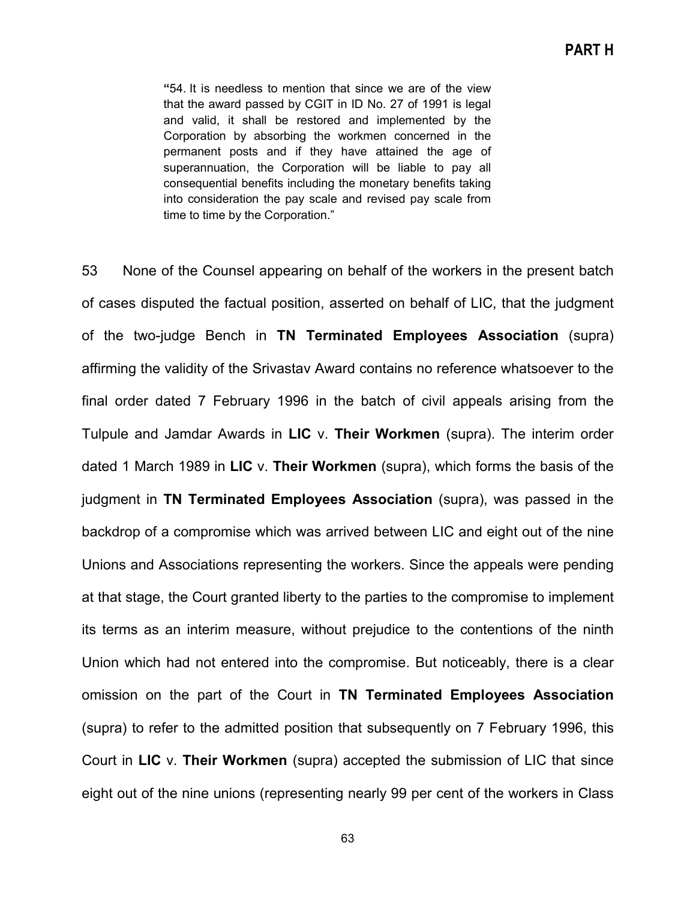> "54. It is needless to mention that since we are of the view that the award passed by CGIT in ID No. 27 of 1991 is legal and valid, it shall be restored and implemented by the Corporation by absorbing the workmen concerned in the permanent posts and if they have attained the age of superannuation, the Corporation will be liable to pay all consequential benefits including the monetary benefits taking into consideration the pay scale and revised pay scale from time to time by the Corporation."

53 None of the Counsel appearing on behalf of the workers in the present batch of cases disputed the factual position, asserted on behalf of LIC, that the judgment of the two-judge Bench in **TN Terminated Employees Association** (supra) affirming the validity of the Srivastav Award contains no reference whatsoever to the final order dated 7 February 1996 in the batch of civil appeals arising from the Tulpule and Jamdar Awards in **LIC** v. **Their Workmen** (supra). The interim order dated 1 March 1989 in **LIC** v. **Their Workmen** (supra), which forms the basis of the judgment in **TN Terminated Employees Association** (supra), was passed in the backdrop of a compromise which was arrived between LIC and eight out of the nine Unions and Associations representing the workers. Since the appeals were pending at that stage, the Court granted liberty to the parties to the compromise to implement its terms as an interim measure, without prejudice to the contentions of the ninth Union which had not entered into the compromise. But noticeably, there is a clear omission on the part of the Court in **TN Terminated Employees Association** (supra) to refer to the admitted position that subsequently on 7 February 1996, this Court in **LIC** v. **Their Workmen** (supra) accepted the submission of LIC that since eight out of the nine unions (representing nearly 99 per cent of the workers in Class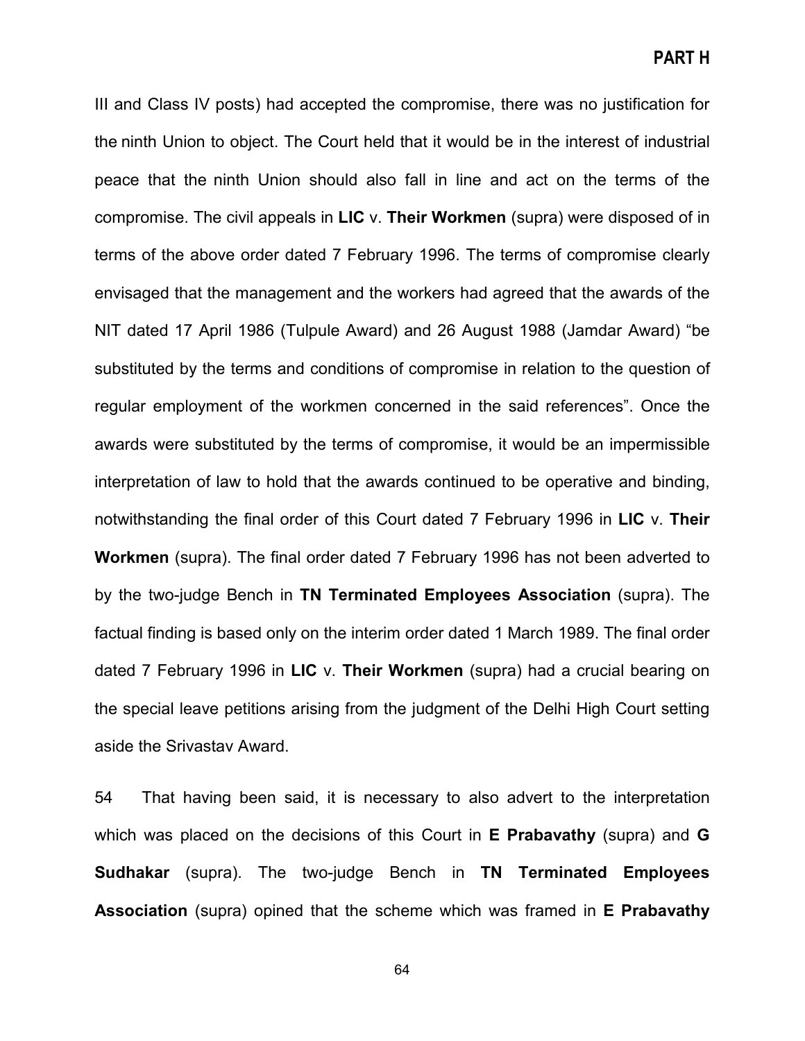III and Class IV posts) had accepted the compromise, there was no justification for the ninth Union to object. The Court held that it would be in the interest of industrial peace that the ninth Union should also fall in line and act on the terms of the compromise. The civil appeals in **LIC** v. **Their Workmen** (supra) were disposed of in terms of the above order dated 7 February 1996. The terms of compromise clearly envisaged that the management and the workers had agreed that the awards of the NIT dated 17 April 1986 (Tulpule Award) and 26 August 1988 (Jamdar Award) "be substituted by the terms and conditions of compromise in relation to the question of regular employment of the workmen concerned in the said references". Once the awards were substituted by the terms of compromise, it would be an impermissible interpretation of law to hold that the awards continued to be operative and binding, notwithstanding the final order of this Court dated 7 February 1996 in **LIC** v. **Their Workmen** (supra). The final order dated 7 February 1996 has not been adverted to by the two-judge Bench in **TN Terminated Employees Association** (supra). The factual finding is based only on the interim order dated 1 March 1989. The final order dated 7 February 1996 in **LIC** v. **Their Workmen** (supra) had a crucial bearing on the special leave petitions arising from the judgment of the Delhi High Court setting aside the Srivastav Award.

54 That having been said, it is necessary to also advert to the interpretation which was placed on the decisions of this Court in **E Prabavathy** (supra) and **G Sudhakar** (supra). The two-judge Bench in **TN Terminated Employees Association** (supra) opined that the scheme which was framed in **E Prabavathy**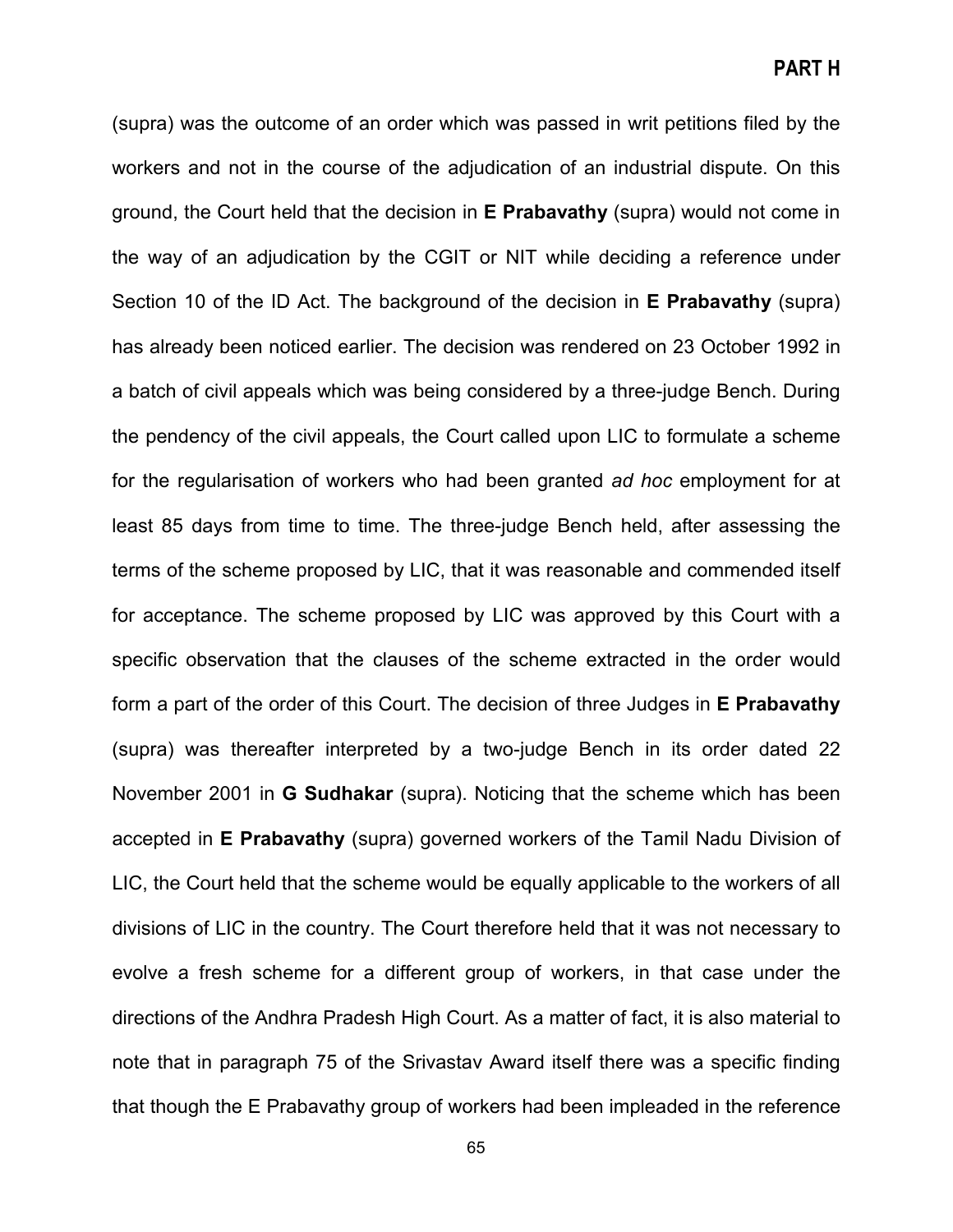(supra) was the outcome of an order which was passed in writ petitions filed by the workers and not in the course of the adjudication of an industrial dispute. On this ground, the Court held that the decision in **E Prabavathy** (supra) would not come in the way of an adjudication by the CGIT or NIT while deciding a reference under Section 10 of the ID Act. The background of the decision in **E Prabavathy** (supra) has already been noticed earlier. The decision was rendered on 23 October 1992 in a batch of civil appeals which was being considered by a three-judge Bench. During the pendency of the civil appeals, the Court called upon LIC to formulate a scheme for the regularisation of workers who had been granted *ad hoc* employment for at least 85 days from time to time. The three-judge Bench held, after assessing the terms of the scheme proposed by LIC, that it was reasonable and commended itself for acceptance. The scheme proposed by LIC was approved by this Court with a specific observation that the clauses of the scheme extracted in the order would form a part of the order of this Court. The decision of three Judges in **E Prabavathy** (supra) was thereafter interpreted by a two-judge Bench in its order dated 22 November 2001 in **G Sudhakar** (supra). Noticing that the scheme which has been accepted in **E Prabavathy** (supra) governed workers of the Tamil Nadu Division of LIC, the Court held that the scheme would be equally applicable to the workers of all divisions of LIC in the country. The Court therefore held that it was not necessary to evolve a fresh scheme for a different group of workers, in that case under the directions of the Andhra Pradesh High Court. As a matter of fact, it is also material to note that in paragraph 75 of the Srivastav Award itself there was a specific finding that though the E Prabavathy group of workers had been impleaded in the reference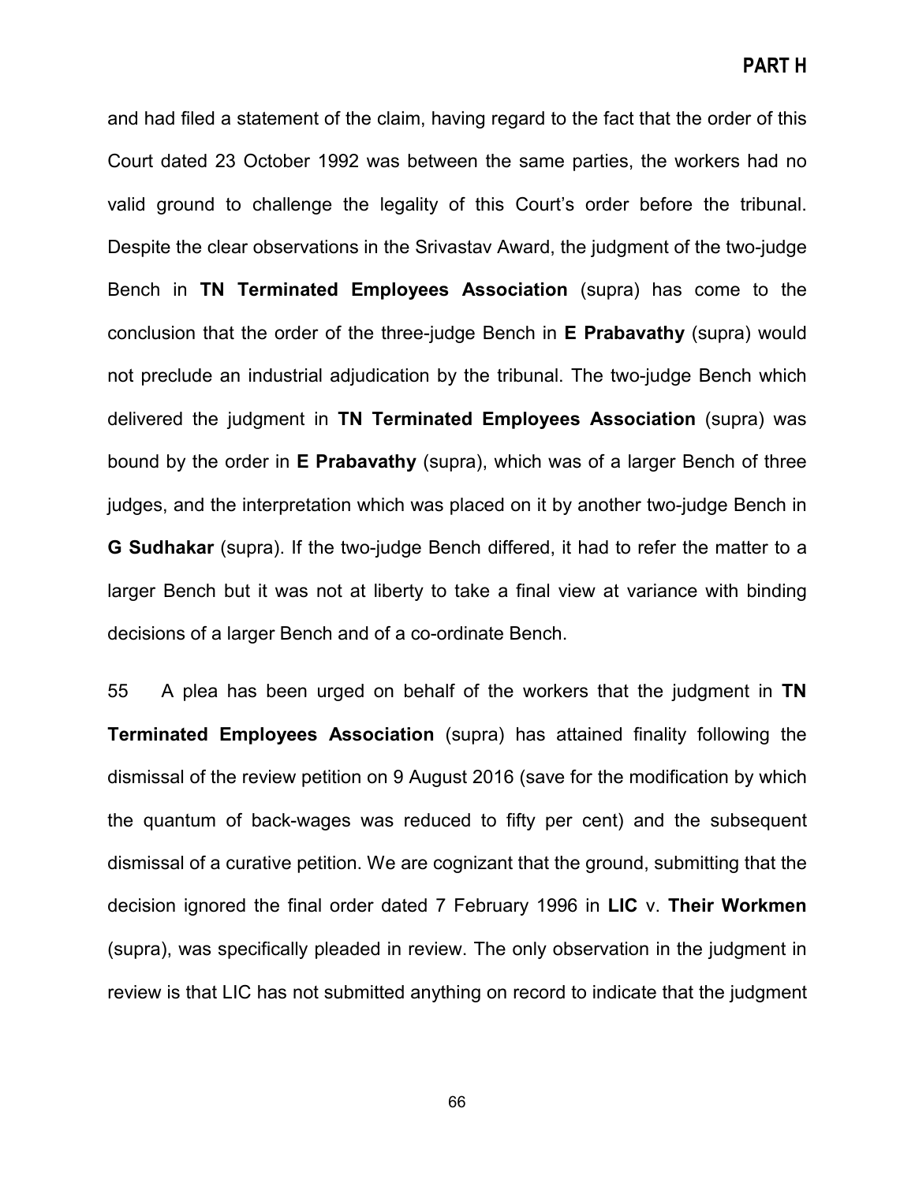and had filed a statement of the claim, having regard to the fact that the order of this Court dated 23 October 1992 was between the same parties, the workers had no valid ground to challenge the legality of this Court's order before the tribunal. Despite the clear observations in the Srivastav Award, the judgment of the two-judge Bench in **TN Terminated Employees Association** (supra) has come to the conclusion that the order of the three-judge Bench in **E Prabavathy** (supra) would not preclude an industrial adjudication by the tribunal. The two-judge Bench which delivered the judgment in **TN Terminated Employees Association** (supra) was bound by the order in **E Prabavathy** (supra), which was of a larger Bench of three judges, and the interpretation which was placed on it by another two-judge Bench in **G Sudhakar** (supra). If the two-judge Bench differed, it had to refer the matter to a larger Bench but it was not at liberty to take a final view at variance with binding decisions of a larger Bench and of a co-ordinate Bench.

55 A plea has been urged on behalf of the workers that the judgment in **TN Terminated Employees Association** (supra) has attained finality following the dismissal of the review petition on 9 August 2016 (save for the modification by which the quantum of back-wages was reduced to fifty per cent) and the subsequent dismissal of a curative petition. We are cognizant that the ground, submitting that the decision ignored the final order dated 7 February 1996 in **LIC** v. **Their Workmen** (supra), was specifically pleaded in review. The only observation in the judgment in review is that LIC has not submitted anything on record to indicate that the judgment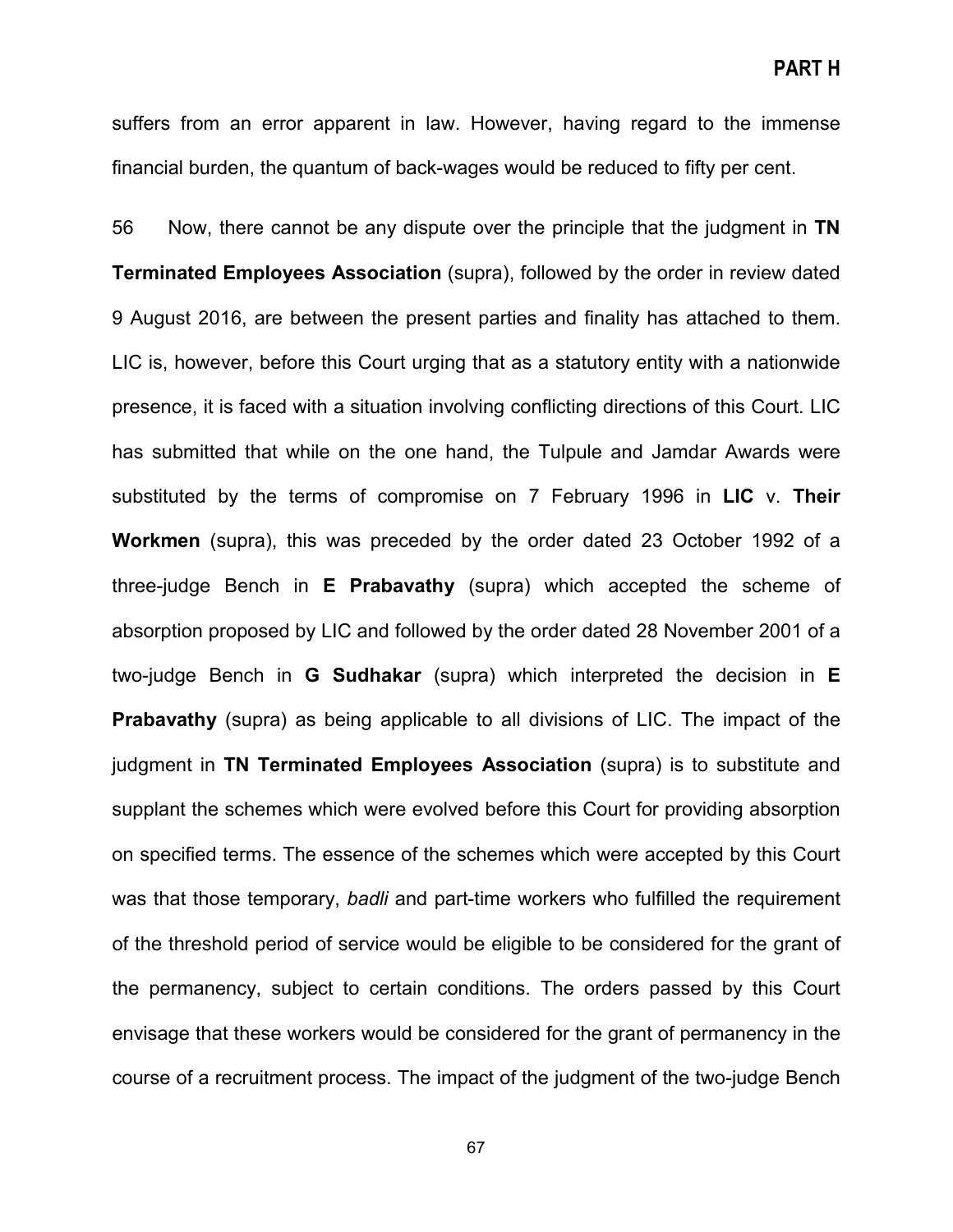suffers from an error apparent in law. However, having regard to the immense financial burden, the quantum of back-wages would be reduced to fifty per cent.

56 Now, there cannot be any dispute over the principle that the judgment in **TN Terminated Employees Association** (supra), followed by the order in review dated 9 August 2016, are between the present parties and finality has attached to them. LIC is, however, before this Court urging that as a statutory entity with a nationwide presence, it is faced with a situation involving conflicting directions of this Court. LIC has submitted that while on the one hand, the Tulpule and Jamdar Awards were substituted by the terms of compromise on 7 February 1996 in **LIC** v. **Their Workmen** (supra), this was preceded by the order dated 23 October 1992 of a three-judge Bench in **E Prabavathy** (supra) which accepted the scheme of absorption proposed by LIC and followed by the order dated 28 November 2001 of a two-judge Bench in **G Sudhakar** (supra) which interpreted the decision in **E Prabavathy** (supra) as being applicable to all divisions of LIC. The impact of the judgment in **TN Terminated Employees Association** (supra) is to substitute and supplant the schemes which were evolved before this Court for providing absorption on specified terms. The essence of the schemes which were accepted by this Court was that those temporary, *badli* and part-time workers who fulfilled the requirement of the threshold period of service would be eligible to be considered for the grant of the permanency, subject to certain conditions. The orders passed by this Court envisage that these workers would be considered for the grant of permanency in the course of a recruitment process. The impact of the judgment of the two-judge Bench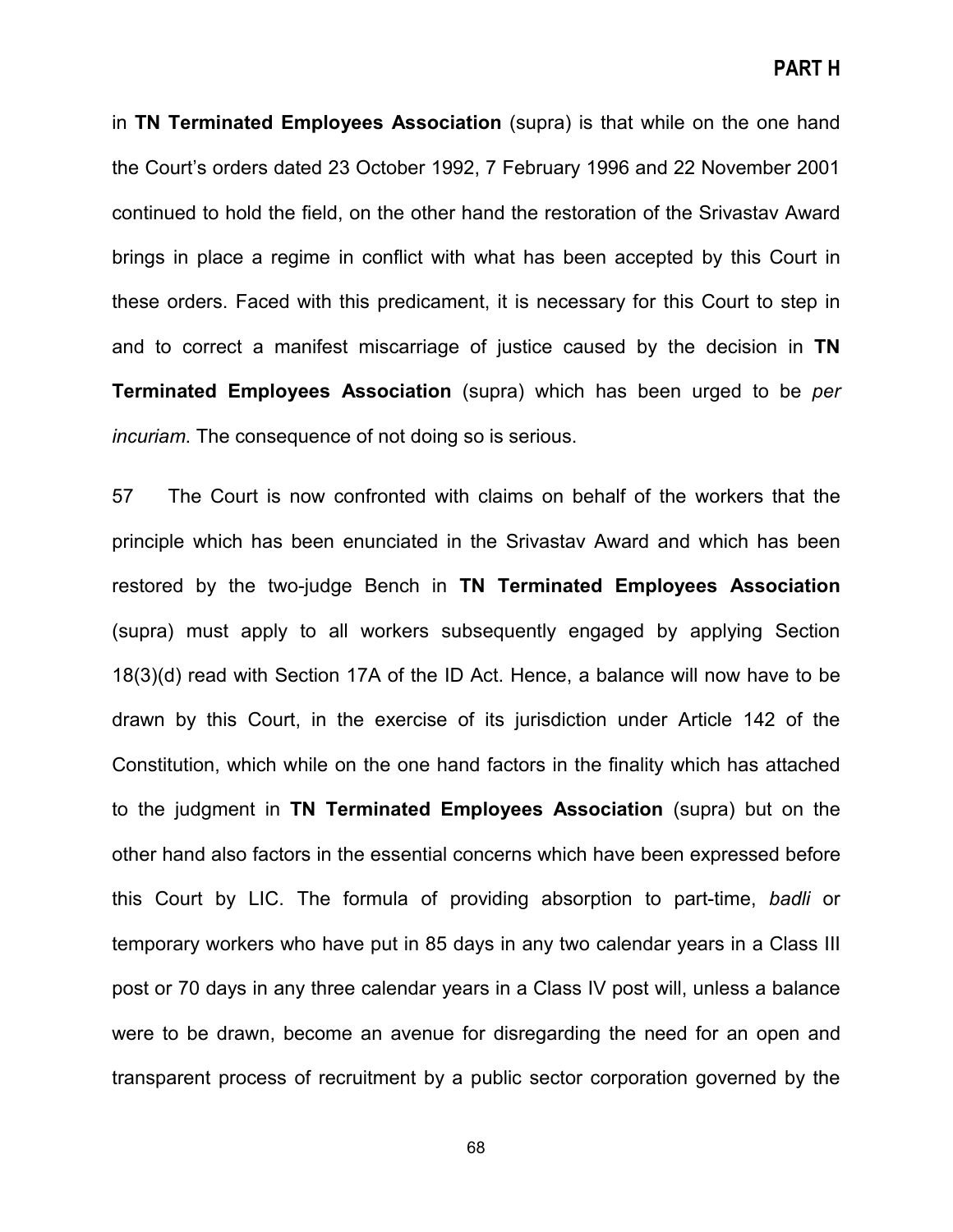in **TN Terminated Employees Association** (supra) is that while on the one hand the Court's orders dated 23 October 1992, 7 February 1996 and 22 November 2001 continued to hold the field, on the other hand the restoration of the Srivastav Award brings in place a regime in conflict with what has been accepted by this Court in these orders. Faced with this predicament, it is necessary for this Court to step in and to correct a manifest miscarriage of justice caused by the decision in **TN Terminated Employees Association** (supra) which has been urged to be *per incuriam*. The consequence of not doing so is serious.

57 The Court is now confronted with claims on behalf of the workers that the principle which has been enunciated in the Srivastav Award and which has been restored by the two-judge Bench in **TN Terminated Employees Association** (supra) must apply to all workers subsequently engaged by applying Section 18(3)(d) read with Section 17A of the ID Act. Hence, a balance will now have to be drawn by this Court, in the exercise of its jurisdiction under Article 142 of the Constitution, which while on the one hand factors in the finality which has attached to the judgment in **TN Terminated Employees Association** (supra) but on the other hand also factors in the essential concerns which have been expressed before this Court by LIC. The formula of providing absorption to part-time, *badli* or temporary workers who have put in 85 days in any two calendar years in a Class III post or 70 days in any three calendar years in a Class IV post will, unless a balance were to be drawn, become an avenue for disregarding the need for an open and transparent process of recruitment by a public sector corporation governed by the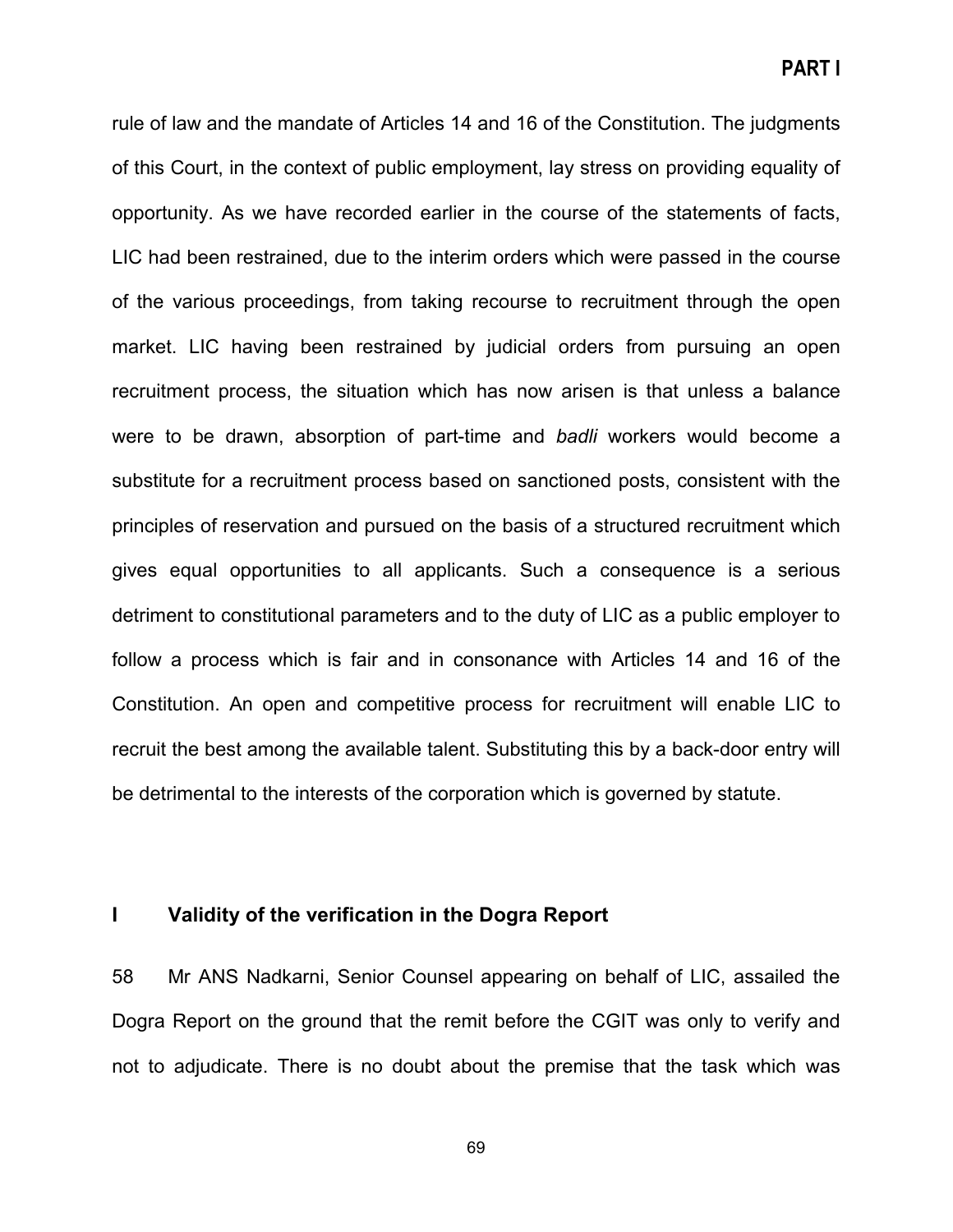rule of law and the mandate of Articles 14 and 16 of the Constitution. The judgments of this Court, in the context of public employment, lay stress on providing equality of opportunity. As we have recorded earlier in the course of the statements of facts, LIC had been restrained, due to the interim orders which were passed in the course of the various proceedings, from taking recourse to recruitment through the open market. LIC having been restrained by judicial orders from pursuing an open recruitment process, the situation which has now arisen is that unless a balance were to be drawn, absorption of part-time and *badli* workers would become a substitute for a recruitment process based on sanctioned posts, consistent with the principles of reservation and pursued on the basis of a structured recruitment which gives equal opportunities to all applicants. Such a consequence is a serious detriment to constitutional parameters and to the duty of LIC as a public employer to follow a process which is fair and in consonance with Articles 14 and 16 of the Constitution. An open and competitive process for recruitment will enable LIC to recruit the best among the available talent. Substituting this by a back-door entry will be detrimental to the interests of the corporation which is governed by statute.

## I Validity of the verification in the Dogra Report

58 Mr ANS Nadkarni, Senior Counsel appearing on behalf of LIC, assailed the Dogra Report on the ground that the remit before the CGIT was only to verify and not to adjudicate. There is no doubt about the premise that the task which was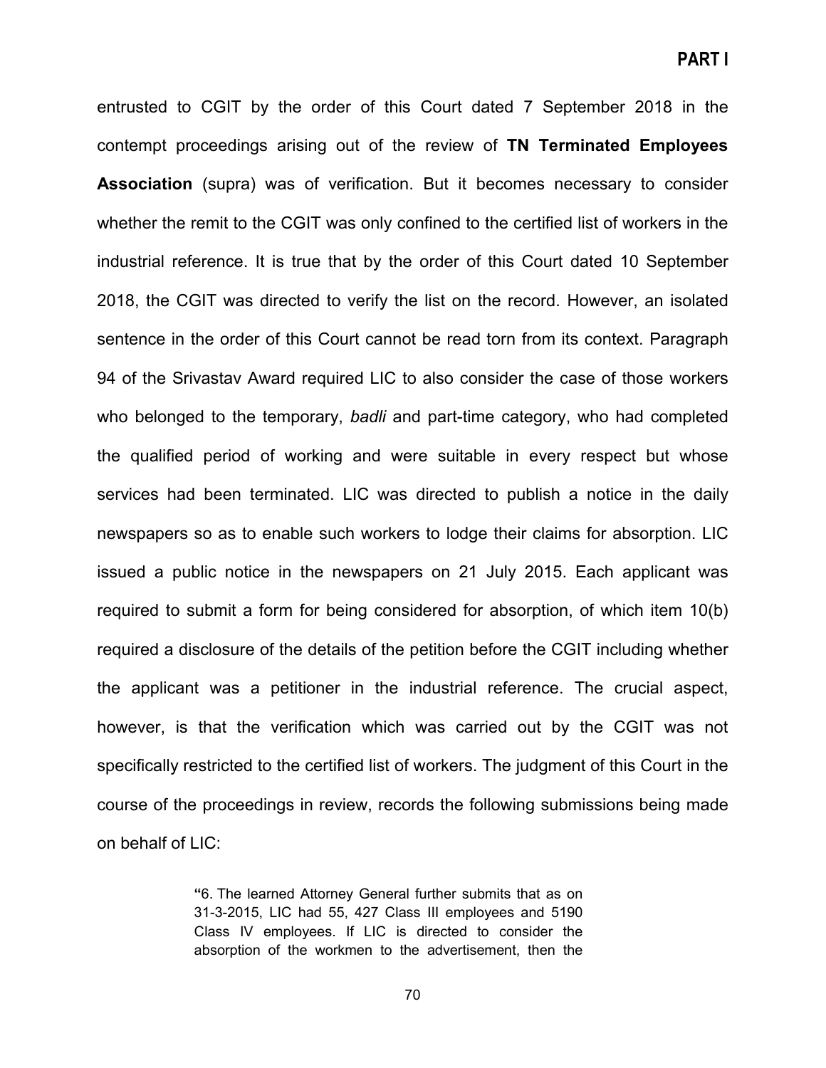entrusted to CGIT by the order of this Court dated 7 September 2018 in the contempt proceedings arising out of the review of **TN Terminated Employees Association** (supra) was of verification. But it becomes necessary to consider whether the remit to the CGIT was only confined to the certified list of workers in the industrial reference. It is true that by the order of this Court dated 10 September 2018, the CGIT was directed to verify the list on the record. However, an isolated sentence in the order of this Court cannot be read torn from its context. Paragraph 94 of the Srivastav Award required LIC to also consider the case of those workers who belonged to the temporary, *badli* and part-time category, who had completed the qualified period of working and were suitable in every respect but whose services had been terminated. LIC was directed to publish a notice in the daily newspapers so as to enable such workers to lodge their claims for absorption. LIC issued a public notice in the newspapers on 21 July 2015. Each applicant was required to submit a form for being considered for absorption, of which item 10(b) required a disclosure of the details of the petition before the CGIT including whether the applicant was a petitioner in the industrial reference. The crucial aspect, however, is that the verification which was carried out by the CGIT was not specifically restricted to the certified list of workers. The judgment of this Court in the course of the proceedings in review, records the following submissions being made on behalf of LIC:

> "6. The learned Attorney General further submits that as on 31-3-2015, LIC had 55, 427 Class III employees and 5190 Class IV employees. If LIC is directed to consider the absorption of the workmen to the advertisement, then the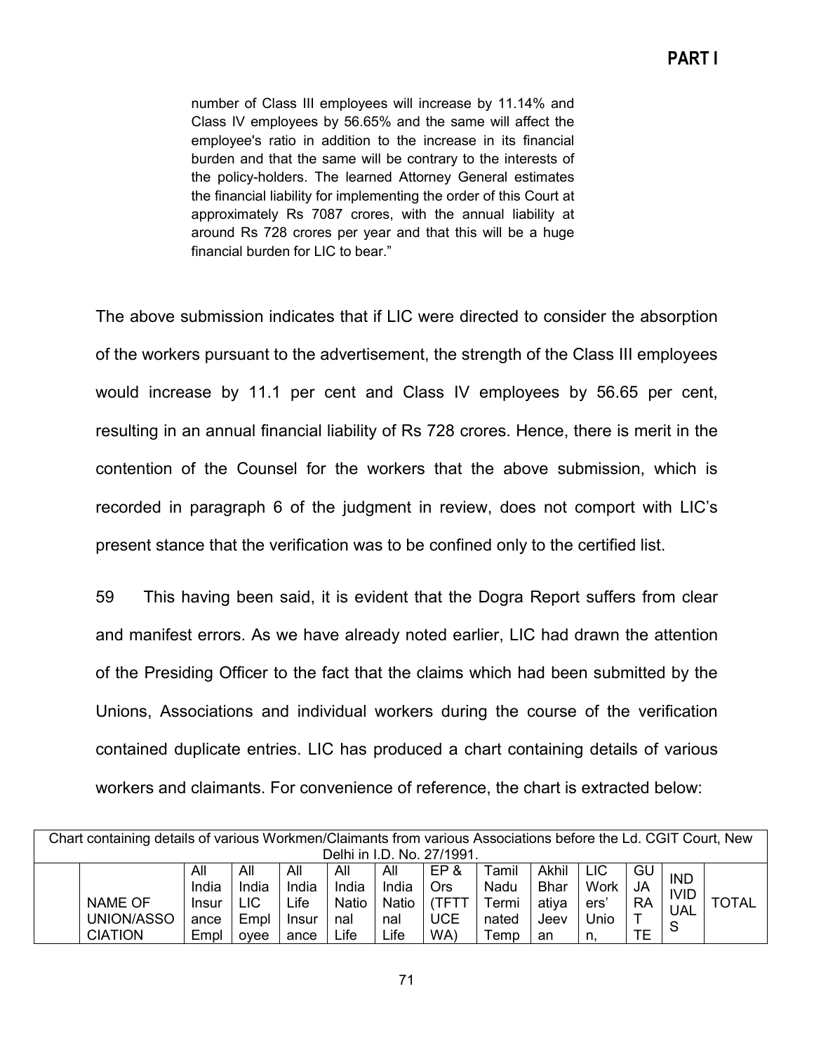number of Class III employees will increase by 11.14% and Class IV employees by 56.65% and the same will affect the employee's ratio in addition to the increase in its financial burden and that the same will be contrary to the interests of the policy-holders. The learned Attorney General estimates the financial liability for implementing the order of this Court at approximately Rs 7087 crores, with the annual liability at around Rs 728 crores per year and that this will be a huge financial burden for LIC to bear."

The above submission indicates that if LIC were directed to consider the absorption of the workers pursuant to the advertisement, the strength of the Class III employees would increase by 11.1 per cent and Class IV employees by 56.65 per cent, resulting in an annual financial liability of Rs 728 crores. Hence, there is merit in the contention of the Counsel for the workers that the above submission, which is recorded in paragraph 6 of the judgment in review, does not comport with LIC's present stance that the verification was to be confined only to the certified list.

59 This having been said, it is evident that the Dogra Report suffers from clear and manifest errors. As we have already noted earlier, LIC had drawn the attention of the Presiding Officer to the fact that the claims which had been submitted by the Unions, Associations and individual workers during the course of the verification contained duplicate entries. LIC has produced a chart containing details of various workers and claimants. For convenience of reference, the chart is extracted below:

| Chart containing details of various Workmen/Claimants from various Associations before the Ld. CGIT Court, New Delhi in I.D. No. 27/1991. | | | | | | | | | | | | | |
|---|---|---|---|---|---|---|---|---|---|---|---|---|---|
| | NAME OF UNION/ASSOCIATION | All India Insurance Empl | All India LIC Employee | All India Life Insurance | All India National Life | All India National Life | EP & Ors (TFTTUCEWA) | Tamil Nadu Terminated Temp | Akhil Bhartiya Jeevan | LIC Workers' Union, | GUJARATE | INDIVIDUALS | TOTAL |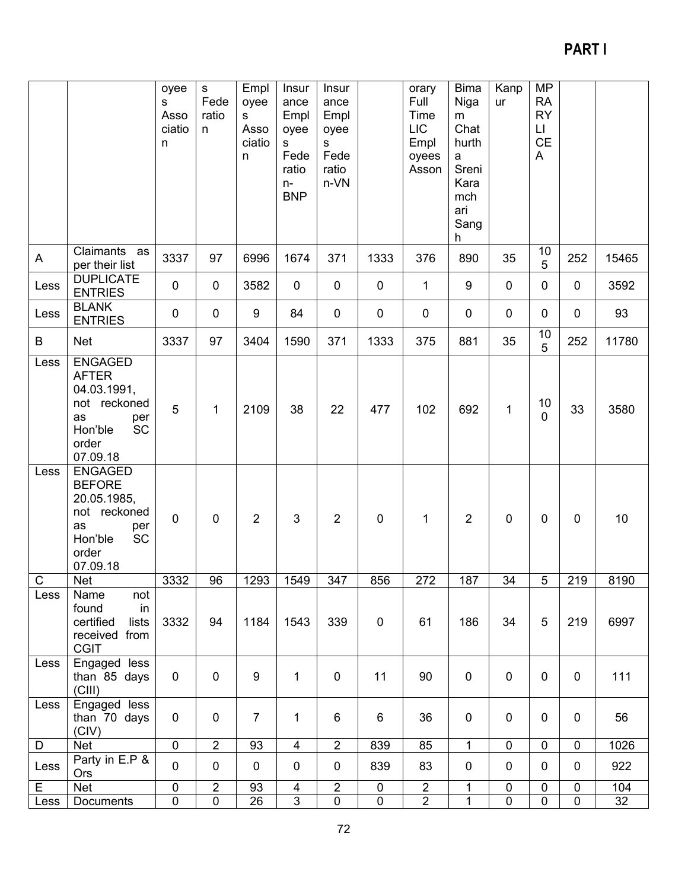**PART I**

| | | oyees Association | s Federation | Employees Association | Insurance Employees Federation-BNP | Insurance Employees Federation-VN | | orary Full Time LIC Employees Asson | Bima Nigam Chathurtha Sreni Karamchari Sangh | Kanpur | MPRARYLICEA | | |
|---|---|---|---|---|---|---|---|---|---|---|---|---|---|
| A | Claimants as per their list | 3337 | 97 | 6996 | 1674 | 371 | 1333 | 376 | 890 | 35 | 105 | 252 | 15465 |
| Less | DUPLICATE ENTRIES | 0 | 0 | 3582 | 0 | 0 | 0 | 1 | 9 | 0 | 0 | 0 | 3592 |
| Less | BLANK ENTRIES | 0 | 0 | 9 | 84 | 0 | 0 | 0 | 0 | 0 | 0 | 0 | 93 |
| B | Net | 3337 | 97 | 3404 | 1590 | 371 | 1333 | 375 | 881 | 35 | 105 | 252 | 11780 |
| Less | ENGAGED AFTER 04.03.1991, not reckoned as per Hon'ble SC order 07.09.18 | 5 | 1 | 2109 | 38 | 22 | 477 | 102 | 692 | 1 | 100 | 33 | 3580 |
| Less | ENGAGED BEFORE 20.05.1985, not reckoned as per Hon'ble SC order 07.09.18 | 0 | 0 | 2 | 3 | 2 | 0 | 1 | 2 | 0 | 0 | 0 | 10 |
| C | Net | 3332 | 96 | 1293 | 1549 | 347 | 856 | 272 | 187 | 34 | 5 | 219 | 8190 |
| Less | Name not found in certified lists received from CGIT | 3332 | 94 | 1184 | 1543 | 339 | 0 | 61 | 186 | 34 | 5 | 219 | 6997 |
| Less | Engaged less than 85 days (CIII) | 0 | 0 | 9 | 1 | 0 | 11 | 90 | 0 | 0 | 0 | 0 | 111 |
| Less | Engaged less than 70 days (CIV) | 0 | 0 | 7 | 1 | 6 | 6 | 36 | 0 | 0 | 0 | 0 | 56 |
| D | Net | 0 | 2 | 93 | 4 | 2 | 839 | 85 | 1 | 0 | 0 | 0 | 1026 |
| Less | Party in E.P & Ors | 0 | 0 | 0 | 0 | 0 | 839 | 83 | 0 | 0 | 0 | 0 | 922 |
| E | Net | 0 | 2 | 93 | 4 | 2 | 0 | 2 | 1 | 0 | 0 | 0 | 104 |
| Less | Documents | 0 | 0 | 26 | 3 | 0 | 0 | 2 | 1 | 0 | 0 | 0 | 32 |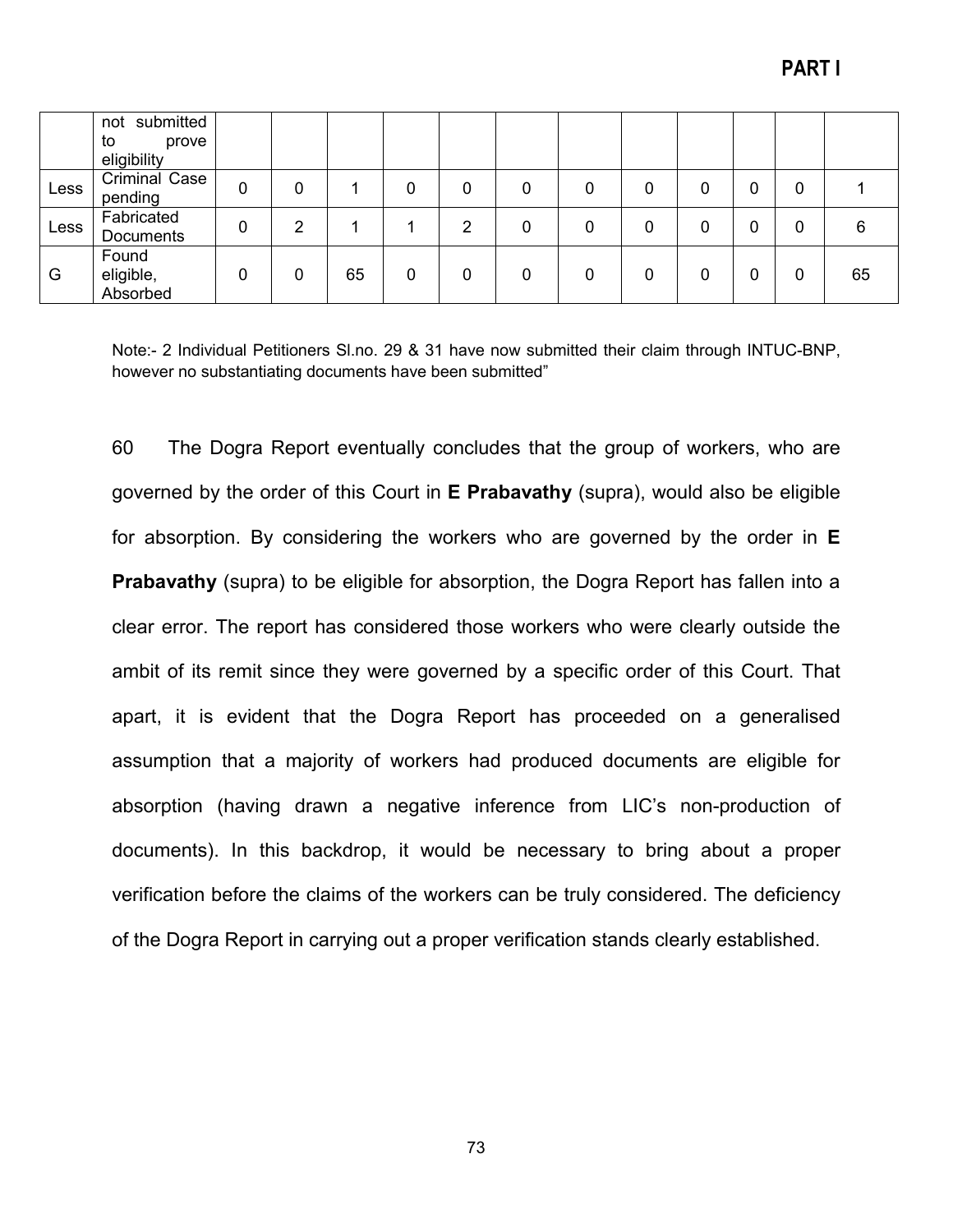**PART I**

| | | | | | | | | | | | | | |
|---|---|---|---|---|---|---|---|---|---|---|---|---|---|
| | not submitted to prove eligibility | | | | | | | | | | | | |
| Less | Criminal Case pending | 0 | 0 | 1 | 0 | 0 | 0 | 0 | 0 | 0 | 0 | 0 | 1 |
| Less | Fabricated Documents | 0 | 2 | 1 | 1 | 2 | 0 | 0 | 0 | 0 | 0 | 0 | 6 |
| G | Found eligible, Absorbed | 0 | 0 | 65 | 0 | 0 | 0 | 0 | 0 | 0 | 0 | 0 | 65 |

Note:- 2 Individual Petitioners Sl.no. 29 & 31 have now submitted their claim through INTUC-BNP, however no substantiating documents have been submitted"

60 The Dogra Report eventually concludes that the group of workers, who are governed by the order of this Court in **E Prabavathy** (supra), would also be eligible for absorption. By considering the workers who are governed by the order in **E Prabavathy** (supra) to be eligible for absorption, the Dogra Report has fallen into a clear error. The report has considered those workers who were clearly outside the ambit of its remit since they were governed by a specific order of this Court. That apart, it is evident that the Dogra Report has proceeded on a generalised assumption that a majority of workers had produced documents are eligible for absorption (having drawn a negative inference from LIC's non-production of documents). In this backdrop, it would be necessary to bring about a proper verification before the claims of the workers can be truly considered. The deficiency of the Dogra Report in carrying out a proper verification stands clearly established.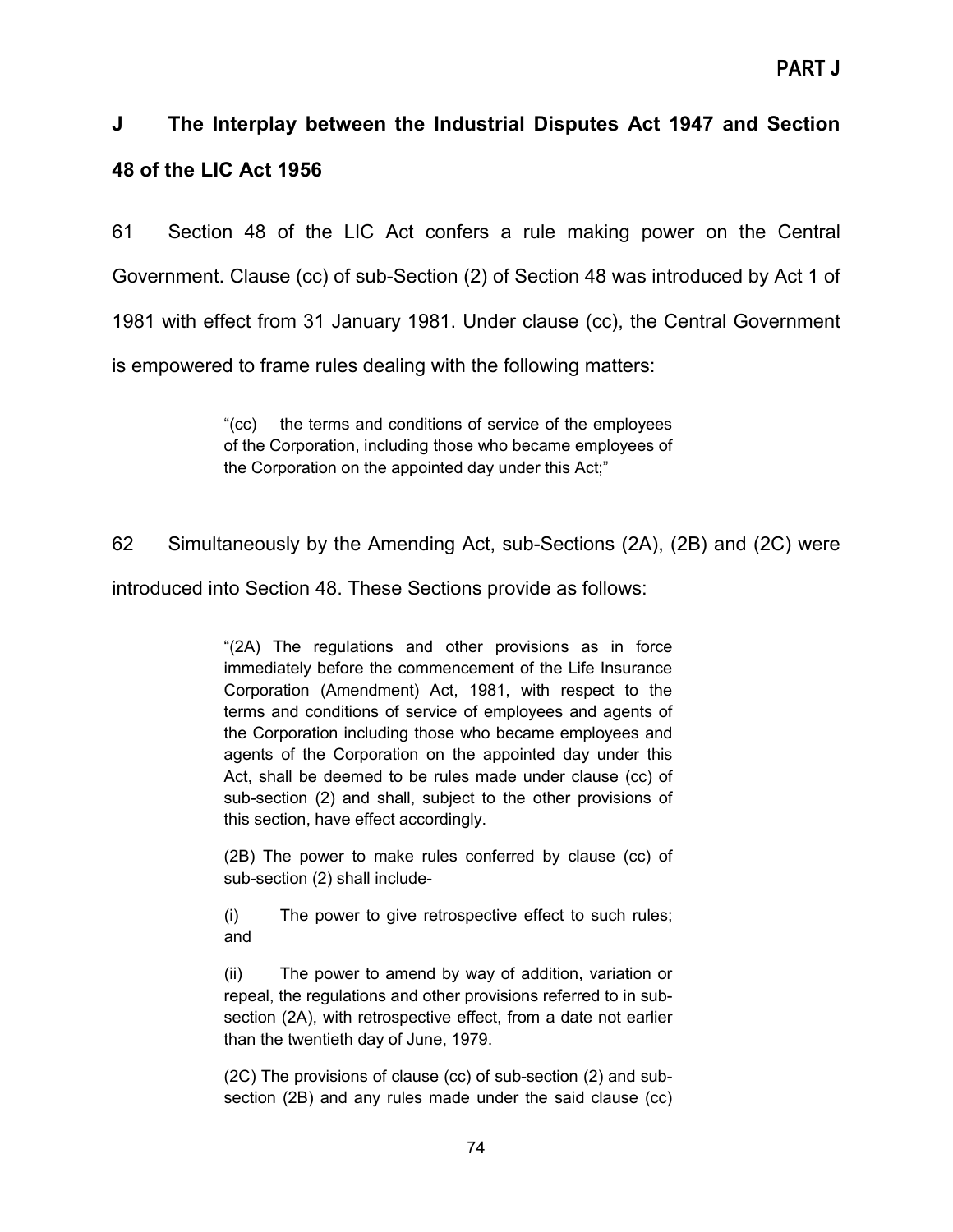## J The Interplay between the Industrial Disputes Act 1947 and Section 48 of the LIC Act 1956

61 Section 48 of the LIC Act confers a rule making power on the Central Government. Clause (cc) of sub-Section (2) of Section 48 was introduced by Act 1 of 1981 with effect from 31 January 1981. Under clause (cc), the Central Government is empowered to frame rules dealing with the following matters:

> "(cc) the terms and conditions of service of the employees of the Corporation, including those who became employees of the Corporation on the appointed day under this Act;"

62 Simultaneously by the Amending Act, sub-Sections (2A), (2B) and (2C) were introduced into Section 48. These Sections provide as follows:

> "(2A) The regulations and other provisions as in force immediately before the commencement of the Life Insurance Corporation (Amendment) Act, 1981, with respect to the terms and conditions of service of employees and agents of the Corporation including those who became employees and agents of the Corporation on the appointed day under this Act, shall be deemed to be rules made under clause (cc) of sub-section (2) and shall, subject to the other provisions of this section, have effect accordingly.
>
> (2B) The power to make rules conferred by clause (cc) of sub-section (2) shall include-
>
> (i) The power to give retrospective effect to such rules; and
>
> (ii) The power to amend by way of addition, variation or repeal, the regulations and other provisions referred to in sub-section (2A), with retrospective effect, from a date not earlier than the twentieth day of June, 1979.
>
> (2C) The provisions of clause (cc) of sub-section (2) and sub-section (2B) and any rules made under the said clause (cc)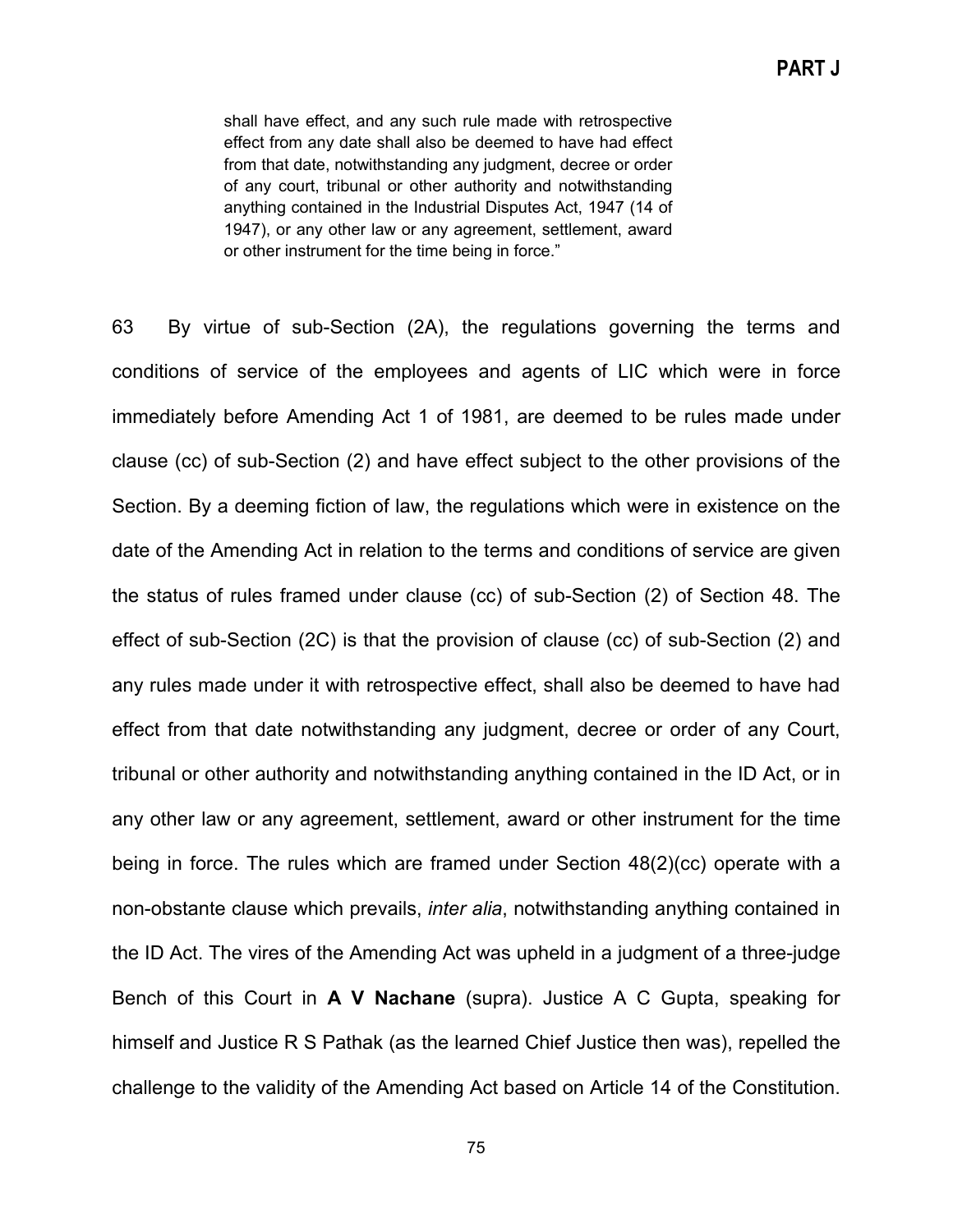> shall have effect, and any such rule made with retrospective effect from any date shall also be deemed to have had effect from that date, notwithstanding any judgment, decree or order of any court, tribunal or other authority and notwithstanding anything contained in the Industrial Disputes Act, 1947 (14 of 1947), or any other law or any agreement, settlement, award or other instrument for the time being in force."

63 By virtue of sub-Section (2A), the regulations governing the terms and conditions of service of the employees and agents of LIC which were in force immediately before Amending Act 1 of 1981, are deemed to be rules made under clause (cc) of sub-Section (2) and have effect subject to the other provisions of the Section. By a deeming fiction of law, the regulations which were in existence on the date of the Amending Act in relation to the terms and conditions of service are given the status of rules framed under clause (cc) of sub-Section (2) of Section 48. The effect of sub-Section (2C) is that the provision of clause (cc) of sub-Section (2) and any rules made under it with retrospective effect, shall also be deemed to have had effect from that date notwithstanding any judgment, decree or order of any Court, tribunal or other authority and notwithstanding anything contained in the ID Act, or in any other law or any agreement, settlement, award or other instrument for the time being in force. The rules which are framed under Section 48(2)(cc) operate with a non-obstante clause which prevails, *inter alia*, notwithstanding anything contained in the ID Act. The vires of the Amending Act was upheld in a judgment of a three-judge Bench of this Court in **A V Nachane** (supra). Justice A C Gupta, speaking for himself and Justice R S Pathak (as the learned Chief Justice then was), repelled the challenge to the validity of the Amending Act based on Article 14 of the Constitution.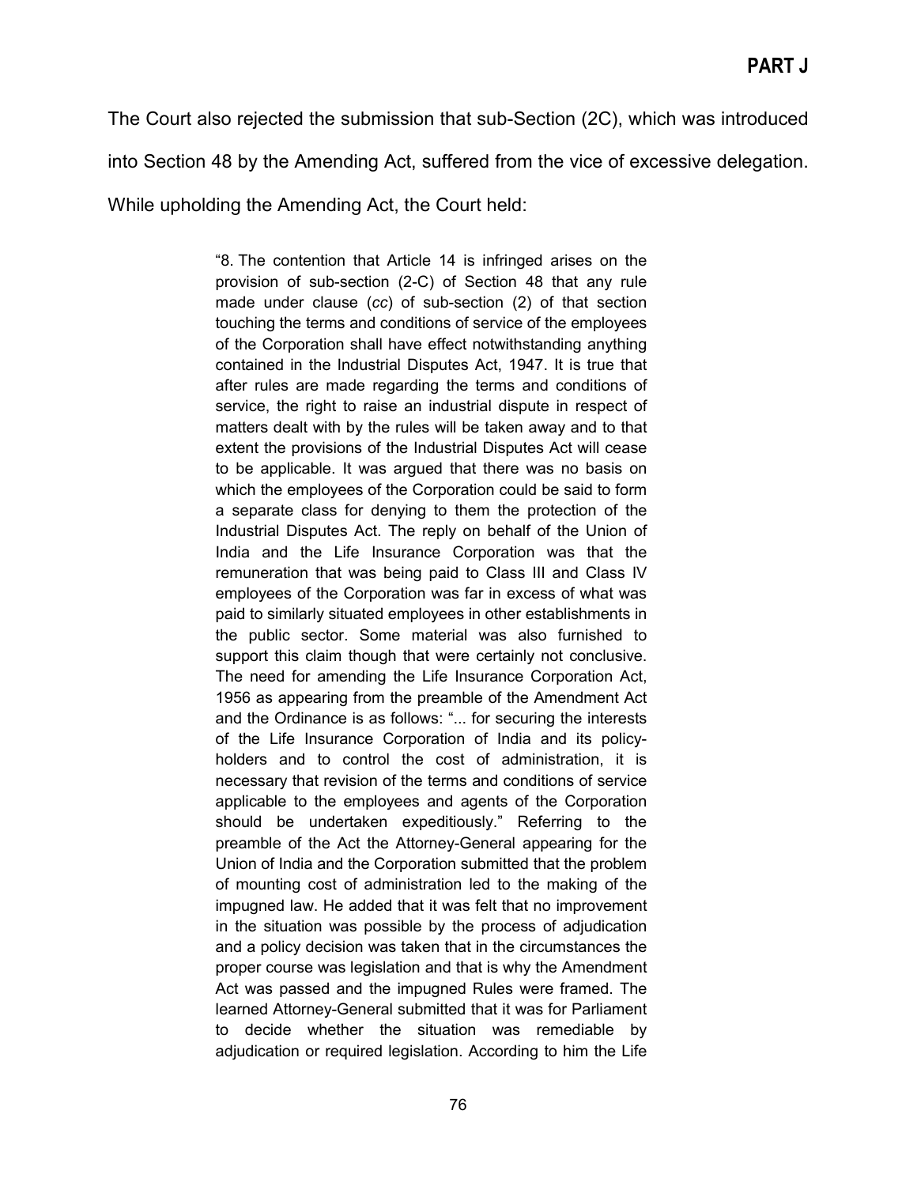The Court also rejected the submission that sub-Section (2C), which was introduced into Section 48 by the Amending Act, suffered from the vice of excessive delegation. While upholding the Amending Act, the Court held:

> "8. The contention that Article 14 is infringed arises on the provision of sub-section (2-C) of Section 48 that any rule made under clause (*cc*) of sub-section (2) of that section touching the terms and conditions of service of the employees of the Corporation shall have effect notwithstanding anything contained in the Industrial Disputes Act, 1947. It is true that after rules are made regarding the terms and conditions of service, the right to raise an industrial dispute in respect of matters dealt with by the rules will be taken away and to that extent the provisions of the Industrial Disputes Act will cease to be applicable. It was argued that there was no basis on which the employees of the Corporation could be said to form a separate class for denying to them the protection of the Industrial Disputes Act. The reply on behalf of the Union of India and the Life Insurance Corporation was that the remuneration that was being paid to Class III and Class IV employees of the Corporation was far in excess of what was paid to similarly situated employees in other establishments in the public sector. Some material was also furnished to support this claim though that were certainly not conclusive. The need for amending the Life Insurance Corporation Act, 1956 as appearing from the preamble of the Amendment Act and the Ordinance is as follows: "... for securing the interests of the Life Insurance Corporation of India and its policy-holders and to control the cost of administration, it is necessary that revision of the terms and conditions of service applicable to the employees and agents of the Corporation should be undertaken expeditiously." Referring to the preamble of the Act the Attorney-General appearing for the Union of India and the Corporation submitted that the problem of mounting cost of administration led to the making of the impugned law. He added that it was felt that no improvement in the situation was possible by the process of adjudication and a policy decision was taken that in the circumstances the proper course was legislation and that is why the Amendment Act was passed and the impugned Rules were framed. The learned Attorney-General submitted that it was for Parliament to decide whether the situation was remediable by adjudication or required legislation. According to him the Life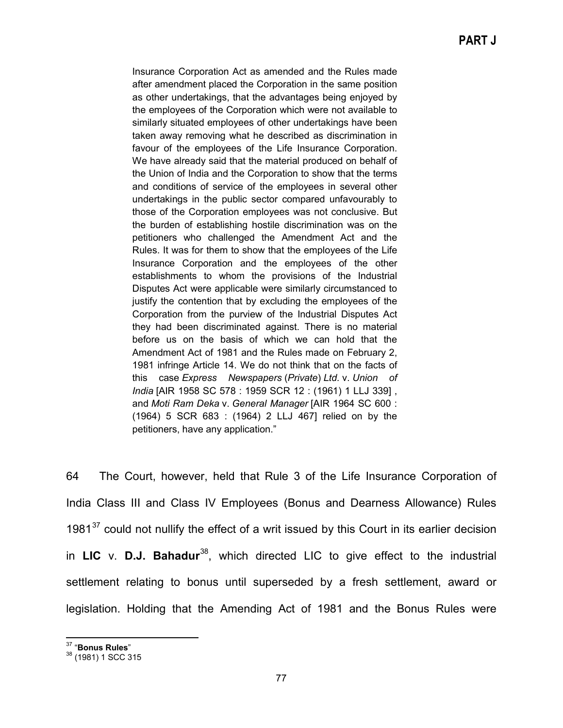Insurance Corporation Act as amended and the Rules made after amendment placed the Corporation in the same position as other undertakings, that the advantages being enjoyed by the employees of the Corporation which were not available to similarly situated employees of other undertakings have been taken away removing what he described as discrimination in favour of the employees of the Life Insurance Corporation. We have already said that the material produced on behalf of the Union of India and the Corporation to show that the terms and conditions of service of the employees in several other undertakings in the public sector compared unfavourably to those of the Corporation employees was not conclusive. But the burden of establishing hostile discrimination was on the petitioners who challenged the Amendment Act and the Rules. It was for them to show that the employees of the Life Insurance Corporation and the employees of the other establishments to whom the provisions of the Industrial Disputes Act were applicable were similarly circumstanced to justify the contention that by excluding the employees of the Corporation from the purview of the Industrial Disputes Act they had been discriminated against. There is no material before us on the basis of which we can hold that the Amendment Act of 1981 and the Rules made on February 2, 1981 infringe Article 14. We do not think that on the facts of this case *Express Newspapers* (*Private*) *Ltd.* v. *Union of India* [AIR 1958 SC 578 : 1959 SCR 12 : (1961) 1 LLJ 339] , and *Moti Ram Deka* v. *General Manager* [AIR 1964 SC 600 : (1964) 5 SCR 683 : (1964) 2 LLJ 467] relied on by the petitioners, have any application."

64 The Court, however, held that Rule 3 of the Life Insurance Corporation of India Class III and Class IV Employees (Bonus and Dearness Allowance) Rules 1981[37] could not nullify the effect of a writ issued by this Court in its earlier decision in **LIC** v. **D.J. Bahadur**[38], which directed LIC to give effect to the industrial settlement relating to bonus until superseded by a fresh settlement, award or legislation. Holding that the Amending Act of 1981 and the Bonus Rules were

---

[37] "**Bonus Rules**"

[38] (1981) 1 SCC 315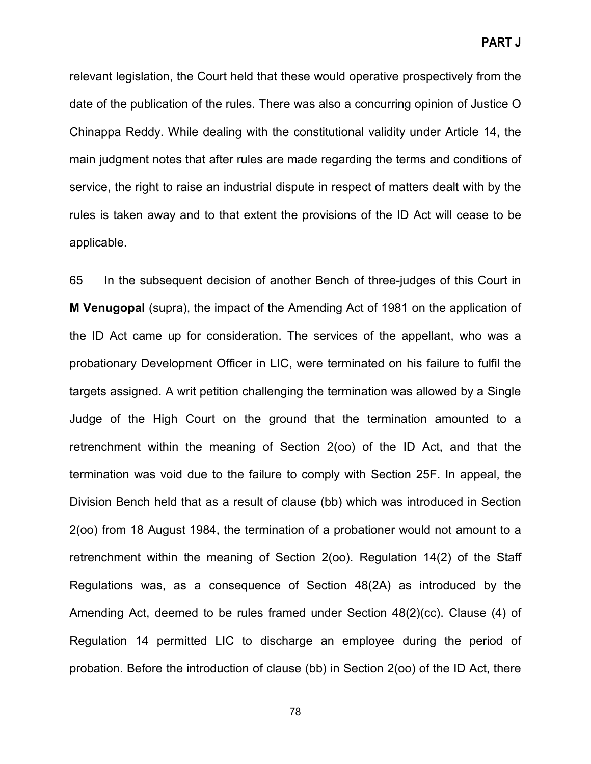relevant legislation, the Court held that these would operative prospectively from the date of the publication of the rules. There was also a concurring opinion of Justice O Chinappa Reddy. While dealing with the constitutional validity under Article 14, the main judgment notes that after rules are made regarding the terms and conditions of service, the right to raise an industrial dispute in respect of matters dealt with by the rules is taken away and to that extent the provisions of the ID Act will cease to be applicable.

65 In the subsequent decision of another Bench of three-judges of this Court in **M Venugopal** (supra), the impact of the Amending Act of 1981 on the application of the ID Act came up for consideration. The services of the appellant, who was a probationary Development Officer in LIC, were terminated on his failure to fulfil the targets assigned. A writ petition challenging the termination was allowed by a Single Judge of the High Court on the ground that the termination amounted to a retrenchment within the meaning of Section 2(oo) of the ID Act, and that the termination was void due to the failure to comply with Section 25F. In appeal, the Division Bench held that as a result of clause (bb) which was introduced in Section 2(oo) from 18 August 1984, the termination of a probationer would not amount to a retrenchment within the meaning of Section 2(oo). Regulation 14(2) of the Staff Regulations was, as a consequence of Section 48(2A) as introduced by the Amending Act, deemed to be rules framed under Section 48(2)(cc). Clause (4) of Regulation 14 permitted LIC to discharge an employee during the period of probation. Before the introduction of clause (bb) in Section 2(oo) of the ID Act, there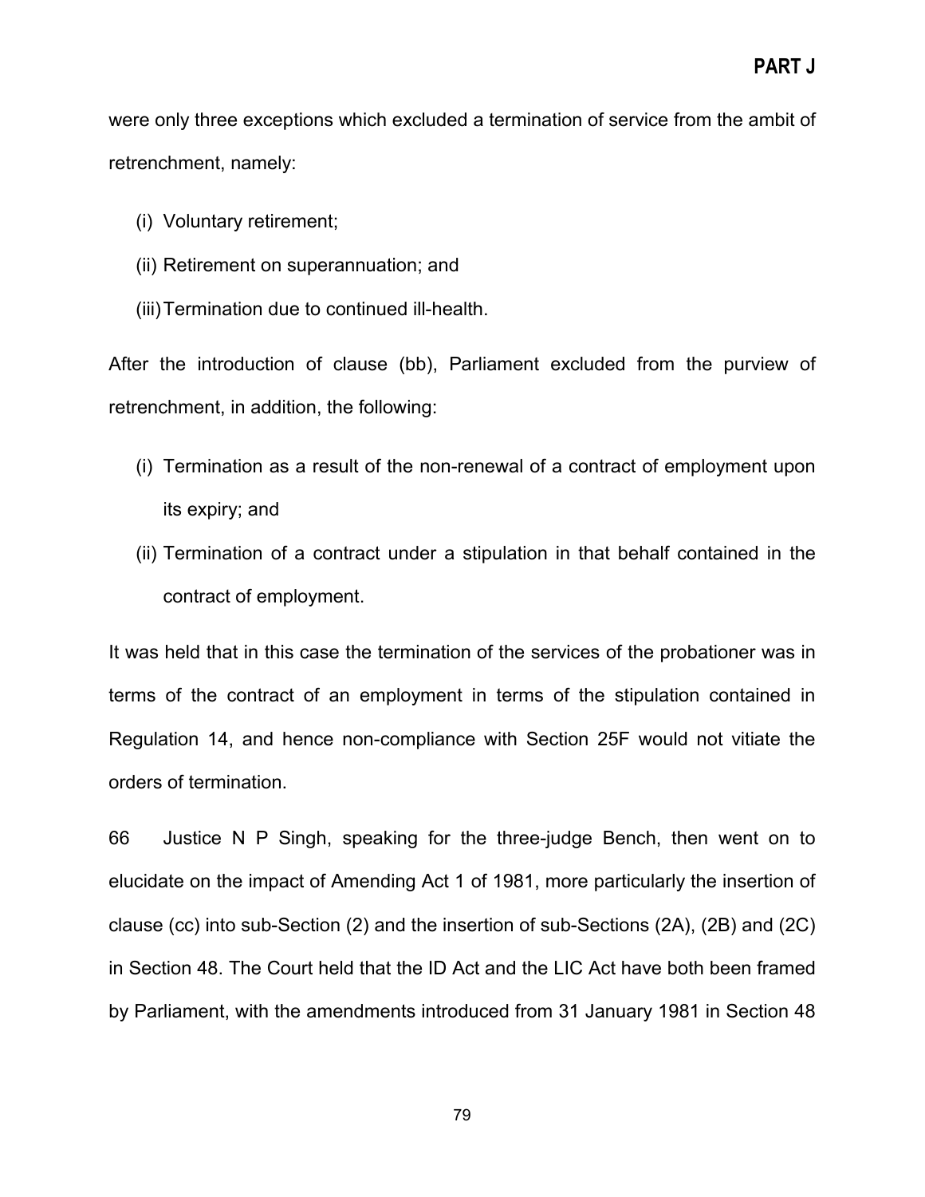were only three exceptions which excluded a termination of service from the ambit of retrenchment, namely:

(i) Voluntary retirement;

(ii) Retirement on superannuation; and

(iii) Termination due to continued ill-health.

After the introduction of clause (bb), Parliament excluded from the purview of retrenchment, in addition, the following:

(i) Termination as a result of the non-renewal of a contract of employment upon its expiry; and

(ii) Termination of a contract under a stipulation in that behalf contained in the contract of employment.

It was held that in this case the termination of the services of the probationer was in terms of the contract of an employment in terms of the stipulation contained in Regulation 14, and hence non-compliance with Section 25F would not vitiate the orders of termination.

66 Justice N P Singh, speaking for the three-judge Bench, then went on to elucidate on the impact of Amending Act 1 of 1981, more particularly the insertion of clause (cc) into sub-Section (2) and the insertion of sub-Sections (2A), (2B) and (2C) in Section 48. The Court held that the ID Act and the LIC Act have both been framed by Parliament, with the amendments introduced from 31 January 1981 in Section 48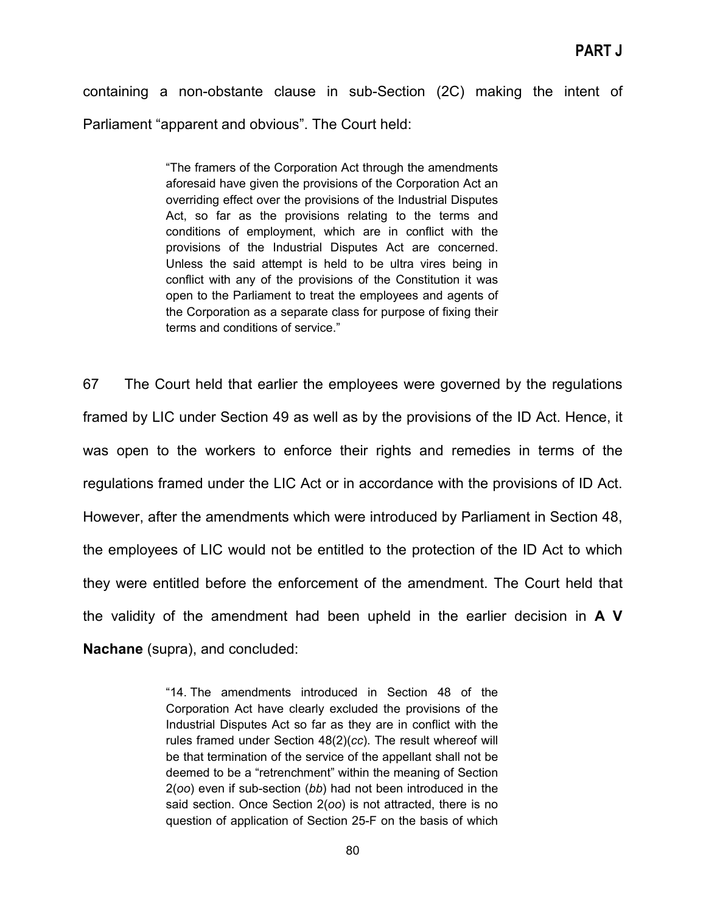containing a non-obstante clause in sub-Section (2C) making the intent of Parliament "apparent and obvious". The Court held:

> "The framers of the Corporation Act through the amendments aforesaid have given the provisions of the Corporation Act an overriding effect over the provisions of the Industrial Disputes Act, so far as the provisions relating to the terms and conditions of employment, which are in conflict with the provisions of the Industrial Disputes Act are concerned. Unless the said attempt is held to be ultra vires being in conflict with any of the provisions of the Constitution it was open to the Parliament to treat the employees and agents of the Corporation as a separate class for purpose of fixing their terms and conditions of service."

67 The Court held that earlier the employees were governed by the regulations framed by LIC under Section 49 as well as by the provisions of the ID Act. Hence, it was open to the workers to enforce their rights and remedies in terms of the regulations framed under the LIC Act or in accordance with the provisions of ID Act. However, after the amendments which were introduced by Parliament in Section 48, the employees of LIC would not be entitled to the protection of the ID Act to which they were entitled before the enforcement of the amendment. The Court held that the validity of the amendment had been upheld in the earlier decision in **A V Nachane** (supra), and concluded:

> "14. The amendments introduced in Section 48 of the Corporation Act have clearly excluded the provisions of the Industrial Disputes Act so far as they are in conflict with the rules framed under Section 48(2)(*cc*). The result whereof will be that termination of the service of the appellant shall not be deemed to be a "retrenchment" within the meaning of Section 2(*oo*) even if sub-section (*bb*) had not been introduced in the said section. Once Section 2(*oo*) is not attracted, there is no question of application of Section 25-F on the basis of which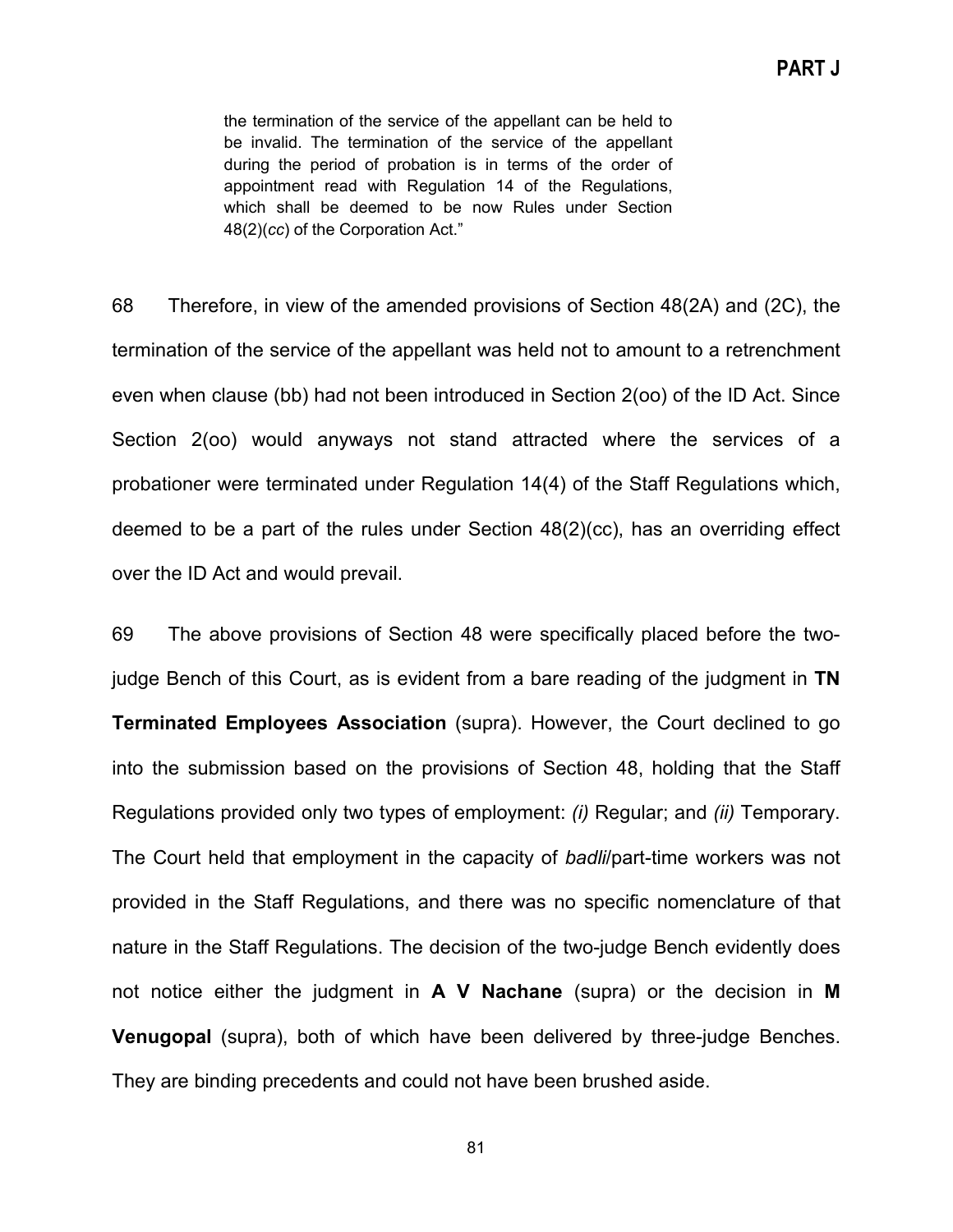> the termination of the service of the appellant can be held to be invalid. The termination of the service of the appellant during the period of probation is in terms of the order of appointment read with Regulation 14 of the Regulations, which shall be deemed to be now Rules under Section 48(2)(*cc*) of the Corporation Act."

68 Therefore, in view of the amended provisions of Section 48(2A) and (2C), the termination of the service of the appellant was held not to amount to a retrenchment even when clause (bb) had not been introduced in Section 2(oo) of the ID Act. Since Section 2(oo) would anyways not stand attracted where the services of a probationer were terminated under Regulation 14(4) of the Staff Regulations which, deemed to be a part of the rules under Section 48(2)(cc), has an overriding effect over the ID Act and would prevail.

69 The above provisions of Section 48 were specifically placed before the two-judge Bench of this Court, as is evident from a bare reading of the judgment in **TN Terminated Employees Association** (supra). However, the Court declined to go into the submission based on the provisions of Section 48, holding that the Staff Regulations provided only two types of employment: *(i)* Regular; and *(ii)* Temporary. The Court held that employment in the capacity of *badli*/part-time workers was not provided in the Staff Regulations, and there was no specific nomenclature of that nature in the Staff Regulations. The decision of the two-judge Bench evidently does not notice either the judgment in **A V Nachane** (supra) or the decision in **M Venugopal** (supra), both of which have been delivered by three-judge Benches. They are binding precedents and could not have been brushed aside.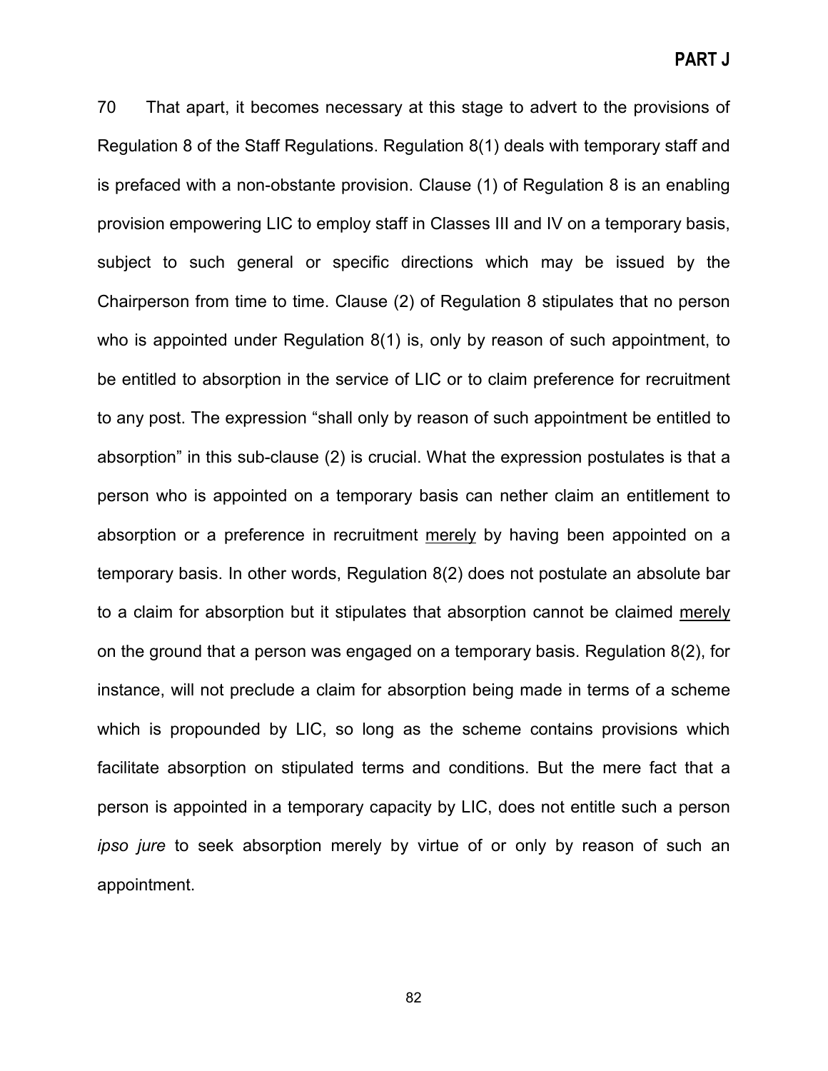70 That apart, it becomes necessary at this stage to advert to the provisions of Regulation 8 of the Staff Regulations. Regulation 8(1) deals with temporary staff and is prefaced with a non-obstante provision. Clause (1) of Regulation 8 is an enabling provision empowering LIC to employ staff in Classes III and IV on a temporary basis, subject to such general or specific directions which may be issued by the Chairperson from time to time. Clause (2) of Regulation 8 stipulates that no person who is appointed under Regulation 8(1) is, only by reason of such appointment, to be entitled to absorption in the service of LIC or to claim preference for recruitment to any post. The expression "shall only by reason of such appointment be entitled to absorption" in this sub-clause (2) is crucial. What the expression postulates is that a person who is appointed on a temporary basis can nether claim an entitlement to absorption or a preference in recruitment <u>merely</u> by having been appointed on a temporary basis. In other words, Regulation 8(2) does not postulate an absolute bar to a claim for absorption but it stipulates that absorption cannot be claimed <u>merely</u> on the ground that a person was engaged on a temporary basis. Regulation 8(2), for instance, will not preclude a claim for absorption being made in terms of a scheme which is propounded by LIC, so long as the scheme contains provisions which facilitate absorption on stipulated terms and conditions. But the mere fact that a person is appointed in a temporary capacity by LIC, does not entitle such a person *ipso jure* to seek absorption merely by virtue of or only by reason of such an appointment.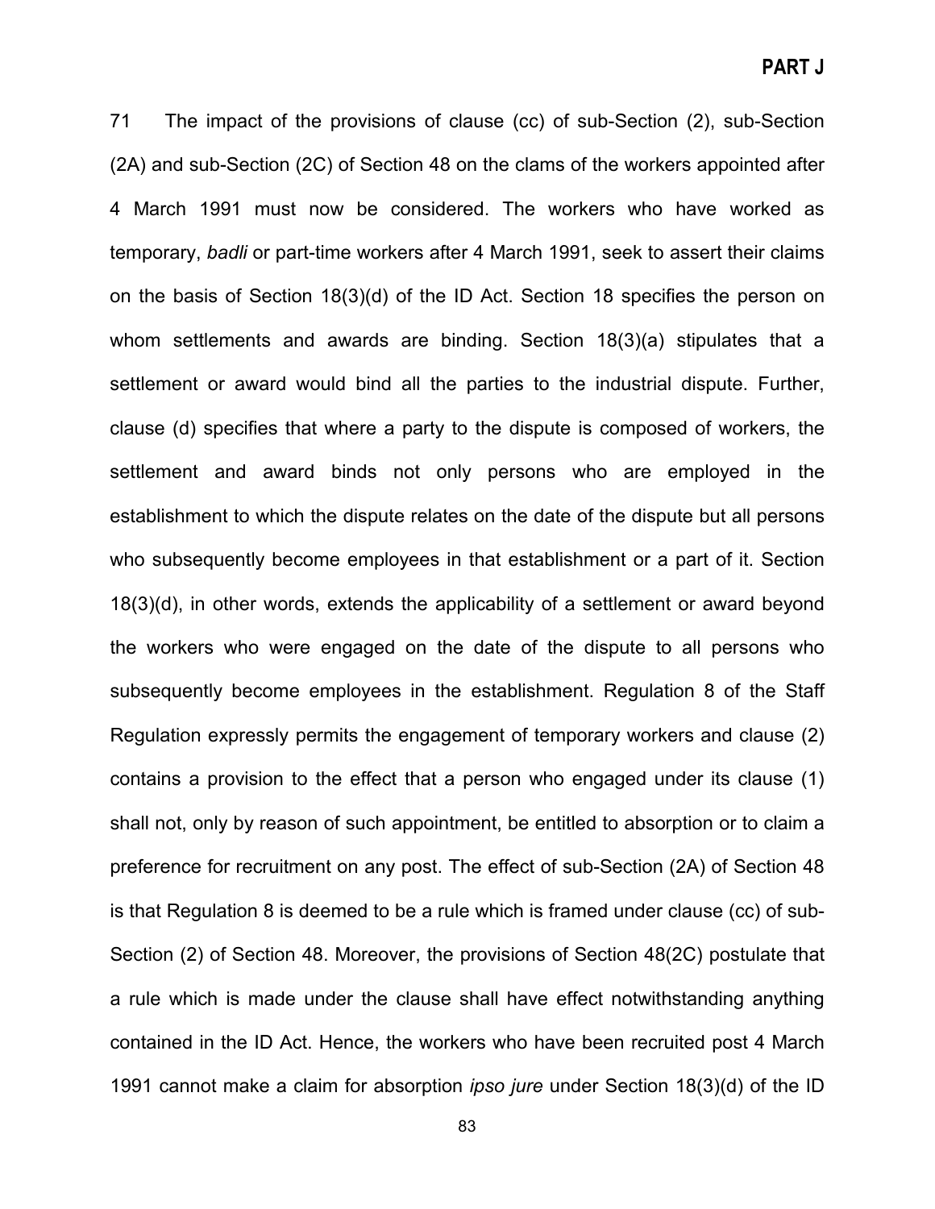71 The impact of the provisions of clause (cc) of sub-Section (2), sub-Section (2A) and sub-Section (2C) of Section 48 on the clams of the workers appointed after 4 March 1991 must now be considered. The workers who have worked as temporary, *badli* or part-time workers after 4 March 1991, seek to assert their claims on the basis of Section 18(3)(d) of the ID Act. Section 18 specifies the person on whom settlements and awards are binding. Section 18(3)(a) stipulates that a settlement or award would bind all the parties to the industrial dispute. Further, clause (d) specifies that where a party to the dispute is composed of workers, the settlement and award binds not only persons who are employed in the establishment to which the dispute relates on the date of the dispute but all persons who subsequently become employees in that establishment or a part of it. Section 18(3)(d), in other words, extends the applicability of a settlement or award beyond the workers who were engaged on the date of the dispute to all persons who subsequently become employees in the establishment. Regulation 8 of the Staff Regulation expressly permits the engagement of temporary workers and clause (2) contains a provision to the effect that a person who engaged under its clause (1) shall not, only by reason of such appointment, be entitled to absorption or to claim a preference for recruitment on any post. The effect of sub-Section (2A) of Section 48 is that Regulation 8 is deemed to be a rule which is framed under clause (cc) of sub-Section (2) of Section 48. Moreover, the provisions of Section 48(2C) postulate that a rule which is made under the clause shall have effect notwithstanding anything contained in the ID Act. Hence, the workers who have been recruited post 4 March 1991 cannot make a claim for absorption *ipso jure* under Section 18(3)(d) of the ID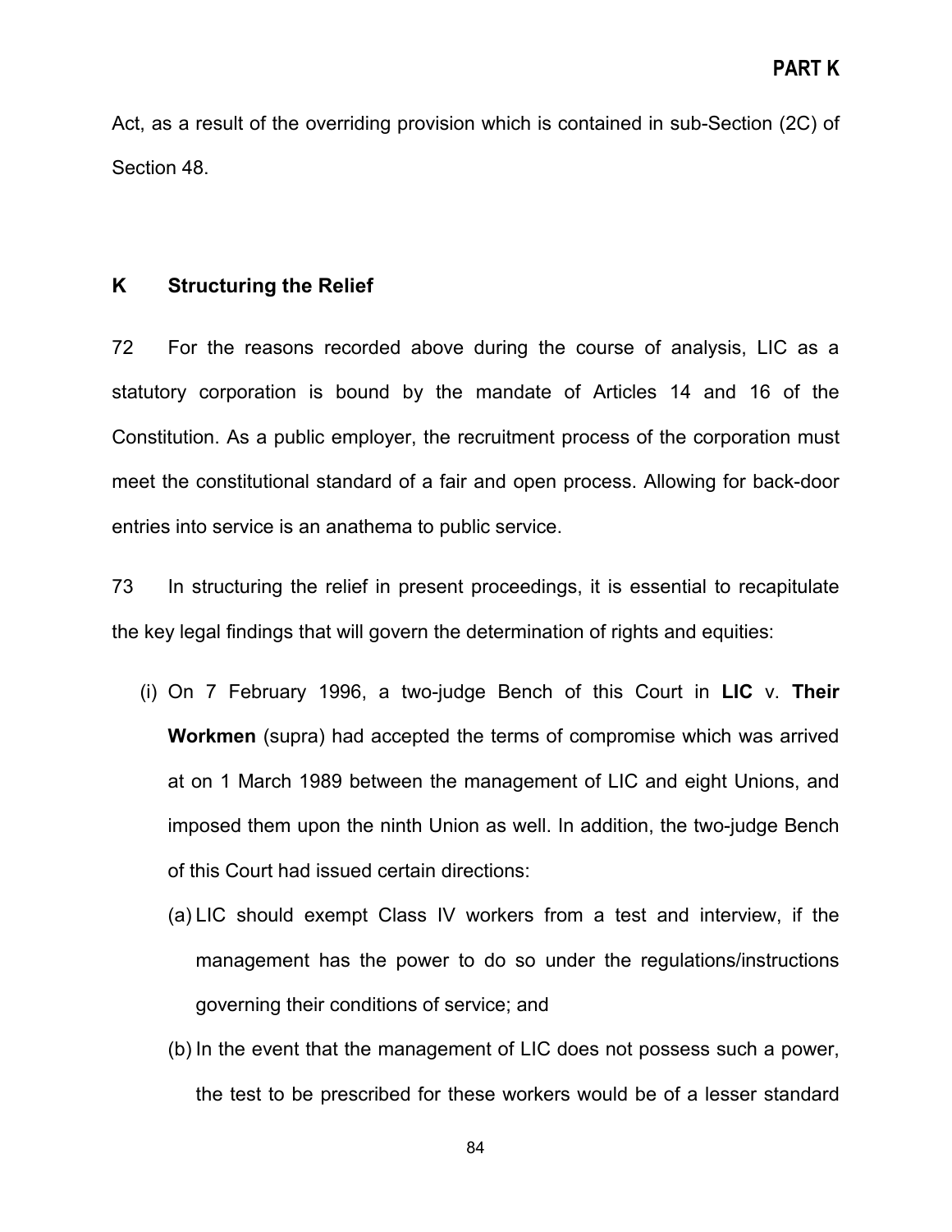Act, as a result of the overriding provision which is contained in sub-Section (2C) of Section 48.

## K Structuring the Relief

72 For the reasons recorded above during the course of analysis, LIC as a statutory corporation is bound by the mandate of Articles 14 and 16 of the Constitution. As a public employer, the recruitment process of the corporation must meet the constitutional standard of a fair and open process. Allowing for back-door entries into service is an anathema to public service.

73 In structuring the relief in present proceedings, it is essential to recapitulate the key legal findings that will govern the determination of rights and equities:

(i) On 7 February 1996, a two-judge Bench of this Court in **LIC** v. **Their Workmen** (supra) had accepted the terms of compromise which was arrived at on 1 March 1989 between the management of LIC and eight Unions, and imposed them upon the ninth Union as well. In addition, the two-judge Bench of this Court had issued certain directions:

   (a) LIC should exempt Class IV workers from a test and interview, if the management has the power to do so under the regulations/instructions governing their conditions of service; and

   (b) In the event that the management of LIC does not possess such a power, the test to be prescribed for these workers would be of a lesser standard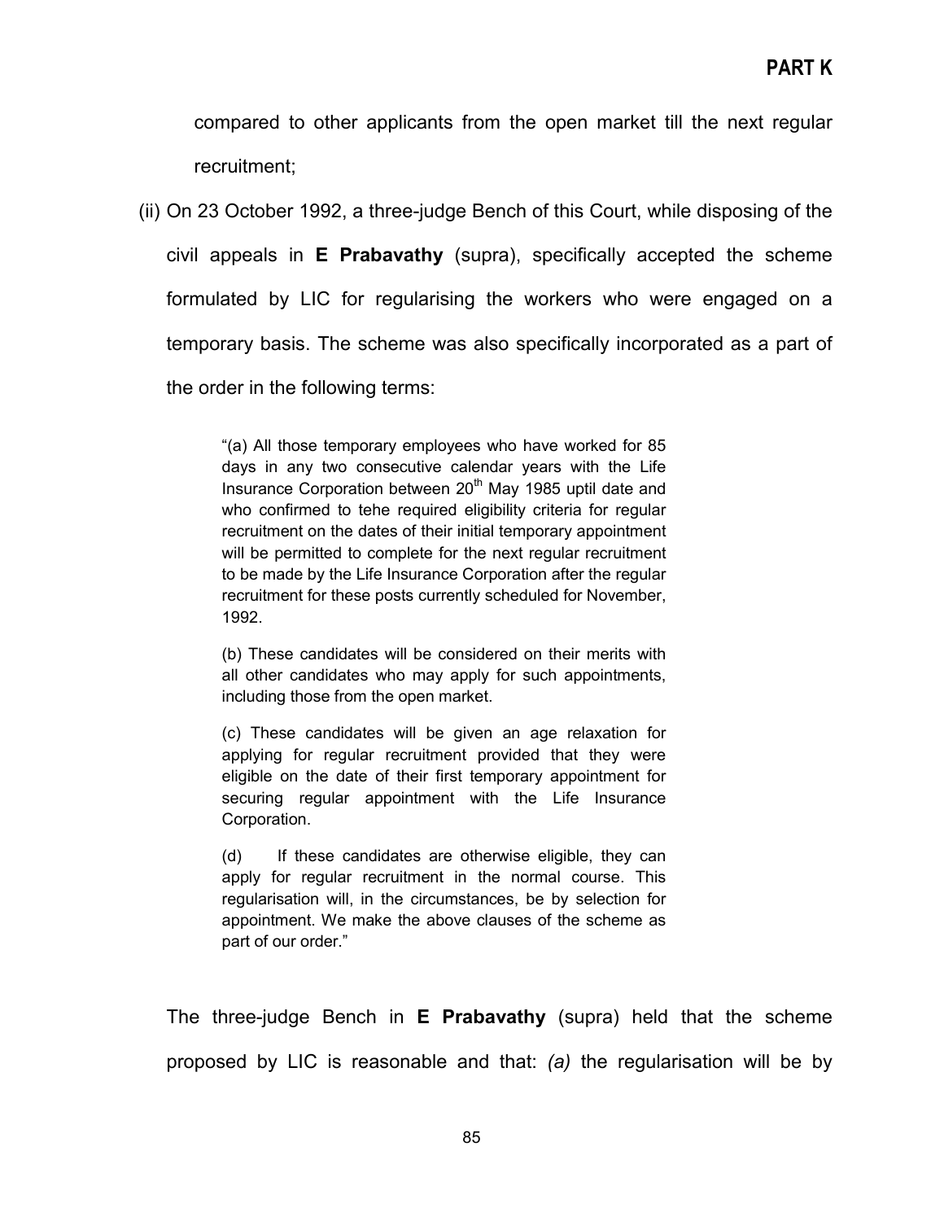compared to other applicants from the open market till the next regular recruitment;

(ii) On 23 October 1992, a three-judge Bench of this Court, while disposing of the civil appeals in **E Prabavathy** (supra), specifically accepted the scheme formulated by LIC for regularising the workers who were engaged on a temporary basis. The scheme was also specifically incorporated as a part of the order in the following terms:

> "(a) All those temporary employees who have worked for 85 days in any two consecutive calendar years with the Life Insurance Corporation between 20th May 1985 uptil date and who confirmed to tehe required eligibility criteria for regular recruitment on the dates of their initial temporary appointment will be permitted to complete for the next regular recruitment to be made by the Life Insurance Corporation after the regular recruitment for these posts currently scheduled for November, 1992.
>
> (b) These candidates will be considered on their merits with all other candidates who may apply for such appointments, including those from the open market.
>
> (c) These candidates will be given an age relaxation for applying for regular recruitment provided that they were eligible on the date of their first temporary appointment for securing regular appointment with the Life Insurance Corporation.
>
> (d) If these candidates are otherwise eligible, they can apply for regular recruitment in the normal course. This regularisation will, in the circumstances, be by selection for appointment. We make the above clauses of the scheme as part of our order."

The three-judge Bench in **E Prabavathy** (supra) held that the scheme proposed by LIC is reasonable and that: *(a)* the regularisation will be by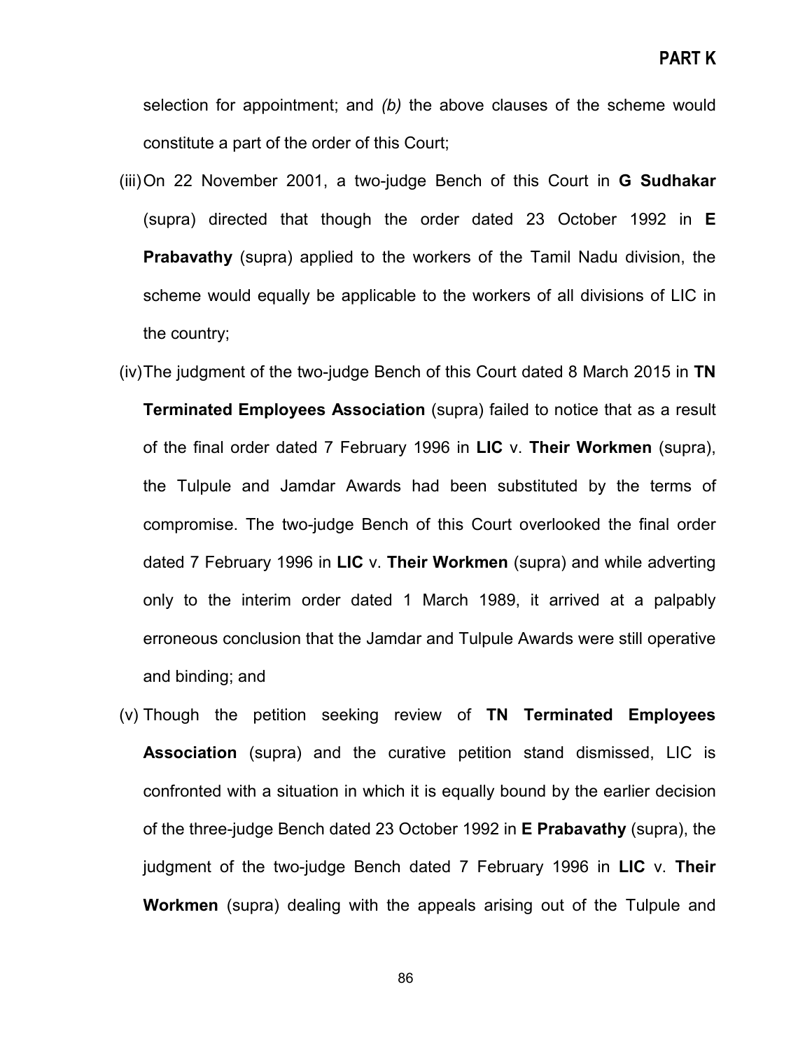selection for appointment; and *(b)* the above clauses of the scheme would constitute a part of the order of this Court;

(iii) On 22 November 2001, a two-judge Bench of this Court in **G Sudhakar** (supra) directed that though the order dated 23 October 1992 in **E Prabavathy** (supra) applied to the workers of the Tamil Nadu division, the scheme would equally be applicable to the workers of all divisions of LIC in the country;

(iv) The judgment of the two-judge Bench of this Court dated 8 March 2015 in **TN Terminated Employees Association** (supra) failed to notice that as a result of the final order dated 7 February 1996 in **LIC** v. **Their Workmen** (supra), the Tulpule and Jamdar Awards had been substituted by the terms of compromise. The two-judge Bench of this Court overlooked the final order dated 7 February 1996 in **LIC** v. **Their Workmen** (supra) and while adverting only to the interim order dated 1 March 1989, it arrived at a palpably erroneous conclusion that the Jamdar and Tulpule Awards were still operative and binding; and

(v) Though the petition seeking review of **TN Terminated Employees Association** (supra) and the curative petition stand dismissed, LIC is confronted with a situation in which it is equally bound by the earlier decision of the three-judge Bench dated 23 October 1992 in **E Prabavathy** (supra), the judgment of the two-judge Bench dated 7 February 1996 in **LIC** v. **Their Workmen** (supra) dealing with the appeals arising out of the Tulpule and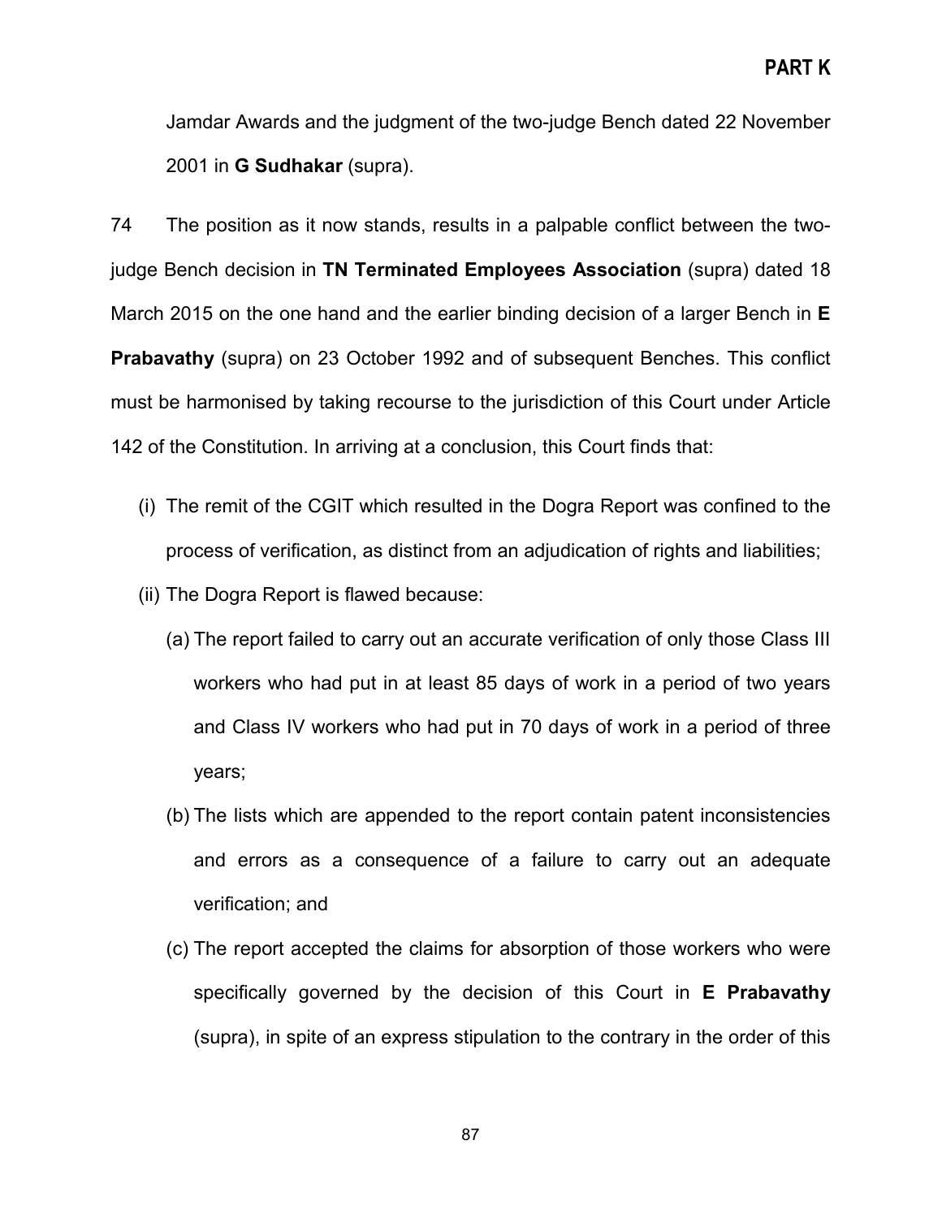Jamdar Awards and the judgment of the two-judge Bench dated 22 November 2001 in **G Sudhakar** (supra).

74 The position as it now stands, results in a palpable conflict between the two-judge Bench decision in **TN Terminated Employees Association** (supra) dated 18 March 2015 on the one hand and the earlier binding decision of a larger Bench in **E Prabavathy** (supra) on 23 October 1992 and of subsequent Benches. This conflict must be harmonised by taking recourse to the jurisdiction of this Court under Article 142 of the Constitution. In arriving at a conclusion, this Court finds that:

(i) The remit of the CGIT which resulted in the Dogra Report was confined to the process of verification, as distinct from an adjudication of rights and liabilities;

(ii) The Dogra Report is flawed because:

   (a) The report failed to carry out an accurate verification of only those Class III workers who had put in at least 85 days of work in a period of two years and Class IV workers who had put in 70 days of work in a period of three years;

   (b) The lists which are appended to the report contain patent inconsistencies and errors as a consequence of a failure to carry out an adequate verification; and

   (c) The report accepted the claims for absorption of those workers who were specifically governed by the decision of this Court in **E Prabavathy** (supra), in spite of an express stipulation to the contrary in the order of this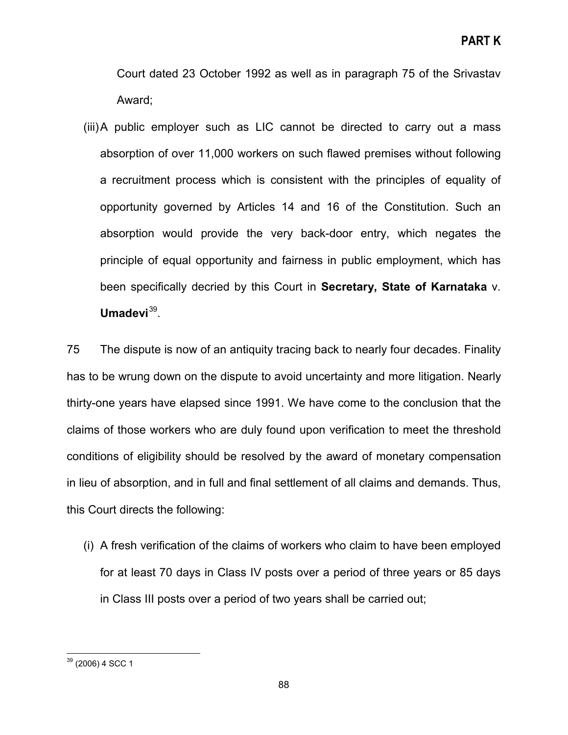Court dated 23 October 1992 as well as in paragraph 75 of the Srivastav Award;

(iii) A public employer such as LIC cannot be directed to carry out a mass absorption of over 11,000 workers on such flawed premises without following a recruitment process which is consistent with the principles of equality of opportunity governed by Articles 14 and 16 of the Constitution. Such an absorption would provide the very back-door entry, which negates the principle of equal opportunity and fairness in public employment, which has been specifically decried by this Court in **Secretary, State of Karnataka** v. **Umadevi**[39].

75 The dispute is now of an antiquity tracing back to nearly four decades. Finality has to be wrung down on the dispute to avoid uncertainty and more litigation. Nearly thirty-one years have elapsed since 1991. We have come to the conclusion that the claims of those workers who are duly found upon verification to meet the threshold conditions of eligibility should be resolved by the award of monetary compensation in lieu of absorption, and in full and final settlement of all claims and demands. Thus, this Court directs the following:

(i) A fresh verification of the claims of workers who claim to have been employed for at least 70 days in Class IV posts over a period of three years or 85 days in Class III posts over a period of two years shall be carried out;

---

[39] (2006) 4 SCC 1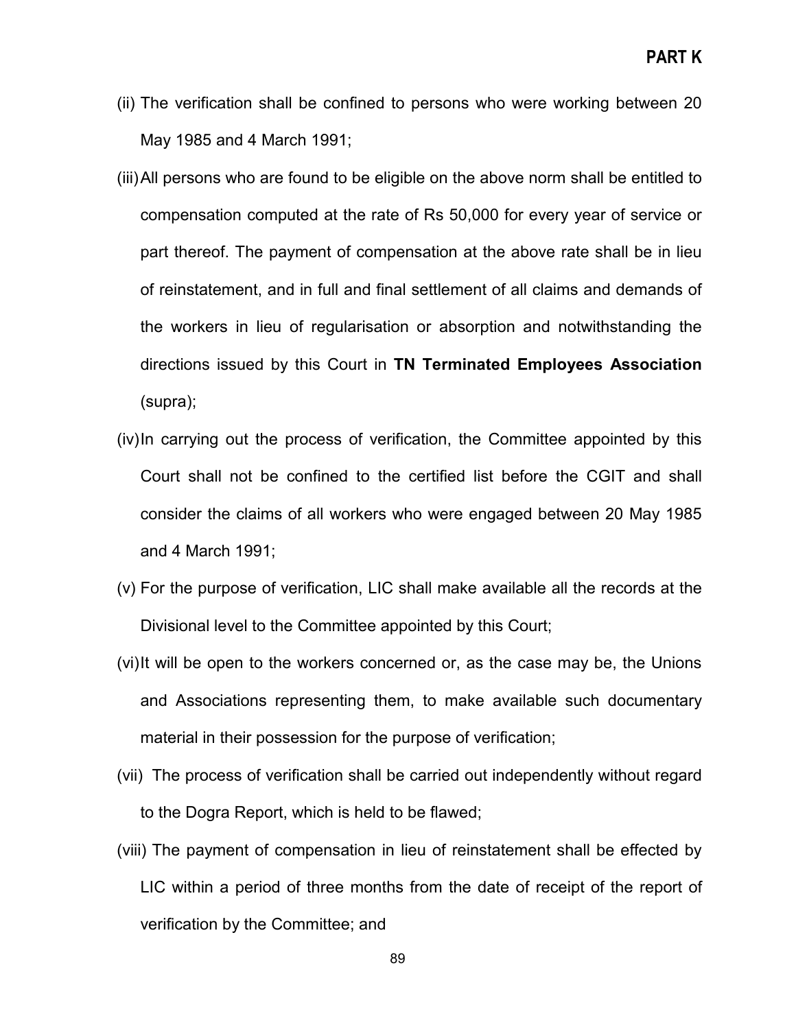(ii) The verification shall be confined to persons who were working between 20 May 1985 and 4 March 1991;

(iii) All persons who are found to be eligible on the above norm shall be entitled to compensation computed at the rate of Rs 50,000 for every year of service or part thereof. The payment of compensation at the above rate shall be in lieu of reinstatement, and in full and final settlement of all claims and demands of the workers in lieu of regularisation or absorption and notwithstanding the directions issued by this Court in **TN Terminated Employees Association** (supra);

(iv) In carrying out the process of verification, the Committee appointed by this Court shall not be confined to the certified list before the CGIT and shall consider the claims of all workers who were engaged between 20 May 1985 and 4 March 1991;

(v) For the purpose of verification, LIC shall make available all the records at the Divisional level to the Committee appointed by this Court;

(vi) It will be open to the workers concerned or, as the case may be, the Unions and Associations representing them, to make available such documentary material in their possession for the purpose of verification;

(vii) The process of verification shall be carried out independently without regard to the Dogra Report, which is held to be flawed;

(viii) The payment of compensation in lieu of reinstatement shall be effected by LIC within a period of three months from the date of receipt of the report of verification by the Committee; and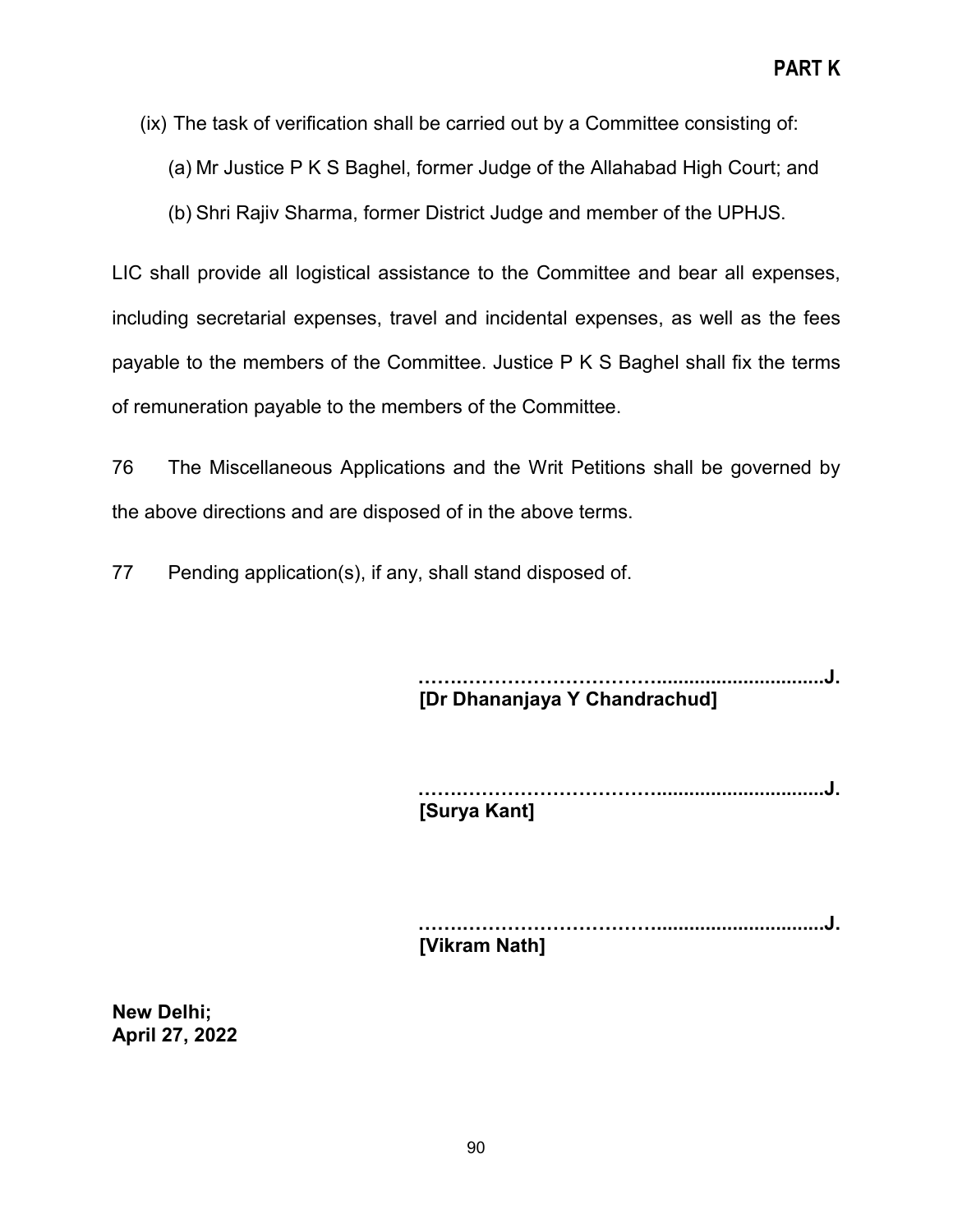(ix) The task of verification shall be carried out by a Committee consisting of:

(a) Mr Justice P K S Baghel, former Judge of the Allahabad High Court; and

(b) Shri Rajiv Sharma, former District Judge and member of the UPHJS.

LIC shall provide all logistical assistance to the Committee and bear all expenses, including secretarial expenses, travel and incidental expenses, as well as the fees payable to the members of the Committee. Justice P K S Baghel shall fix the terms of remuneration payable to the members of the Committee.

76 The Miscellaneous Applications and the Writ Petitions shall be governed by the above directions and are disposed of in the above terms.

77 Pending application(s), if any, shall stand disposed of.

**…………………………….............................J.**
**[Dr Dhananjaya Y Chandrachud]**

**…………………………….............................J.**
**[Surya Kant]**

**…………………………….............................J.**
**[Vikram Nath]**

**New Delhi;**
**April 27, 2022**